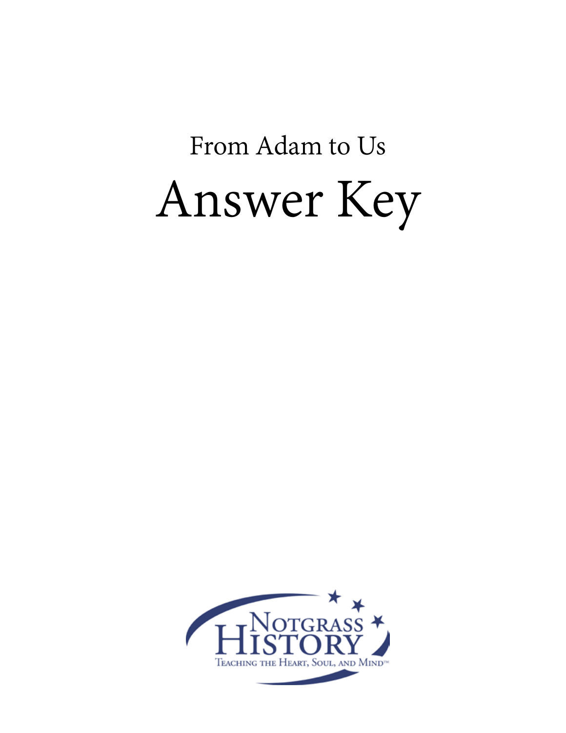From Adam to Us

# Answer Key

NOTGRASS HISTORY

TEACHING THE HEART, SOUL, AND MIND™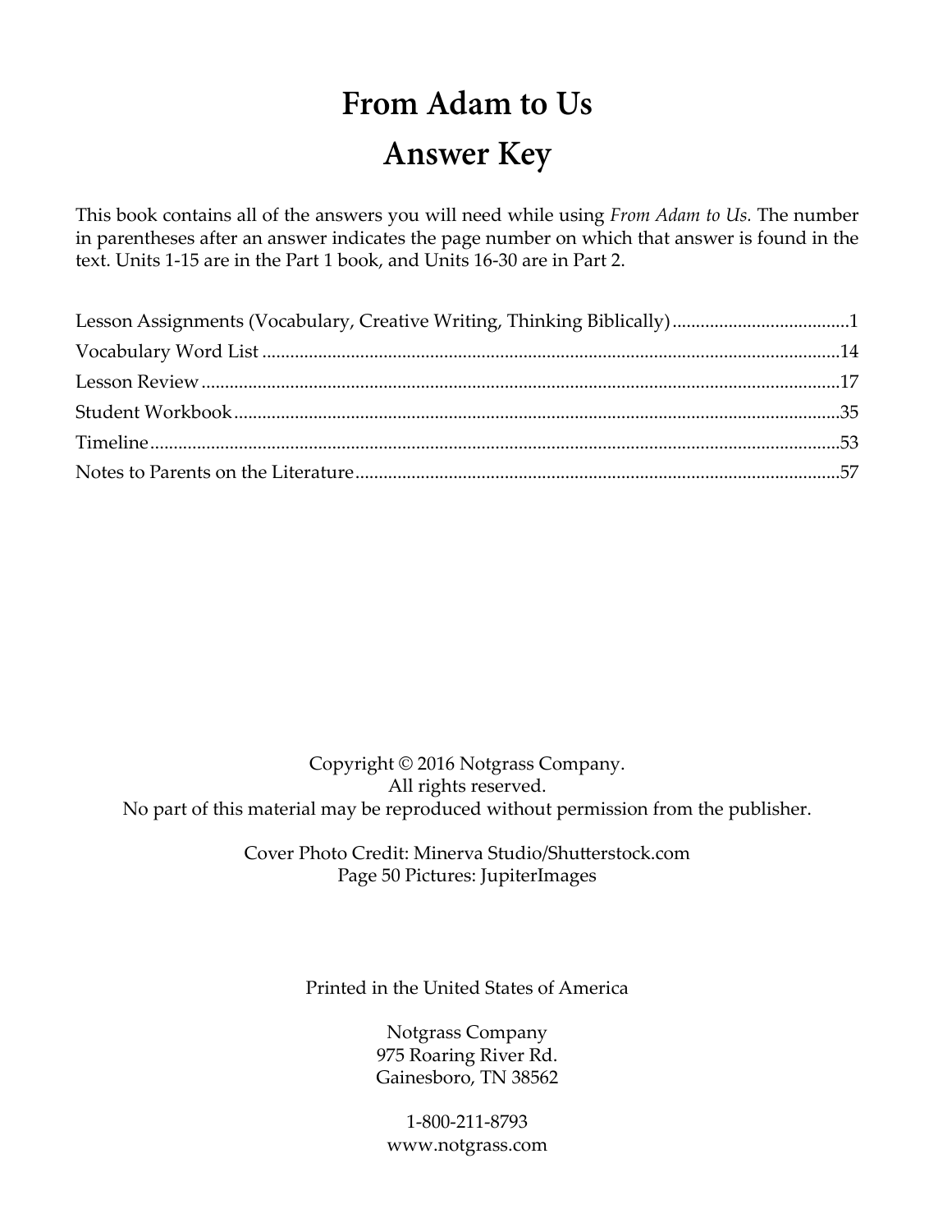# From Adam to Us

# Answer Key

This book contains all of the answers you will need while using *From Adam to Us.* The number in parentheses after an answer indicates the page number on which that answer is found in the text. Units 1-15 are in the Part 1 book, and Units 16-30 are in Part 2.

| | |
|---|---|
| Lesson Assignments (Vocabulary, Creative Writing, Thinking Biblically) | 1 |
| Vocabulary Word List | 14 |
| Lesson Review | 17 |
| Student Workbook | 35 |
| Timeline | 53 |
| Notes to Parents on the Literature | 57 |

Copyright © 2016 Notgrass Company.
All rights reserved.
No part of this material may be reproduced without permission from the publisher.

Cover Photo Credit: Minerva Studio/Shutterstock.com
Page 50 Pictures: JupiterImages

Printed in the United States of America

Notgrass Company
975 Roaring River Rd.
Gainesboro, TN 38562

1-800-211-8793
www.notgrass.com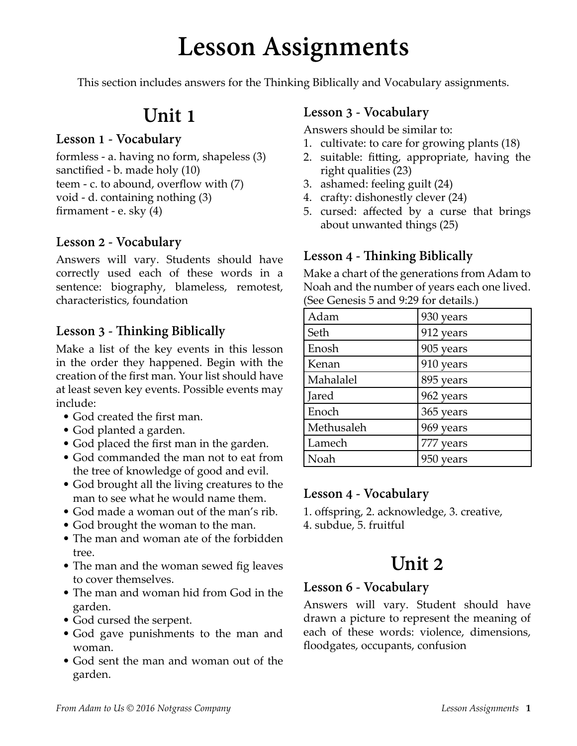# Lesson Assignments

This section includes answers for the Thinking Biblically and Vocabulary assignments.

## Unit 1

### Lesson 1 - Vocabulary

formless - a. having no form, shapeless (3)
sanctified - b. made holy (10)
teem - c. to abound, overflow with (7)
void - d. containing nothing (3)
firmament - e. sky (4)

### Lesson 2 - Vocabulary

Answers will vary. Students should have correctly used each of these words in a sentence: biography, blameless, remotest, characteristics, foundation

### Lesson 3 - Thinking Biblically

Make a list of the key events in this lesson in the order they happened. Begin with the creation of the first man. Your list should have at least seven key events. Possible events may include:

- God created the first man.
- God planted a garden.
- God placed the first man in the garden.
- God commanded the man not to eat from the tree of knowledge of good and evil.
- God brought all the living creatures to the man to see what he would name them.
- God made a woman out of the man's rib.
- God brought the woman to the man.
- The man and woman ate of the forbidden tree.
- The man and the woman sewed fig leaves to cover themselves.
- The man and woman hid from God in the garden.
- God cursed the serpent.
- God gave punishments to the man and woman.
- God sent the man and woman out of the garden.

### Lesson 3 - Vocabulary

Answers should be similar to:

1. cultivate: to care for growing plants (18)
2. suitable: fitting, appropriate, having the right qualities (23)
3. ashamed: feeling guilt (24)
4. crafty: dishonestly clever (24)
5. cursed: affected by a curse that brings about unwanted things (25)

### Lesson 4 - Thinking Biblically

Make a chart of the generations from Adam to Noah and the number of years each one lived. (See Genesis 5 and 9:29 for details.)

| | |
|---|---|
| Adam | 930 years |
| Seth | 912 years |
| Enosh | 905 years |
| Kenan | 910 years |
| Mahalalel | 895 years |
| Jared | 962 years |
| Enoch | 365 years |
| Methusaleh | 969 years |
| Lamech | 777 years |
| Noah | 950 years |

### Lesson 4 - Vocabulary

1. offspring, 2. acknowledge, 3. creative,
4. subdue, 5. fruitful

## Unit 2

### Lesson 6 - Vocabulary

Answers will vary. Student should have drawn a picture to represent the meaning of each of these words: violence, dimensions, floodgates, occupants, confusion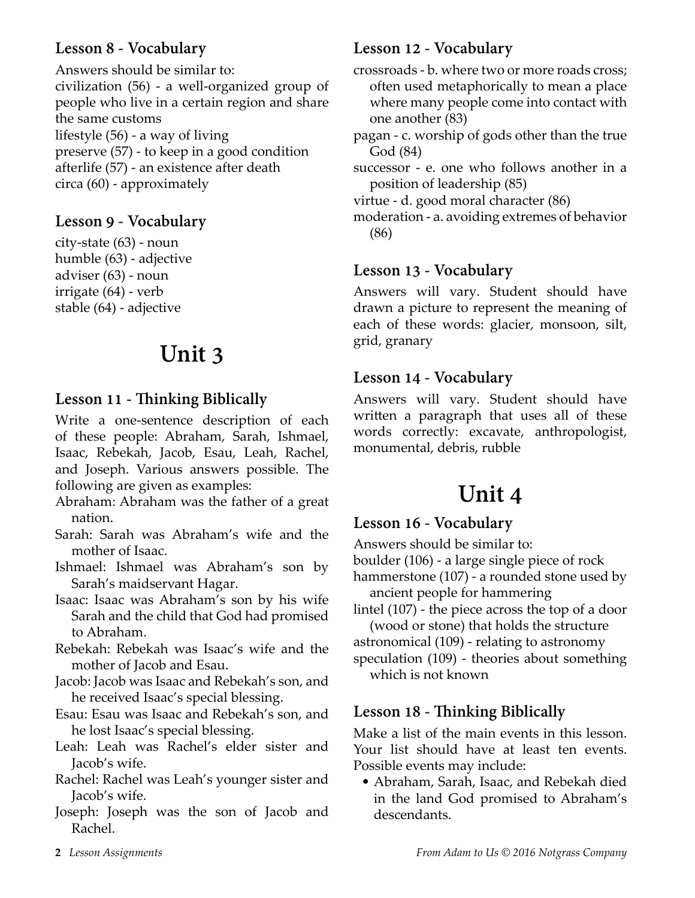### Lesson 8 - Vocabulary

Answers should be similar to:
civilization (56) - a well-organized group of people who live in a certain region and share the same customs
lifestyle (56) - a way of living
preserve (57) - to keep in a good condition
afterlife (57) - an existence after death
circa (60) - approximately

### Lesson 9 - Vocabulary

city-state (63) - noun
humble (63) - adjective
adviser (63) - noun
irrigate (64) - verb
stable (64) - adjective

# Unit 3

### Lesson 11 - Thinking Biblically

Write a one-sentence description of each of these people: Abraham, Sarah, Ishmael, Isaac, Rebekah, Jacob, Esau, Leah, Rachel, and Joseph. Various answers possible. The following are given as examples:

Abraham: Abraham was the father of a great nation.
Sarah: Sarah was Abraham's wife and the mother of Isaac.
Ishmael: Ishmael was Abraham's son by Sarah's maidservant Hagar.
Isaac: Isaac was Abraham's son by his wife Sarah and the child that God had promised to Abraham.
Rebekah: Rebekah was Isaac's wife and the mother of Jacob and Esau.
Jacob: Jacob was Isaac and Rebekah's son, and he received Isaac's special blessing.
Esau: Esau was Isaac and Rebekah's son, and he lost Isaac's special blessing.
Leah: Leah was Rachel's elder sister and Jacob's wife.
Rachel: Rachel was Leah's younger sister and Jacob's wife.
Joseph: Joseph was the son of Jacob and Rachel.

### Lesson 12 - Vocabulary

crossroads - b. where two or more roads cross; often used metaphorically to mean a place where many people come into contact with one another (83)
pagan - c. worship of gods other than the true God (84)
successor - e. one who follows another in a position of leadership (85)
virtue - d. good moral character (86)
moderation - a. avoiding extremes of behavior (86)

### Lesson 13 - Vocabulary

Answers will vary. Student should have drawn a picture to represent the meaning of each of these words: glacier, monsoon, silt, grid, granary

### Lesson 14 - Vocabulary

Answers will vary. Student should have written a paragraph that uses all of these words correctly: excavate, anthropologist, monumental, debris, rubble

# Unit 4

### Lesson 16 - Vocabulary

Answers should be similar to:
boulder (106) - a large single piece of rock
hammerstone (107) - a rounded stone used by ancient people for hammering
lintel (107) - the piece across the top of a door (wood or stone) that holds the structure
astronomical (109) - relating to astronomy
speculation (109) - theories about something which is not known

### Lesson 18 - Thinking Biblically

Make a list of the main events in this lesson. Your list should have at least ten events. Possible events may include:

- Abraham, Sarah, Isaac, and Rebekah died in the land God promised to Abraham's descendants.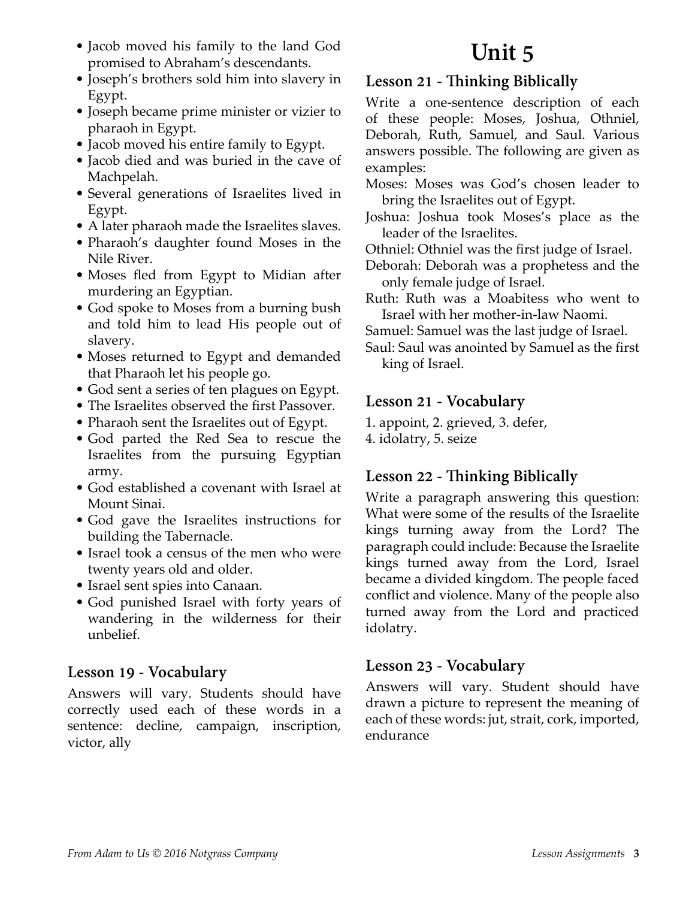- Jacob moved his family to the land God promised to Abraham's descendants.
- Joseph's brothers sold him into slavery in Egypt.
- Joseph became prime minister or vizier to pharaoh in Egypt.
- Jacob moved his entire family to Egypt.
- Jacob died and was buried in the cave of Machpelah.
- Several generations of Israelites lived in Egypt.
- A later pharaoh made the Israelites slaves.
- Pharaoh's daughter found Moses in the Nile River.
- Moses fled from Egypt to Midian after murdering an Egyptian.
- God spoke to Moses from a burning bush and told him to lead His people out of slavery.
- Moses returned to Egypt and demanded that Pharaoh let his people go.
- God sent a series of ten plagues on Egypt.
- The Israelites observed the first Passover.
- Pharaoh sent the Israelites out of Egypt.
- God parted the Red Sea to rescue the Israelites from the pursuing Egyptian army.
- God established a covenant with Israel at Mount Sinai.
- God gave the Israelites instructions for building the Tabernacle.
- Israel took a census of the men who were twenty years old and older.
- Israel sent spies into Canaan.
- God punished Israel with forty years of wandering in the wilderness for their unbelief.

## Lesson 19 - Vocabulary

Answers will vary. Students should have correctly used each of these words in a sentence: decline, campaign, inscription, victor, ally

# Unit 5

## Lesson 21 - Thinking Biblically

Write a one-sentence description of each of these people: Moses, Joshua, Othniel, Deborah, Ruth, Samuel, and Saul. Various answers possible. The following are given as examples:

Moses: Moses was God's chosen leader to bring the Israelites out of Egypt.

Joshua: Joshua took Moses's place as the leader of the Israelites.

Othniel: Othniel was the first judge of Israel.

Deborah: Deborah was a prophetess and the only female judge of Israel.

Ruth: Ruth was a Moabitess who went to Israel with her mother-in-law Naomi.

Samuel: Samuel was the last judge of Israel.

Saul: Saul was anointed by Samuel as the first king of Israel.

## Lesson 21 - Vocabulary

1. appoint, 2. grieved, 3. defer,
4. idolatry, 5. seize

## Lesson 22 - Thinking Biblically

Write a paragraph answering this question: What were some of the results of the Israelite kings turning away from the Lord? The paragraph could include: Because the Israelite kings turned away from the Lord, Israel became a divided kingdom. The people faced conflict and violence. Many of the people also turned away from the Lord and practiced idolatry.

## Lesson 23 - Vocabulary

Answers will vary. Student should have drawn a picture to represent the meaning of each of these words: jut, strait, cork, imported, endurance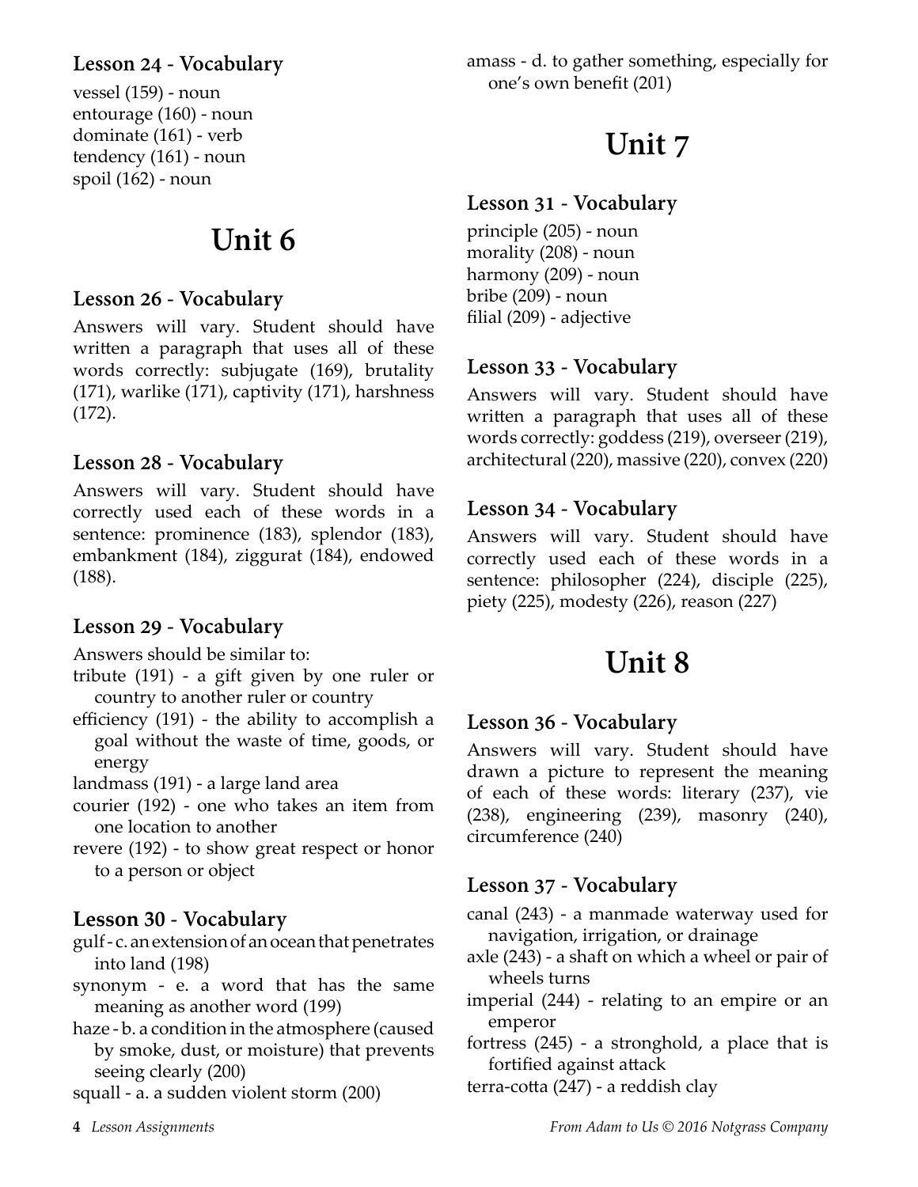### Lesson 24 - Vocabulary

vessel (159) - noun
entourage (160) - noun
dominate (161) - verb
tendency (161) - noun
spoil (162) - noun

# Unit 6

### Lesson 26 - Vocabulary

Answers will vary. Student should have written a paragraph that uses all of these words correctly: subjugate (169), brutality (171), warlike (171), captivity (171), harshness (172).

### Lesson 28 - Vocabulary

Answers will vary. Student should have correctly used each of these words in a sentence: prominence (183), splendor (183), embankment (184), ziggurat (184), endowed (188).

### Lesson 29 - Vocabulary

Answers should be similar to:

tribute (191) - a gift given by one ruler or country to another ruler or country
efficiency (191) - the ability to accomplish a goal without the waste of time, goods, or energy
landmass (191) - a large land area
courier (192) - one who takes an item from one location to another
revere (192) - to show great respect or honor to a person or object

### Lesson 30 - Vocabulary

gulf - c. an extension of an ocean that penetrates into land (198)
synonym - e. a word that has the same meaning as another word (199)
haze - b. a condition in the atmosphere (caused by smoke, dust, or moisture) that prevents seeing clearly (200)
squall - a. a sudden violent storm (200)
amass - d. to gather something, especially for one's own benefit (201)

# Unit 7

### Lesson 31 - Vocabulary

principle (205) - noun
morality (208) - noun
harmony (209) - noun
bribe (209) - noun
filial (209) - adjective

### Lesson 33 - Vocabulary

Answers will vary. Student should have written a paragraph that uses all of these words correctly: goddess (219), overseer (219), architectural (220), massive (220), convex (220)

### Lesson 34 - Vocabulary

Answers will vary. Student should have correctly used each of these words in a sentence: philosopher (224), disciple (225), piety (225), modesty (226), reason (227)

# Unit 8

### Lesson 36 - Vocabulary

Answers will vary. Student should have drawn a picture to represent the meaning of each of these words: literary (237), vie (238), engineering (239), masonry (240), circumference (240)

### Lesson 37 - Vocabulary

canal (243) - a manmade waterway used for navigation, irrigation, or drainage
axle (243) - a shaft on which a wheel or pair of wheels turns
imperial (244) - relating to an empire or an emperor
fortress (245) - a stronghold, a place that is fortified against attack
terra-cotta (247) - a reddish clay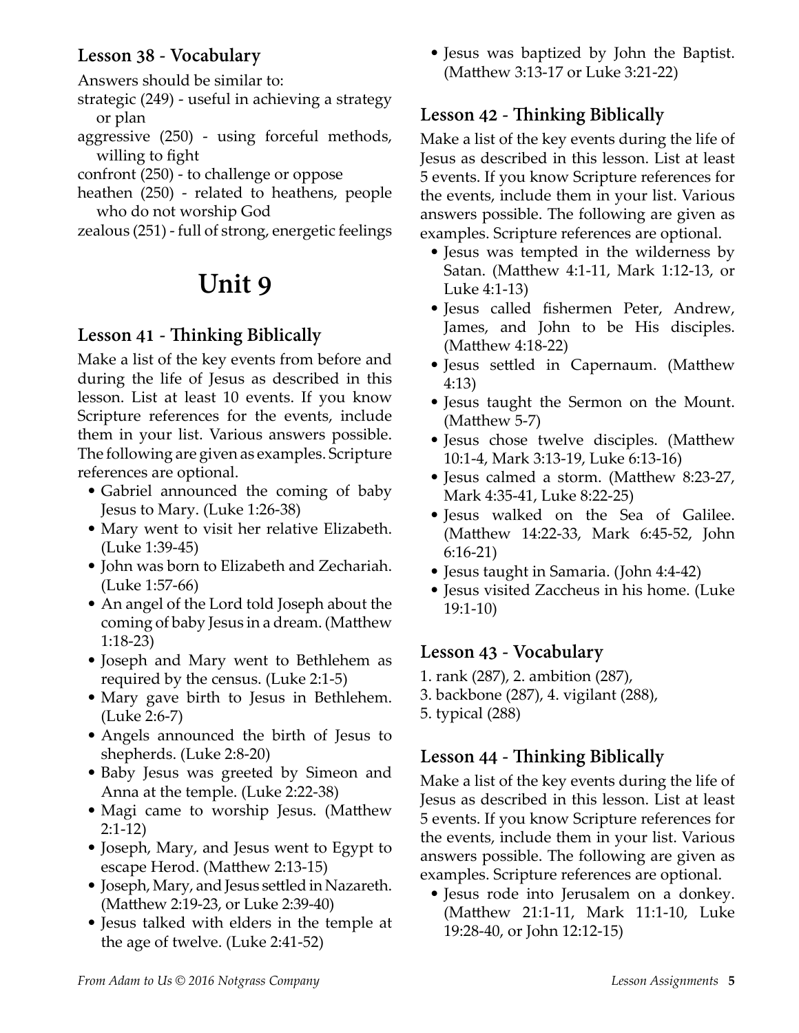### Lesson 38 - Vocabulary

Answers should be similar to:

strategic (249) - useful in achieving a strategy or plan

aggressive (250) - using forceful methods, willing to fight

confront (250) - to challenge or oppose

heathen (250) - related to heathens, people who do not worship God

zealous (251) - full of strong, energetic feelings

# Unit 9

### Lesson 41 - Thinking Biblically

Make a list of the key events from before and during the life of Jesus as described in this lesson. List at least 10 events. If you know Scripture references for the events, include them in your list. Various answers possible. The following are given as examples. Scripture references are optional.

- Gabriel announced the coming of baby Jesus to Mary. (Luke 1:26-38)
- Mary went to visit her relative Elizabeth. (Luke 1:39-45)
- John was born to Elizabeth and Zechariah. (Luke 1:57-66)
- An angel of the Lord told Joseph about the coming of baby Jesus in a dream. (Matthew 1:18-23)
- Joseph and Mary went to Bethlehem as required by the census. (Luke 2:1-5)
- Mary gave birth to Jesus in Bethlehem. (Luke 2:6-7)
- Angels announced the birth of Jesus to shepherds. (Luke 2:8-20)
- Baby Jesus was greeted by Simeon and Anna at the temple. (Luke 2:22-38)
- Magi came to worship Jesus. (Matthew 2:1-12)
- Joseph, Mary, and Jesus went to Egypt to escape Herod. (Matthew 2:13-15)
- Joseph, Mary, and Jesus settled in Nazareth. (Matthew 2:19-23, or Luke 2:39-40)
- Jesus talked with elders in the temple at the age of twelve. (Luke 2:41-52)
- Jesus was baptized by John the Baptist. (Matthew 3:13-17 or Luke 3:21-22)

### Lesson 42 - Thinking Biblically

Make a list of the key events during the life of Jesus as described in this lesson. List at least 5 events. If you know Scripture references for the events, include them in your list. Various answers possible. The following are given as examples. Scripture references are optional.

- Jesus was tempted in the wilderness by Satan. (Matthew 4:1-11, Mark 1:12-13, or Luke 4:1-13)
- Jesus called fishermen Peter, Andrew, James, and John to be His disciples. (Matthew 4:18-22)
- Jesus settled in Capernaum. (Matthew 4:13)
- Jesus taught the Sermon on the Mount. (Matthew 5-7)
- Jesus chose twelve disciples. (Matthew 10:1-4, Mark 3:13-19, Luke 6:13-16)
- Jesus calmed a storm. (Matthew 8:23-27, Mark 4:35-41, Luke 8:22-25)
- Jesus walked on the Sea of Galilee. (Matthew 14:22-33, Mark 6:45-52, John 6:16-21)
- Jesus taught in Samaria. (John 4:4-42)
- Jesus visited Zaccheus in his home. (Luke 19:1-10)

### Lesson 43 - Vocabulary

1. rank (287), 2. ambition (287),
3. backbone (287), 4. vigilant (288),
5. typical (288)

### Lesson 44 - Thinking Biblically

Make a list of the key events during the life of Jesus as described in this lesson. List at least 5 events. If you know Scripture references for the events, include them in your list. Various answers possible. The following are given as examples. Scripture references are optional.

- Jesus rode into Jerusalem on a donkey. (Matthew 21:1-11, Mark 11:1-10, Luke 19:28-40, or John 12:12-15)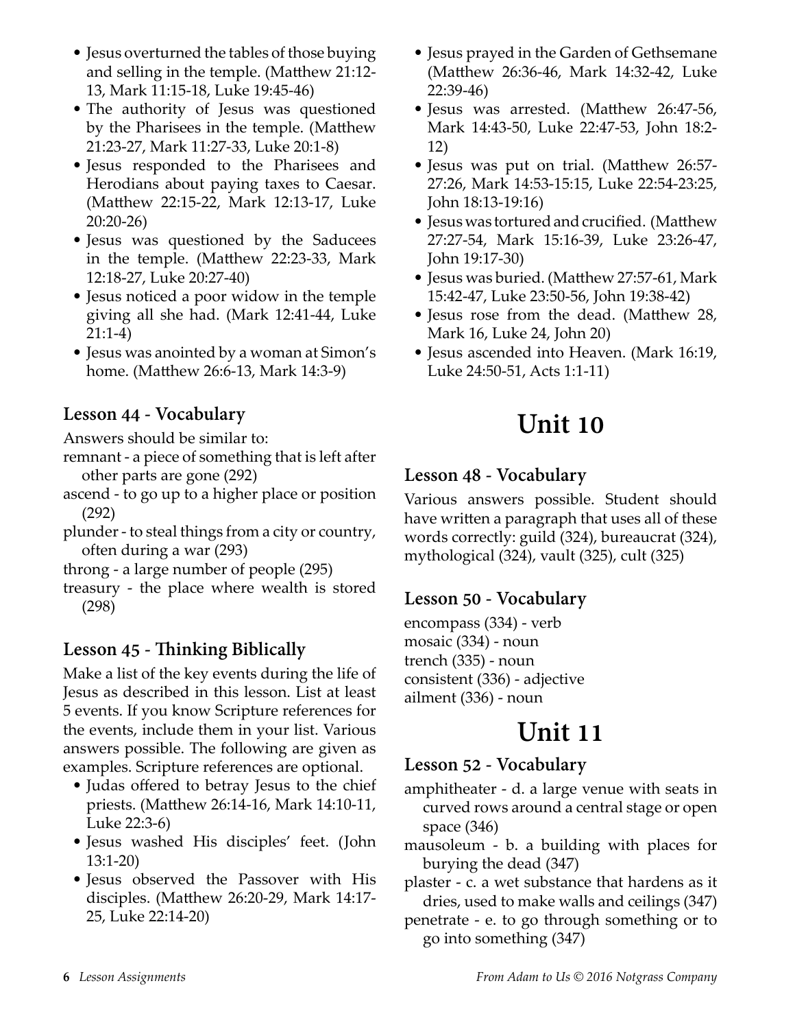- Jesus overturned the tables of those buying and selling in the temple. (Matthew 21:12-13, Mark 11:15-18, Luke 19:45-46)
- The authority of Jesus was questioned by the Pharisees in the temple. (Matthew 21:23-27, Mark 11:27-33, Luke 20:1-8)
- Jesus responded to the Pharisees and Herodians about paying taxes to Caesar. (Matthew 22:15-22, Mark 12:13-17, Luke 20:20-26)
- Jesus was questioned by the Saducees in the temple. (Matthew 22:23-33, Mark 12:18-27, Luke 20:27-40)
- Jesus noticed a poor widow in the temple giving all she had. (Mark 12:41-44, Luke 21:1-4)
- Jesus was anointed by a woman at Simon's home. (Matthew 26:6-13, Mark 14:3-9)

### Lesson 44 - Vocabulary

Answers should be similar to:

remnant - a piece of something that is left after other parts are gone (292)
ascend - to go up to a higher place or position (292)
plunder - to steal things from a city or country, often during a war (293)
throng - a large number of people (295)
treasury - the place where wealth is stored (298)

### Lesson 45 - Thinking Biblically

Make a list of the key events during the life of Jesus as described in this lesson. List at least 5 events. If you know Scripture references for the events, include them in your list. Various answers possible. The following are given as examples. Scripture references are optional.

- Judas offered to betray Jesus to the chief priests. (Matthew 26:14-16, Mark 14:10-11, Luke 22:3-6)
- Jesus washed His disciples' feet. (John 13:1-20)
- Jesus observed the Passover with His disciples. (Matthew 26:20-29, Mark 14:17-25, Luke 22:14-20)
- Jesus prayed in the Garden of Gethsemane (Matthew 26:36-46, Mark 14:32-42, Luke 22:39-46)
- Jesus was arrested. (Matthew 26:47-56, Mark 14:43-50, Luke 22:47-53, John 18:2-12)
- Jesus was put on trial. (Matthew 26:57-27:26, Mark 14:53-15:15, Luke 22:54-23:25, John 18:13-19:16)
- Jesus was tortured and crucified. (Matthew 27:27-54, Mark 15:16-39, Luke 23:26-47, John 19:17-30)
- Jesus was buried. (Matthew 27:57-61, Mark 15:42-47, Luke 23:50-56, John 19:38-42)
- Jesus rose from the dead. (Matthew 28, Mark 16, Luke 24, John 20)
- Jesus ascended into Heaven. (Mark 16:19, Luke 24:50-51, Acts 1:1-11)

# Unit 10

### Lesson 48 - Vocabulary

Various answers possible. Student should have written a paragraph that uses all of these words correctly: guild (324), bureaucrat (324), mythological (324), vault (325), cult (325)

### Lesson 50 - Vocabulary

encompass (334) - verb
mosaic (334) - noun
trench (335) - noun
consistent (336) - adjective
ailment (336) - noun

# Unit 11

### Lesson 52 - Vocabulary

amphitheater - d. a large venue with seats in curved rows around a central stage or open space (346)
mausoleum - b. a building with places for burying the dead (347)
plaster - c. a wet substance that hardens as it dries, used to make walls and ceilings (347)
penetrate - e. to go through something or to go into something (347)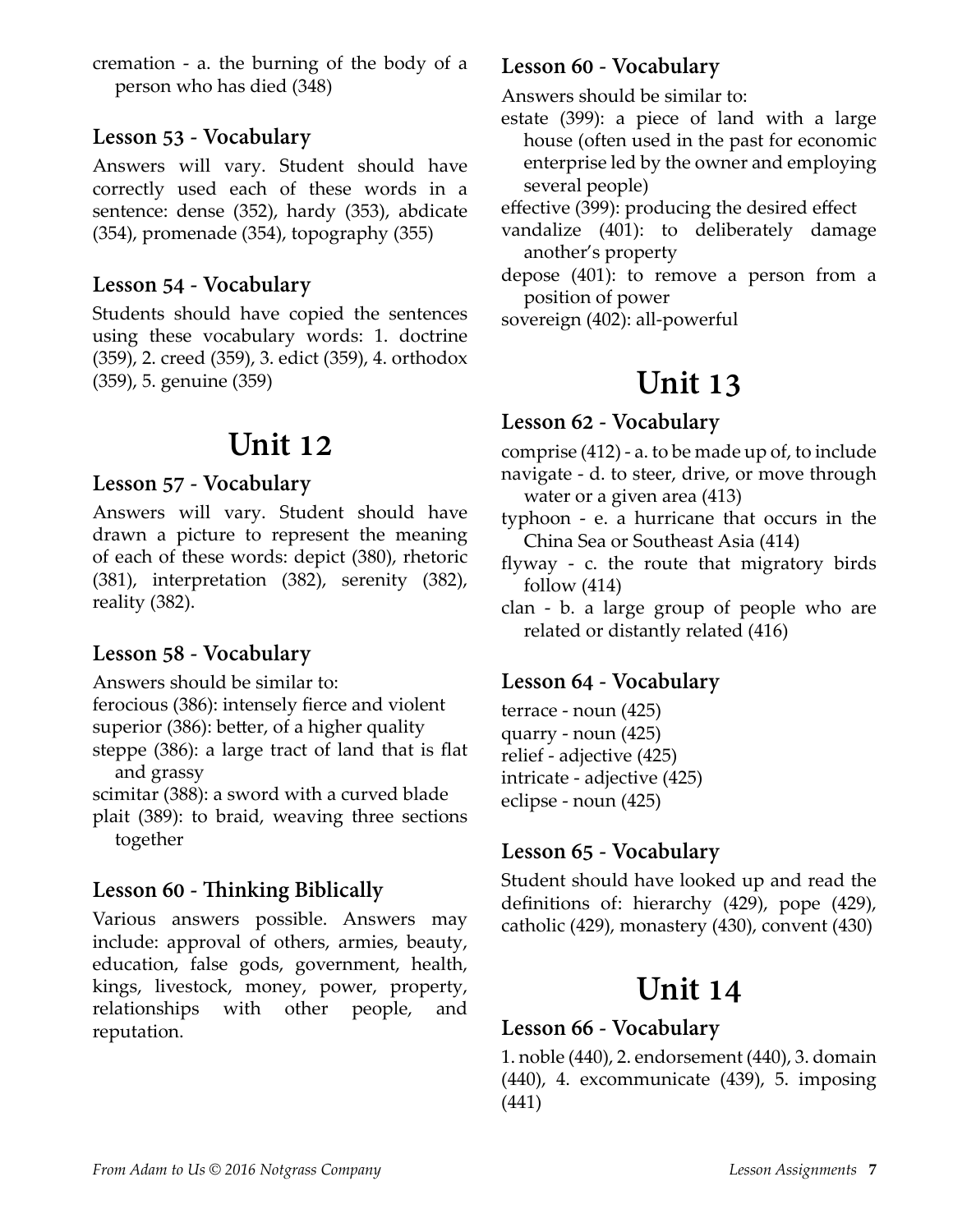cremation - a. the burning of the body of a person who has died (348)

### Lesson 53 - Vocabulary

Answers will vary. Student should have correctly used each of these words in a sentence: dense (352), hardy (353), abdicate (354), promenade (354), topography (355)

### Lesson 54 - Vocabulary

Students should have copied the sentences using these vocabulary words: 1. doctrine (359), 2. creed (359), 3. edict (359), 4. orthodox (359), 5. genuine (359)

## Unit 12

### Lesson 57 - Vocabulary

Answers will vary. Student should have drawn a picture to represent the meaning of each of these words: depict (380), rhetoric (381), interpretation (382), serenity (382), reality (382).

### Lesson 58 - Vocabulary

Answers should be similar to:

ferocious (386): intensely fierce and violent
superior (386): better, of a higher quality
steppe (386): a large tract of land that is flat and grassy
scimitar (388): a sword with a curved blade
plait (389): to braid, weaving three sections together

### Lesson 60 - Thinking Biblically

Various answers possible. Answers may include: approval of others, armies, beauty, education, false gods, government, health, kings, livestock, money, power, property, relationships with other people, and reputation.

### Lesson 60 - Vocabulary

Answers should be similar to:

estate (399): a piece of land with a large house (often used in the past for economic enterprise led by the owner and employing several people)
effective (399): producing the desired effect
vandalize (401): to deliberately damage another's property
depose (401): to remove a person from a position of power
sovereign (402): all-powerful

## Unit 13

### Lesson 62 - Vocabulary

comprise (412) - a. to be made up of, to include
navigate - d. to steer, drive, or move through water or a given area (413)
typhoon - e. a hurricane that occurs in the China Sea or Southeast Asia (414)
flyway - c. the route that migratory birds follow (414)
clan - b. a large group of people who are related or distantly related (416)

### Lesson 64 - Vocabulary

terrace - noun (425)
quarry - noun (425)
relief - adjective (425)
intricate - adjective (425)
eclipse - noun (425)

### Lesson 65 - Vocabulary

Student should have looked up and read the definitions of: hierarchy (429), pope (429), catholic (429), monastery (430), convent (430)

## Unit 14

### Lesson 66 - Vocabulary

1. noble (440), 2. endorsement (440), 3. domain (440), 4. excommunicate (439), 5. imposing (441)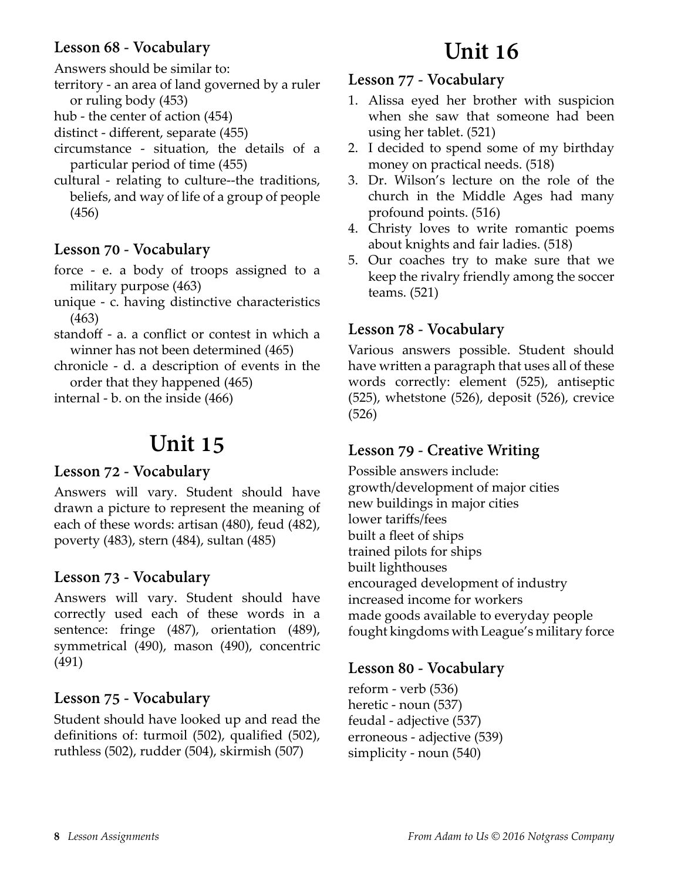### Lesson 68 - Vocabulary

Answers should be similar to:

territory - an area of land governed by a ruler or ruling body (453)

hub - the center of action (454)

distinct - different, separate (455)

circumstance - situation, the details of a particular period of time (455)

cultural - relating to culture--the traditions, beliefs, and way of life of a group of people (456)

### Lesson 70 - Vocabulary

force - e. a body of troops assigned to a military purpose (463)

unique - c. having distinctive characteristics (463)

standoff - a. a conflict or contest in which a winner has not been determined (465)

chronicle - d. a description of events in the order that they happened (465)

internal - b. on the inside (466)

# Unit 15

### Lesson 72 - Vocabulary

Answers will vary. Student should have drawn a picture to represent the meaning of each of these words: artisan (480), feud (482), poverty (483), stern (484), sultan (485)

### Lesson 73 - Vocabulary

Answers will vary. Student should have correctly used each of these words in a sentence: fringe (487), orientation (489), symmetrical (490), mason (490), concentric (491)

### Lesson 75 - Vocabulary

Student should have looked up and read the definitions of: turmoil (502), qualified (502), ruthless (502), rudder (504), skirmish (507)

# Unit 16

### Lesson 77 - Vocabulary

1. Alissa eyed her brother with suspicion when she saw that someone had been using her tablet. (521)
2. I decided to spend some of my birthday money on practical needs. (518)
3. Dr. Wilson's lecture on the role of the church in the Middle Ages had many profound points. (516)
4. Christy loves to write romantic poems about knights and fair ladies. (518)
5. Our coaches try to make sure that we keep the rivalry friendly among the soccer teams. (521)

### Lesson 78 - Vocabulary

Various answers possible. Student should have written a paragraph that uses all of these words correctly: element (525), antiseptic (525), whetstone (526), deposit (526), crevice (526)

### Lesson 79 - Creative Writing

Possible answers include:

growth/development of major cities

new buildings in major cities

lower tariffs/fees

built a fleet of ships

trained pilots for ships

built lighthouses

encouraged development of industry

increased income for workers

made goods available to everyday people

fought kingdoms with League's military force

### Lesson 80 - Vocabulary

reform - verb (536)

heretic - noun (537)

feudal - adjective (537)

erroneous - adjective (539)

simplicity - noun (540)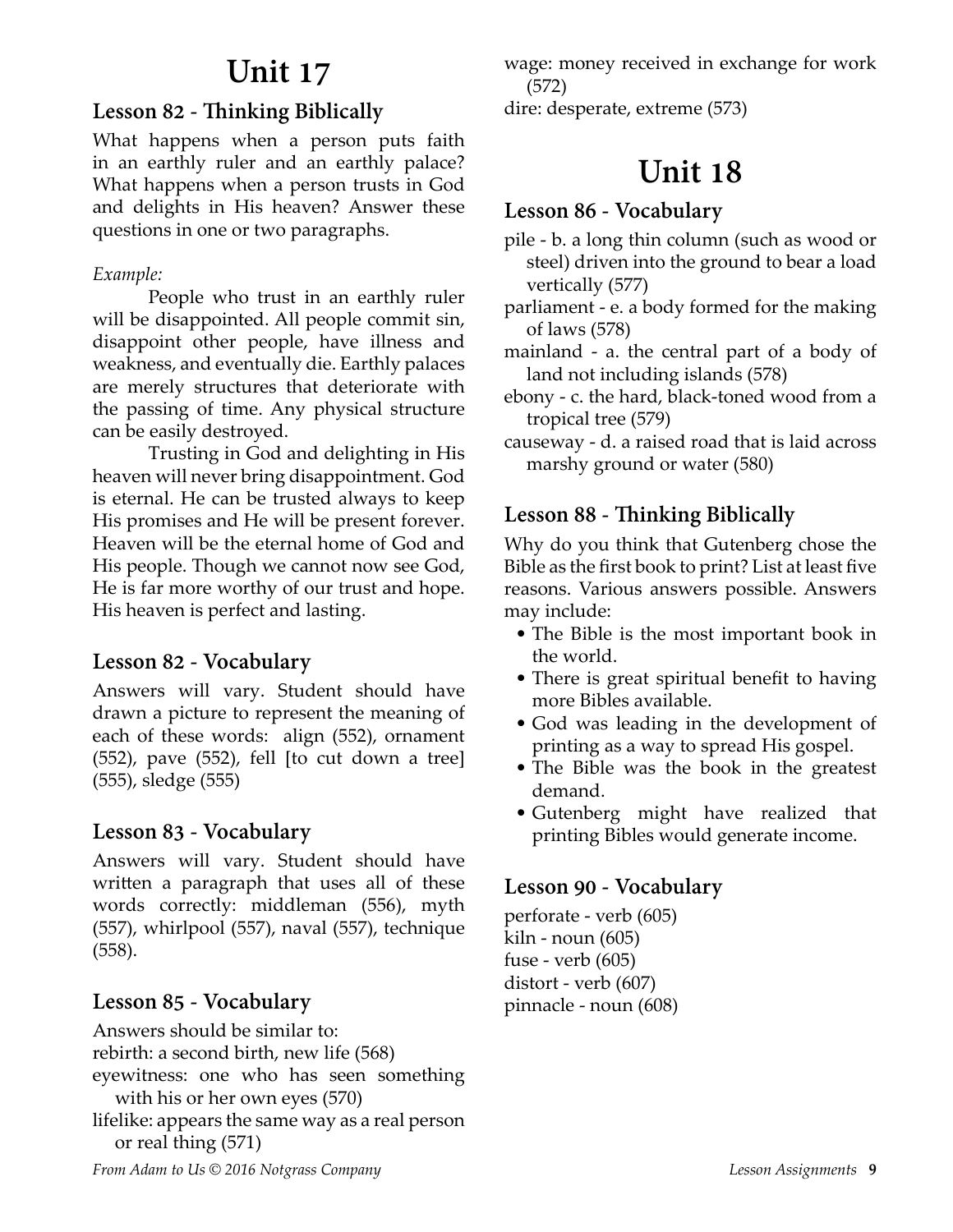# Unit 17

## Lesson 82 - Thinking Biblically

What happens when a person puts faith in an earthly ruler and an earthly palace? What happens when a person trusts in God and delights in His heaven? Answer these questions in one or two paragraphs.

*Example:*

People who trust in an earthly ruler will be disappointed. All people commit sin, disappoint other people, have illness and weakness, and eventually die. Earthly palaces are merely structures that deteriorate with the passing of time. Any physical structure can be easily destroyed.

Trusting in God and delighting in His heaven will never bring disappointment. God is eternal. He can be trusted always to keep His promises and He will be present forever. Heaven will be the eternal home of God and His people. Though we cannot now see God, He is far more worthy of our trust and hope. His heaven is perfect and lasting.

## Lesson 82 - Vocabulary

Answers will vary. Student should have drawn a picture to represent the meaning of each of these words: align (552), ornament (552), pave (552), fell [to cut down a tree] (555), sledge (555)

## Lesson 83 - Vocabulary

Answers will vary. Student should have written a paragraph that uses all of these words correctly: middleman (556), myth (557), whirlpool (557), naval (557), technique (558).

## Lesson 85 - Vocabulary

Answers should be similar to:

rebirth: a second birth, new life (568)
eyewitness: one who has seen something with his or her own eyes (570)
lifelike: appears the same way as a real person or real thing (571)
wage: money received in exchange for work (572)
dire: desperate, extreme (573)

# Unit 18

## Lesson 86 - Vocabulary

pile - b. a long thin column (such as wood or steel) driven into the ground to bear a load vertically (577)
parliament - e. a body formed for the making of laws (578)
mainland - a. the central part of a body of land not including islands (578)
ebony - c. the hard, black-toned wood from a tropical tree (579)
causeway - d. a raised road that is laid across marshy ground or water (580)

## Lesson 88 - Thinking Biblically

Why do you think that Gutenberg chose the Bible as the first book to print? List at least five reasons. Various answers possible. Answers may include:

- The Bible is the most important book in the world.
- There is great spiritual benefit to having more Bibles available.
- God was leading in the development of printing as a way to spread His gospel.
- The Bible was the book in the greatest demand.
- Gutenberg might have realized that printing Bibles would generate income.

## Lesson 90 - Vocabulary

perforate - verb (605)
kiln - noun (605)
fuse - verb (605)
distort - verb (607)
pinnacle - noun (608)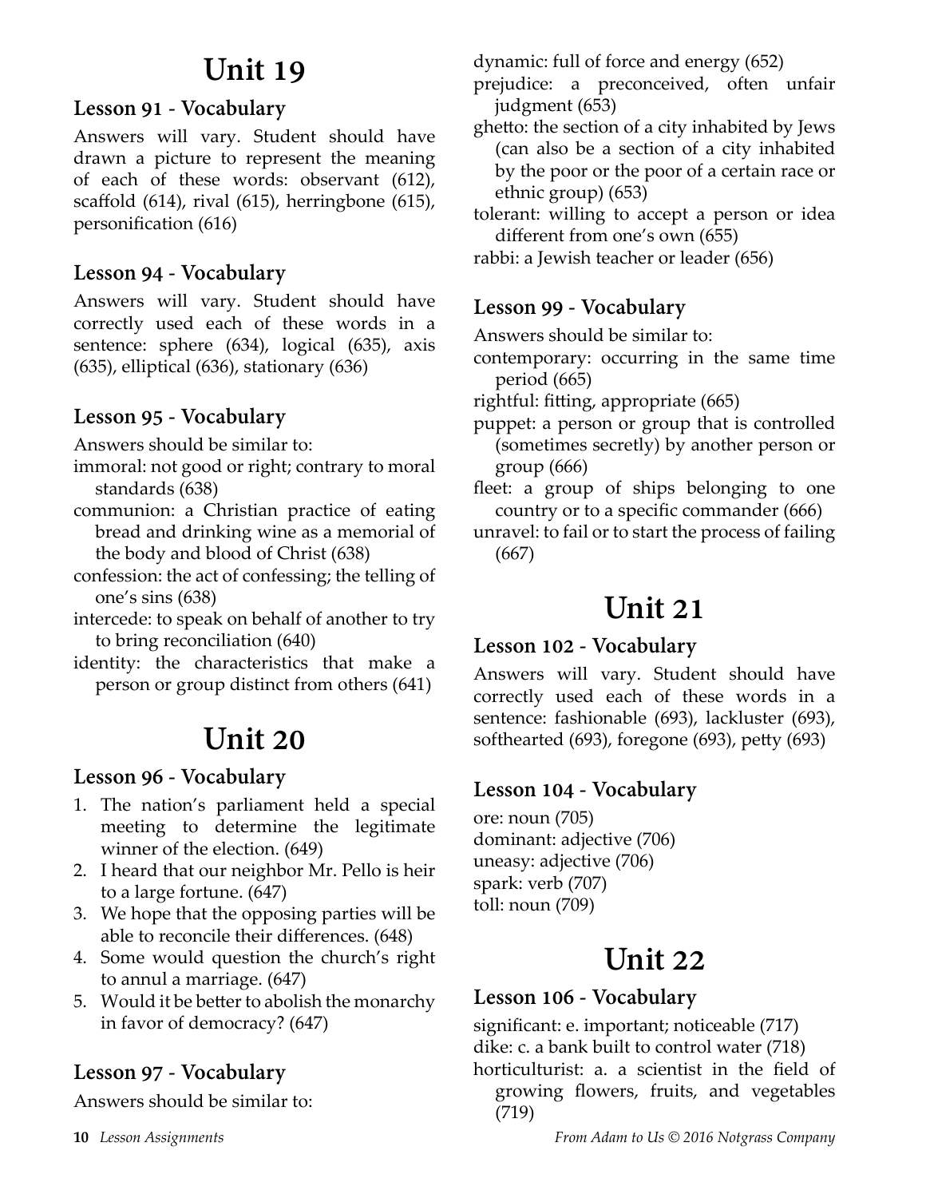# Unit 19

### Lesson 91 - Vocabulary

Answers will vary. Student should have drawn a picture to represent the meaning of each of these words: observant (612), scaffold (614), rival (615), herringbone (615), personification (616)

### Lesson 94 - Vocabulary

Answers will vary. Student should have correctly used each of these words in a sentence: sphere (634), logical (635), axis (635), elliptical (636), stationary (636)

### Lesson 95 - Vocabulary

Answers should be similar to:

immoral: not good or right; contrary to moral standards (638)

communion: a Christian practice of eating bread and drinking wine as a memorial of the body and blood of Christ (638)

confession: the act of confessing; the telling of one's sins (638)

intercede: to speak on behalf of another to try to bring reconciliation (640)

identity: the characteristics that make a person or group distinct from others (641)

# Unit 20

### Lesson 96 - Vocabulary

1. The nation's parliament held a special meeting to determine the legitimate winner of the election. (649)
2. I heard that our neighbor Mr. Pello is heir to a large fortune. (647)
3. We hope that the opposing parties will be able to reconcile their differences. (648)
4. Some would question the church's right to annul a marriage. (647)
5. Would it be better to abolish the monarchy in favor of democracy? (647)

### Lesson 97 - Vocabulary

Answers should be similar to:

dynamic: full of force and energy (652)

prejudice: a preconceived, often unfair judgment (653)

ghetto: the section of a city inhabited by Jews (can also be a section of a city inhabited by the poor or the poor of a certain race or ethnic group) (653)

tolerant: willing to accept a person or idea different from one's own (655)

rabbi: a Jewish teacher or leader (656)

### Lesson 99 - Vocabulary

Answers should be similar to:

contemporary: occurring in the same time period (665)

rightful: fitting, appropriate (665)

puppet: a person or group that is controlled (sometimes secretly) by another person or group (666)

fleet: a group of ships belonging to one country or to a specific commander (666)

unravel: to fail or to start the process of failing (667)

# Unit 21

### Lesson 102 - Vocabulary

Answers will vary. Student should have correctly used each of these words in a sentence: fashionable (693), lackluster (693), softhearted (693), foregone (693), petty (693)

### Lesson 104 - Vocabulary

ore: noun (705)

dominant: adjective (706)

uneasy: adjective (706)

spark: verb (707)

toll: noun (709)

# Unit 22

### Lesson 106 - Vocabulary

significant: e. important; noticeable (717)

dike: c. a bank built to control water (718)

horticulturist: a. a scientist in the field of growing flowers, fruits, and vegetables (719)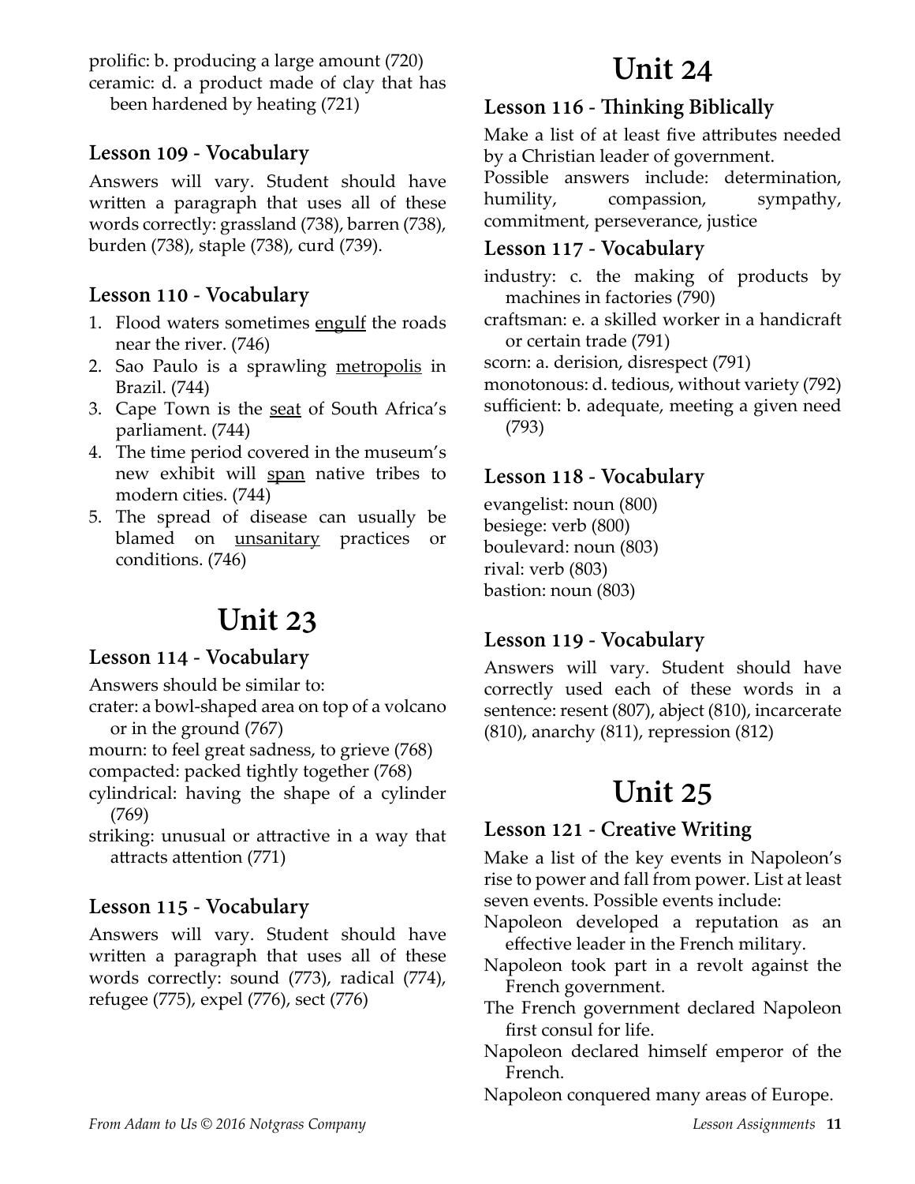prolific: b. producing a large amount (720)
ceramic: d. a product made of clay that has been hardened by heating (721)

### Lesson 109 - Vocabulary

Answers will vary. Student should have written a paragraph that uses all of these words correctly: grassland (738), barren (738), burden (738), staple (738), curd (739).

### Lesson 110 - Vocabulary

1. Flood waters sometimes <u>engulf</u> the roads near the river. (746)
2. Sao Paulo is a sprawling <u>metropolis</u> in Brazil. (744)
3. Cape Town is the <u>seat</u> of South Africa's parliament. (744)
4. The time period covered in the museum's new exhibit will <u>span</u> native tribes to modern cities. (744)
5. The spread of disease can usually be blamed on <u>unsanitary</u> practices or conditions. (746)

# Unit 23

### Lesson 114 - Vocabulary

Answers should be similar to:
crater: a bowl-shaped area on top of a volcano or in the ground (767)
mourn: to feel great sadness, to grieve (768)
compacted: packed tightly together (768)
cylindrical: having the shape of a cylinder (769)
striking: unusual or attractive in a way that attracts attention (771)

### Lesson 115 - Vocabulary

Answers will vary. Student should have written a paragraph that uses all of these words correctly: sound (773), radical (774), refugee (775), expel (776), sect (776)

# Unit 24

### Lesson 116 - Thinking Biblically

Make a list of at least five attributes needed by a Christian leader of government.
Possible answers include: determination, humility, compassion, sympathy, commitment, perseverance, justice

### Lesson 117 - Vocabulary

industry: c. the making of products by machines in factories (790)
craftsman: e. a skilled worker in a handicraft or certain trade (791)
scorn: a. derision, disrespect (791)
monotonous: d. tedious, without variety (792)
sufficient: b. adequate, meeting a given need (793)

### Lesson 118 - Vocabulary

evangelist: noun (800)
besiege: verb (800)
boulevard: noun (803)
rival: verb (803)
bastion: noun (803)

### Lesson 119 - Vocabulary

Answers will vary. Student should have correctly used each of these words in a sentence: resent (807), abject (810), incarcerate (810), anarchy (811), repression (812)

# Unit 25

### Lesson 121 - Creative Writing

Make a list of the key events in Napoleon's rise to power and fall from power. List at least seven events. Possible events include:
Napoleon developed a reputation as an effective leader in the French military.
Napoleon took part in a revolt against the French government.
The French government declared Napoleon first consul for life.
Napoleon declared himself emperor of the French.
Napoleon conquered many areas of Europe.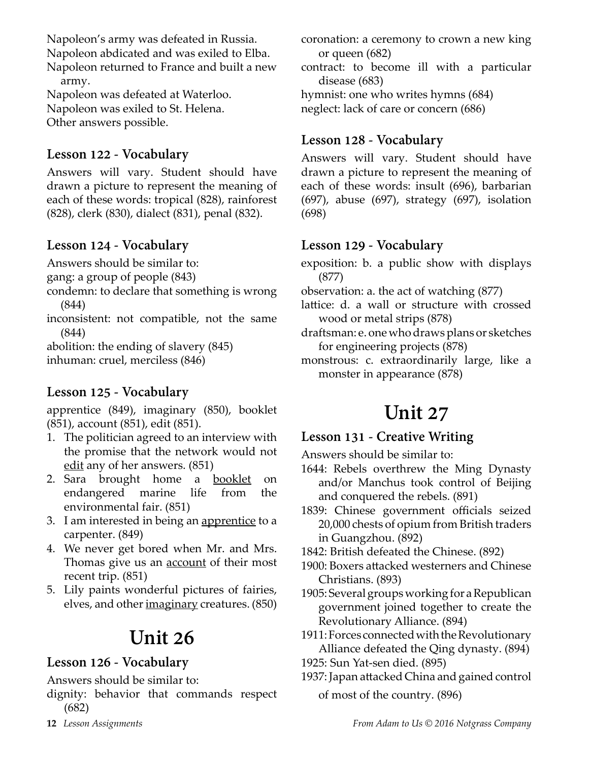Napoleon's army was defeated in Russia.
Napoleon abdicated and was exiled to Elba.
Napoleon returned to France and built a new army.
Napoleon was defeated at Waterloo.
Napoleon was exiled to St. Helena.
Other answers possible.

### Lesson 122 - Vocabulary

Answers will vary. Student should have drawn a picture to represent the meaning of each of these words: tropical (828), rainforest (828), clerk (830), dialect (831), penal (832).

### Lesson 124 - Vocabulary

Answers should be similar to:
gang: a group of people (843)
condemn: to declare that something is wrong (844)
inconsistent: not compatible, not the same (844)
abolition: the ending of slavery (845)
inhuman: cruel, merciless (846)

### Lesson 125 - Vocabulary

apprentice (849), imaginary (850), booklet (851), account (851), edit (851).

1. The politician agreed to an interview with the promise that the network would not <u>edit</u> any of her answers. (851)
2. Sara brought home a <u>booklet</u> on endangered marine life from the environmental fair. (851)
3. I am interested in being an <u>apprentice</u> to a carpenter. (849)
4. We never get bored when Mr. and Mrs. Thomas give us an <u>account</u> of their most recent trip. (851)
5. Lily paints wonderful pictures of fairies, elves, and other <u>imaginary</u> creatures. (850)

# Unit 26

### Lesson 126 - Vocabulary

Answers should be similar to:
dignity: behavior that commands respect (682)
coronation: a ceremony to crown a new king or queen (682)
contract: to become ill with a particular disease (683)
hymnist: one who writes hymns (684)
neglect: lack of care or concern (686)

### Lesson 128 - Vocabulary

Answers will vary. Student should have drawn a picture to represent the meaning of each of these words: insult (696), barbarian (697), abuse (697), strategy (697), isolation (698)

### Lesson 129 - Vocabulary

exposition: b. a public show with displays (877)
observation: a. the act of watching (877)
lattice: d. a wall or structure with crossed wood or metal strips (878)
draftsman: e. one who draws plans or sketches for engineering projects (878)
monstrous: c. extraordinarily large, like a monster in appearance (878)

# Unit 27

### Lesson 131 - Creative Writing

Answers should be similar to:
1644: Rebels overthrew the Ming Dynasty and/or Manchus took control of Beijing and conquered the rebels. (891)
1839: Chinese government officials seized 20,000 chests of opium from British traders in Guangzhou. (892)
1842: British defeated the Chinese. (892)
1900: Boxers attacked westerners and Chinese Christians. (893)
1905: Several groups working for a Republican government joined together to create the Revolutionary Alliance. (894)
1911: Forces connected with the Revolutionary Alliance defeated the Qing dynasty. (894)
1925: Sun Yat-sen died. (895)
1937: Japan attacked China and gained control of most of the country. (896)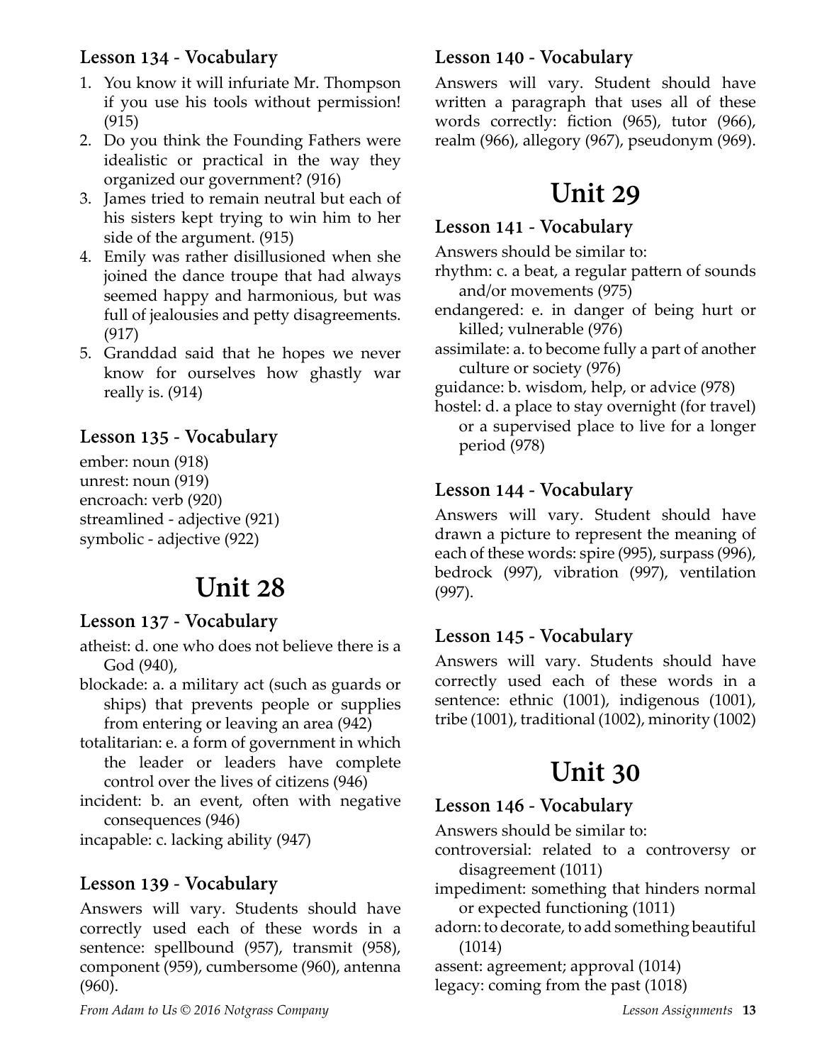### Lesson 134 - Vocabulary

1. You know it will infuriate Mr. Thompson if you use his tools without permission! (915)
2. Do you think the Founding Fathers were idealistic or practical in the way they organized our government? (916)
3. James tried to remain neutral but each of his sisters kept trying to win him to her side of the argument. (915)
4. Emily was rather disillusioned when she joined the dance troupe that had always seemed happy and harmonious, but was full of jealousies and petty disagreements. (917)
5. Granddad said that he hopes we never know for ourselves how ghastly war really is. (914)

### Lesson 135 - Vocabulary

ember: noun (918)
unrest: noun (919)
encroach: verb (920)
streamlined - adjective (921)
symbolic - adjective (922)

## Unit 28

### Lesson 137 - Vocabulary

atheist: d. one who does not believe there is a God (940),
blockade: a. a military act (such as guards or ships) that prevents people or supplies from entering or leaving an area (942)
totalitarian: e. a form of government in which the leader or leaders have complete control over the lives of citizens (946)
incident: b. an event, often with negative consequences (946)
incapable: c. lacking ability (947)

### Lesson 139 - Vocabulary

Answers will vary. Students should have correctly used each of these words in a sentence: spellbound (957), transmit (958), component (959), cumbersome (960), antenna (960).

### Lesson 140 - Vocabulary

Answers will vary. Student should have written a paragraph that uses all of these words correctly: fiction (965), tutor (966), realm (966), allegory (967), pseudonym (969).

## Unit 29

### Lesson 141 - Vocabulary

Answers should be similar to:
rhythm: c. a beat, a regular pattern of sounds and/or movements (975)
endangered: e. in danger of being hurt or killed; vulnerable (976)
assimilate: a. to become fully a part of another culture or society (976)
guidance: b. wisdom, help, or advice (978)
hostel: d. a place to stay overnight (for travel) or a supervised place to live for a longer period (978)

### Lesson 144 - Vocabulary

Answers will vary. Student should have drawn a picture to represent the meaning of each of these words: spire (995), surpass (996), bedrock (997), vibration (997), ventilation (997).

### Lesson 145 - Vocabulary

Answers will vary. Students should have correctly used each of these words in a sentence: ethnic (1001), indigenous (1001), tribe (1001), traditional (1002), minority (1002)

## Unit 30

### Lesson 146 - Vocabulary

Answers should be similar to:
controversial: related to a controversy or disagreement (1011)
impediment: something that hinders normal or expected functioning (1011)
adorn: to decorate, to add something beautiful (1014)
assent: agreement; approval (1014)
legacy: coming from the past (1018)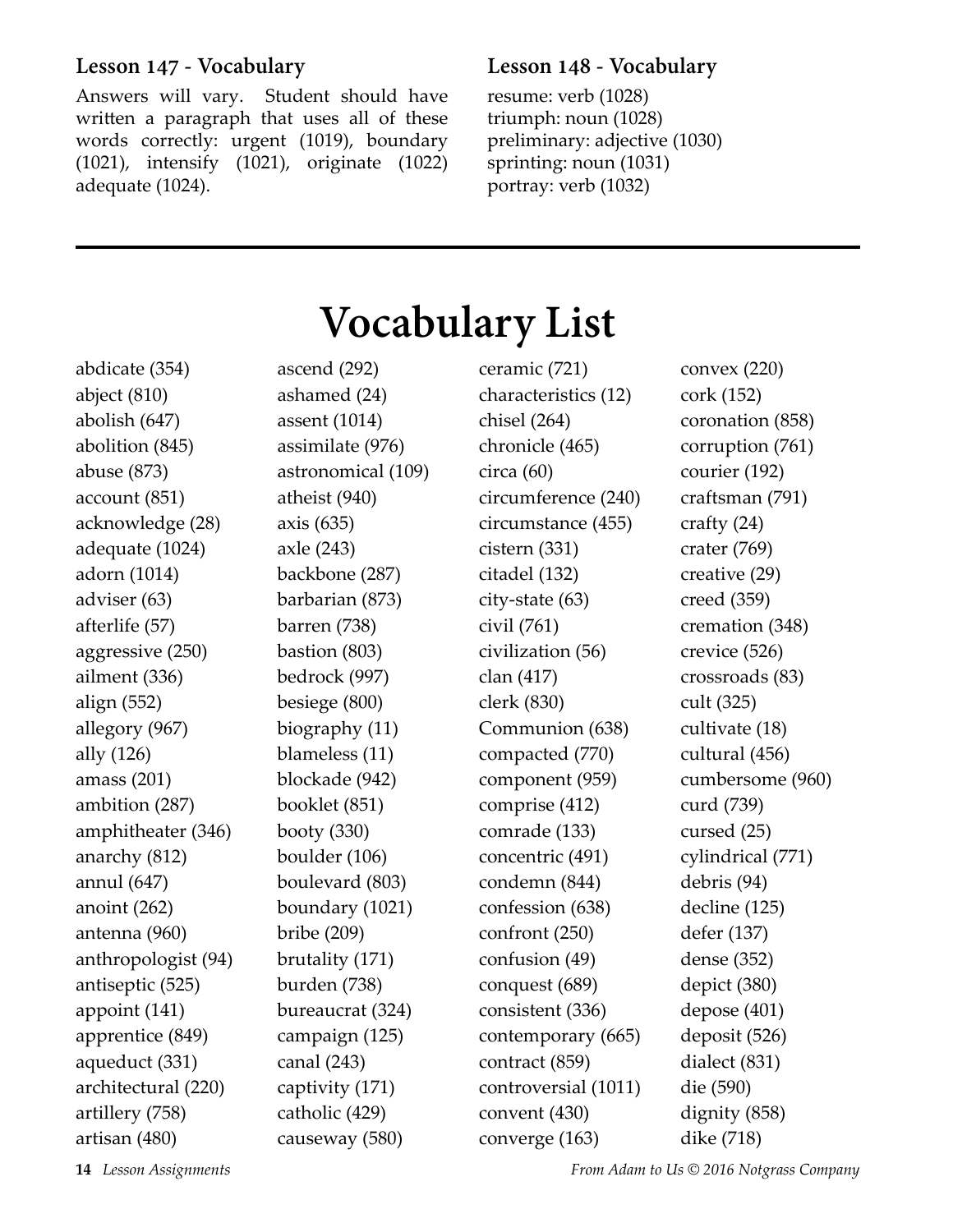### Lesson 147 - Vocabulary

Answers will vary. Student should have written a paragraph that uses all of these words correctly: urgent (1019), boundary (1021), intensify (1021), originate (1022) adequate (1024).

### Lesson 148 - Vocabulary

resume: verb (1028)
triumph: noun (1028)
preliminary: adjective (1030)
sprinting: noun (1031)
portray: verb (1032)

---

# Vocabulary List

abdicate (354)
abject (810)
abolish (647)
abolition (845)
abuse (873)
account (851)
acknowledge (28)
adequate (1024)
adorn (1014)
adviser (63)
afterlife (57)
aggressive (250)
ailment (336)
align (552)
allegory (967)
ally (126)
amass (201)
ambition (287)
amphitheater (346)
anarchy (812)
annul (647)
anoint (262)
antenna (960)
anthropologist (94)
antiseptic (525)
appoint (141)
apprentice (849)
aqueduct (331)
architectural (220)
artillery (758)
artisan (480)
ascend (292)
ashamed (24)
assent (1014)
assimilate (976)
astronomical (109)
atheist (940)
axis (635)
axle (243)
backbone (287)
barbarian (873)
barren (738)
bastion (803)
bedrock (997)
besiege (800)
biography (11)
blameless (11)
blockade (942)
booklet (851)
booty (330)
boulder (106)
boulevard (803)
boundary (1021)
bribe (209)
brutality (171)
burden (738)
bureaucrat (324)
campaign (125)
canal (243)
captivity (171)
catholic (429)
causeway (580)
ceramic (721)
characteristics (12)
chisel (264)
chronicle (465)
circa (60)
circumference (240)
circumstance (455)
cistern (331)
citadel (132)
city-state (63)
civil (761)
civilization (56)
clan (417)
clerk (830)
Communion (638)
compacted (770)
component (959)
comprise (412)
comrade (133)
concentric (491)
condemn (844)
confession (638)
confront (250)
confusion (49)
conquest (689)
consistent (336)
contemporary (665)
contract (859)
controversial (1011)
convent (430)
converge (163)
convex (220)
cork (152)
coronation (858)
corruption (761)
courier (192)
craftsman (791)
crafty (24)
crater (769)
creative (29)
creed (359)
cremation (348)
crevice (526)
crossroads (83)
cult (325)
cultivate (18)
cultural (456)
cumbersome (960)
curd (739)
cursed (25)
cylindrical (771)
debris (94)
decline (125)
defer (137)
dense (352)
depict (380)
depose (401)
deposit (526)
dialect (831)
die (590)
dignity (858)
dike (718)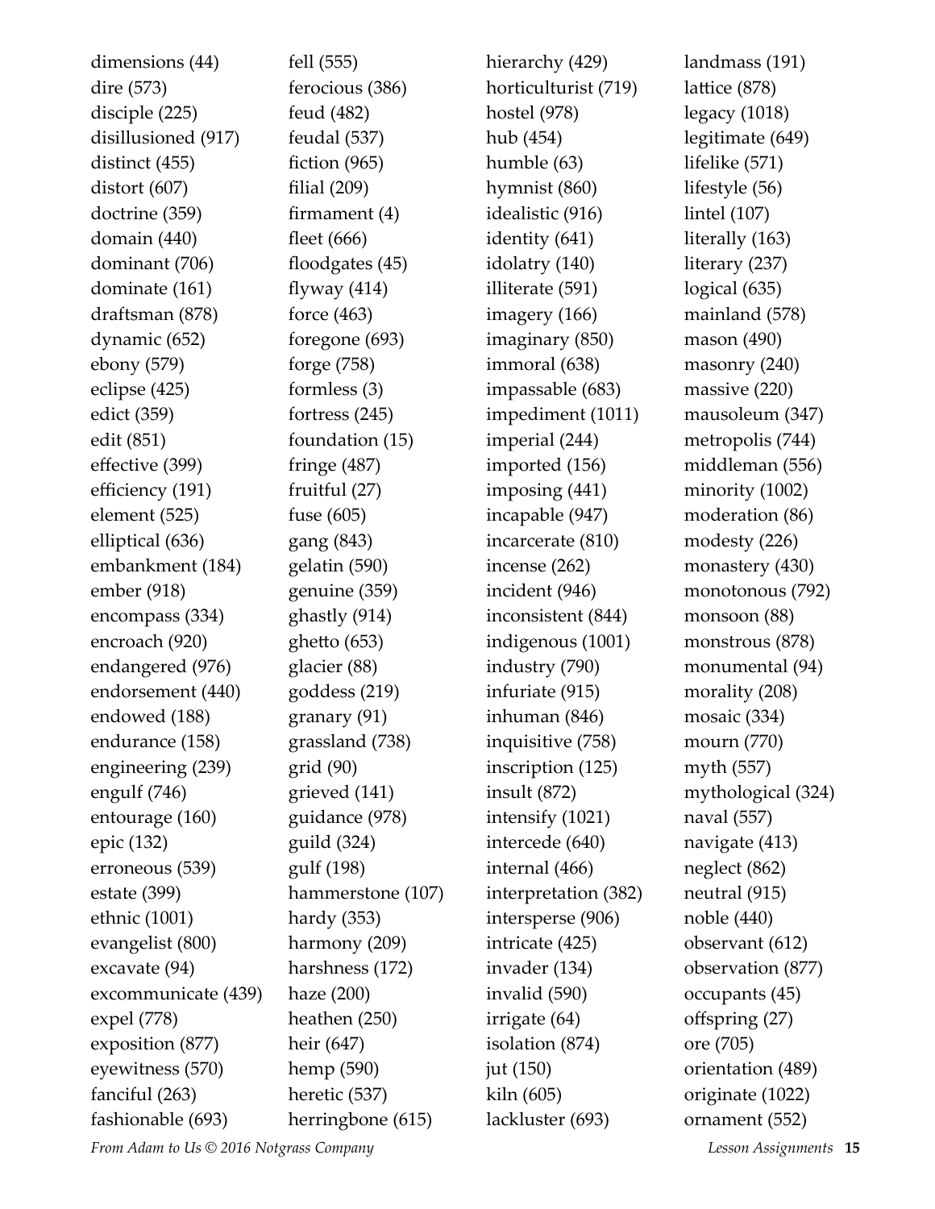dimensions (44)
dire (573)
disciple (225)
disillusioned (917)
distinct (455)
distort (607)
doctrine (359)
domain (440)
dominant (706)
dominate (161)
draftsman (878)
dynamic (652)
ebony (579)
eclipse (425)
edict (359)
edit (851)
effective (399)
efficiency (191)
element (525)
elliptical (636)
embankment (184)
ember (918)
encompass (334)
encroach (920)
endangered (976)
endorsement (440)
endowed (188)
endurance (158)
engineering (239)
engulf (746)
entourage (160)
epic (132)
erroneous (539)
estate (399)
ethnic (1001)
evangelist (800)
excavate (94)
excommunicate (439)
expel (778)
exposition (877)
eyewitness (570)
fanciful (263)
fashionable (693)
fell (555)
ferocious (386)
feud (482)
feudal (537)
fiction (965)
filial (209)
firmament (4)
fleet (666)
floodgates (45)
flyway (414)
force (463)
foregone (693)
forge (758)
formless (3)
fortress (245)
foundation (15)
fringe (487)
fruitful (27)
fuse (605)
gang (843)
gelatin (590)
genuine (359)
ghastly (914)
ghetto (653)
glacier (88)
goddess (219)
granary (91)
grassland (738)
grid (90)
grieved (141)
guidance (978)
guild (324)
gulf (198)
hammerstone (107)
hardy (353)
harmony (209)
harshness (172)
haze (200)
heathen (250)
heir (647)
hemp (590)
heretic (537)
herringbone (615)
hierarchy (429)
horticulturist (719)
hostel (978)
hub (454)
humble (63)
hymnist (860)
idealistic (916)
identity (641)
idolatry (140)
illiterate (591)
imagery (166)
imaginary (850)
immoral (638)
impassable (683)
impediment (1011)
imperial (244)
imported (156)
imposing (441)
incapable (947)
incarcerate (810)
incense (262)
incident (946)
inconsistent (844)
indigenous (1001)
industry (790)
infuriate (915)
inhuman (846)
inquisitive (758)
inscription (125)
insult (872)
intensify (1021)
intercede (640)
internal (466)
interpretation (382)
intersperse (906)
intricate (425)
invader (134)
invalid (590)
irrigate (64)
isolation (874)
jut (150)
kiln (605)
lackluster (693)
landmass (191)
lattice (878)
legacy (1018)
legitimate (649)
lifelike (571)
lifestyle (56)
lintel (107)
literally (163)
literary (237)
logical (635)
mainland (578)
mason (490)
masonry (240)
massive (220)
mausoleum (347)
metropolis (744)
middleman (556)
minority (1002)
moderation (86)
modesty (226)
monastery (430)
monotonous (792)
monsoon (88)
monstrous (878)
monumental (94)
morality (208)
mosaic (334)
mourn (770)
myth (557)
mythological (324)
naval (557)
navigate (413)
neglect (862)
neutral (915)
noble (440)
observant (612)
observation (877)
occupants (45)
offspring (27)
ore (705)
orientation (489)
originate (1022)
ornament (552)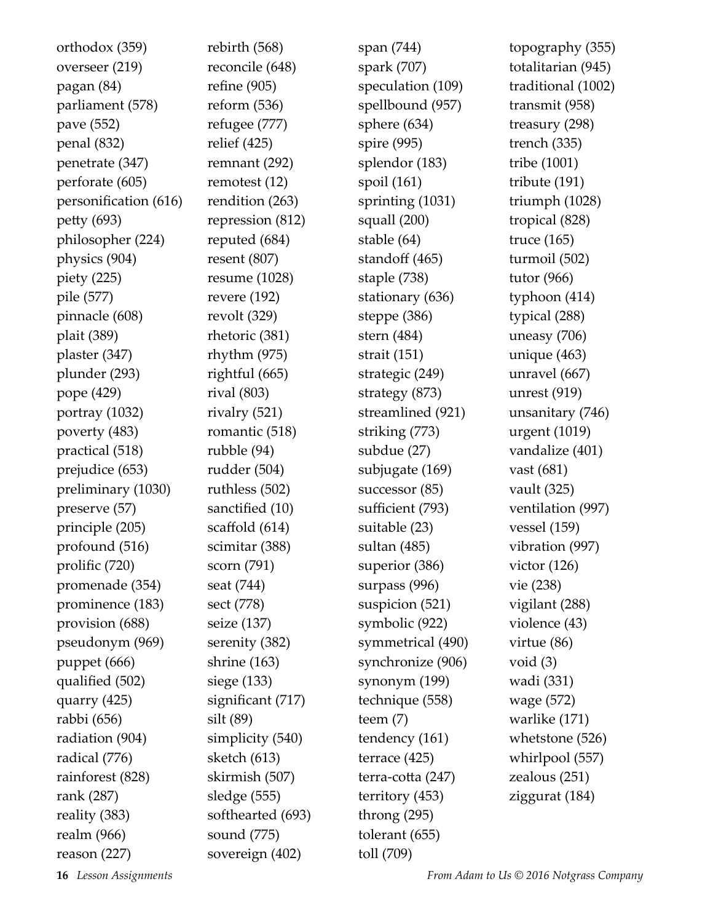orthodox (359)
overseer (219)
pagan (84)
parliament (578)
pave (552)
penal (832)
penetrate (347)
perforate (605)
personification (616)
petty (693)
philosopher (224)
physics (904)
piety (225)
pile (577)
pinnacle (608)
plait (389)
plaster (347)
plunder (293)
pope (429)
portray (1032)
poverty (483)
practical (518)
prejudice (653)
preliminary (1030)
preserve (57)
principle (205)
profound (516)
prolific (720)
promenade (354)
prominence (183)
provision (688)
pseudonym (969)
puppet (666)
qualified (502)
quarry (425)
rabbi (656)
radiation (904)
radical (776)
rainforest (828)
rank (287)
reality (383)
realm (966)
reason (227)
rebirth (568)
reconcile (648)
refine (905)
reform (536)
refugee (777)
relief (425)
remnant (292)
remotest (12)
rendition (263)
repression (812)
reputed (684)
resent (807)
resume (1028)
revere (192)
revolt (329)
rhetoric (381)
rhythm (975)
rightful (665)
rival (803)
rivalry (521)
romantic (518)
rubble (94)
rudder (504)
ruthless (502)
sanctified (10)
scaffold (614)
scimitar (388)
scorn (791)
seat (744)
sect (778)
seize (137)
serenity (382)
shrine (163)
siege (133)
significant (717)
silt (89)
simplicity (540)
sketch (613)
skirmish (507)
sledge (555)
softhearted (693)
sound (775)
sovereign (402)
span (744)
spark (707)
speculation (109)
spellbound (957)
sphere (634)
spire (995)
splendor (183)
spoil (161)
sprinting (1031)
squall (200)
stable (64)
standoff (465)
staple (738)
stationary (636)
steppe (386)
stern (484)
strait (151)
strategic (249)
strategy (873)
streamlined (921)
striking (773)
subdue (27)
subjugate (169)
successor (85)
sufficient (793)
suitable (23)
sultan (485)
superior (386)
surpass (996)
suspicion (521)
symbolic (922)
symmetrical (490)
synchronize (906)
synonym (199)
technique (558)
teem (7)
tendency (161)
terrace (425)
terra-cotta (247)
territory (453)
throng (295)
tolerant (655)
toll (709)
topography (355)
totalitarian (945)
traditional (1002)
transmit (958)
treasury (298)
trench (335)
tribe (1001)
tribute (191)
triumph (1028)
tropical (828)
truce (165)
turmoil (502)
tutor (966)
typhoon (414)
typical (288)
uneasy (706)
unique (463)
unravel (667)
unrest (919)
unsanitary (746)
urgent (1019)
vandalize (401)
vast (681)
vault (325)
ventilation (997)
vessel (159)
vibration (997)
victor (126)
vie (238)
vigilant (288)
violence (43)
virtue (86)
void (3)
wadi (331)
wage (572)
warlike (171)
whetstone (526)
whirlpool (557)
zealous (251)
ziggurat (184)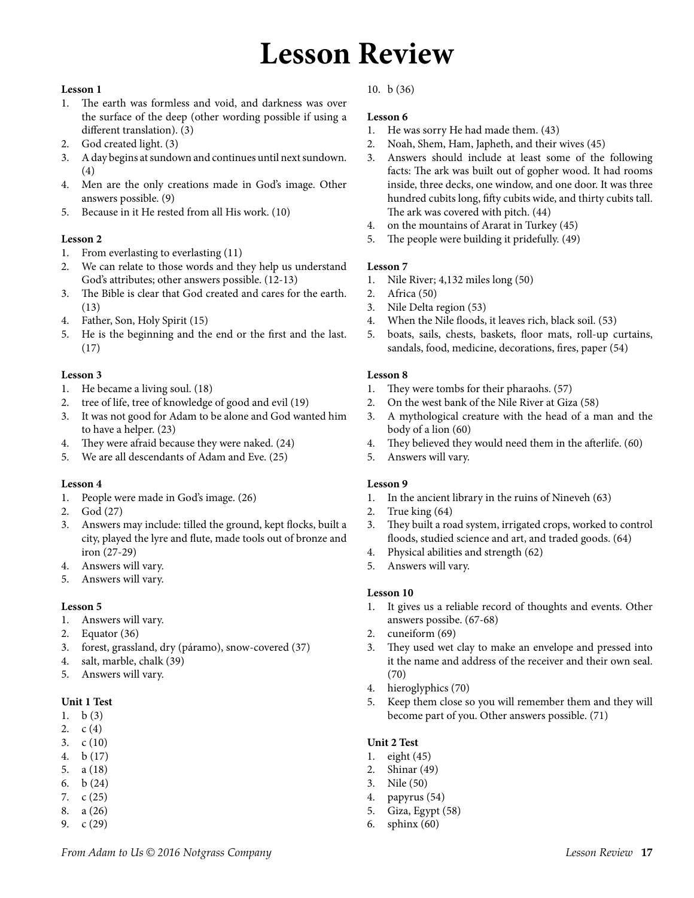# Lesson Review

**Lesson 1**

1. The earth was formless and void, and darkness was over the surface of the deep (other wording possible if using a different translation). (3)
2. God created light. (3)
3. A day begins at sundown and continues until next sundown. (4)
4. Men are the only creations made in God's image. Other answers possible. (9)
5. Because in it He rested from all His work. (10)

**Lesson 2**

1. From everlasting to everlasting (11)
2. We can relate to those words and they help us understand God's attributes; other answers possible. (12-13)
3. The Bible is clear that God created and cares for the earth. (13)
4. Father, Son, Holy Spirit (15)
5. He is the beginning and the end or the first and the last. (17)

**Lesson 3**

1. He became a living soul. (18)
2. tree of life, tree of knowledge of good and evil (19)
3. It was not good for Adam to be alone and God wanted him to have a helper. (23)
4. They were afraid because they were naked. (24)
5. We are all descendants of Adam and Eve. (25)

**Lesson 4**

1. People were made in God's image. (26)
2. God (27)
3. Answers may include: tilled the ground, kept flocks, built a city, played the lyre and flute, made tools out of bronze and iron (27-29)
4. Answers will vary.
5. Answers will vary.

**Lesson 5**

1. Answers will vary.
2. Equator (36)
3. forest, grassland, dry (páramo), snow-covered (37)
4. salt, marble, chalk (39)
5. Answers will vary.

**Unit 1 Test**

1. b (3)
2. c (4)
3. c (10)
4. b (17)
5. a (18)
6. b (24)
7. c (25)
8. a (26)
9. c (29)
10. b (36)

**Lesson 6**

1. He was sorry He had made them. (43)
2. Noah, Shem, Ham, Japheth, and their wives (45)
3. Answers should include at least some of the following facts: The ark was built out of gopher wood. It had rooms inside, three decks, one window, and one door. It was three hundred cubits long, fifty cubits wide, and thirty cubits tall. The ark was covered with pitch. (44)
4. on the mountains of Ararat in Turkey (45)
5. The people were building it pridefully. (49)

**Lesson 7**

1. Nile River; 4,132 miles long (50)
2. Africa (50)
3. Nile Delta region (53)
4. When the Nile floods, it leaves rich, black soil. (53)
5. boats, sails, chests, baskets, floor mats, roll-up curtains, sandals, food, medicine, decorations, fires, paper (54)

**Lesson 8**

1. They were tombs for their pharaohs. (57)
2. On the west bank of the Nile River at Giza (58)
3. A mythological creature with the head of a man and the body of a lion (60)
4. They believed they would need them in the afterlife. (60)
5. Answers will vary.

**Lesson 9**

1. In the ancient library in the ruins of Nineveh (63)
2. True king (64)
3. They built a road system, irrigated crops, worked to control floods, studied science and art, and traded goods. (64)
4. Physical abilities and strength (62)
5. Answers will vary.

**Lesson 10**

1. It gives us a reliable record of thoughts and events. Other answers possibe. (67-68)
2. cuneiform (69)
3. They used wet clay to make an envelope and pressed into it the name and address of the receiver and their own seal. (70)
4. hieroglyphics (70)
5. Keep them close so you will remember them and they will become part of you. Other answers possible. (71)

**Unit 2 Test**

1. eight (45)
2. Shinar (49)
3. Nile (50)
4. papyrus (54)
5. Giza, Egypt (58)
6. sphinx (60)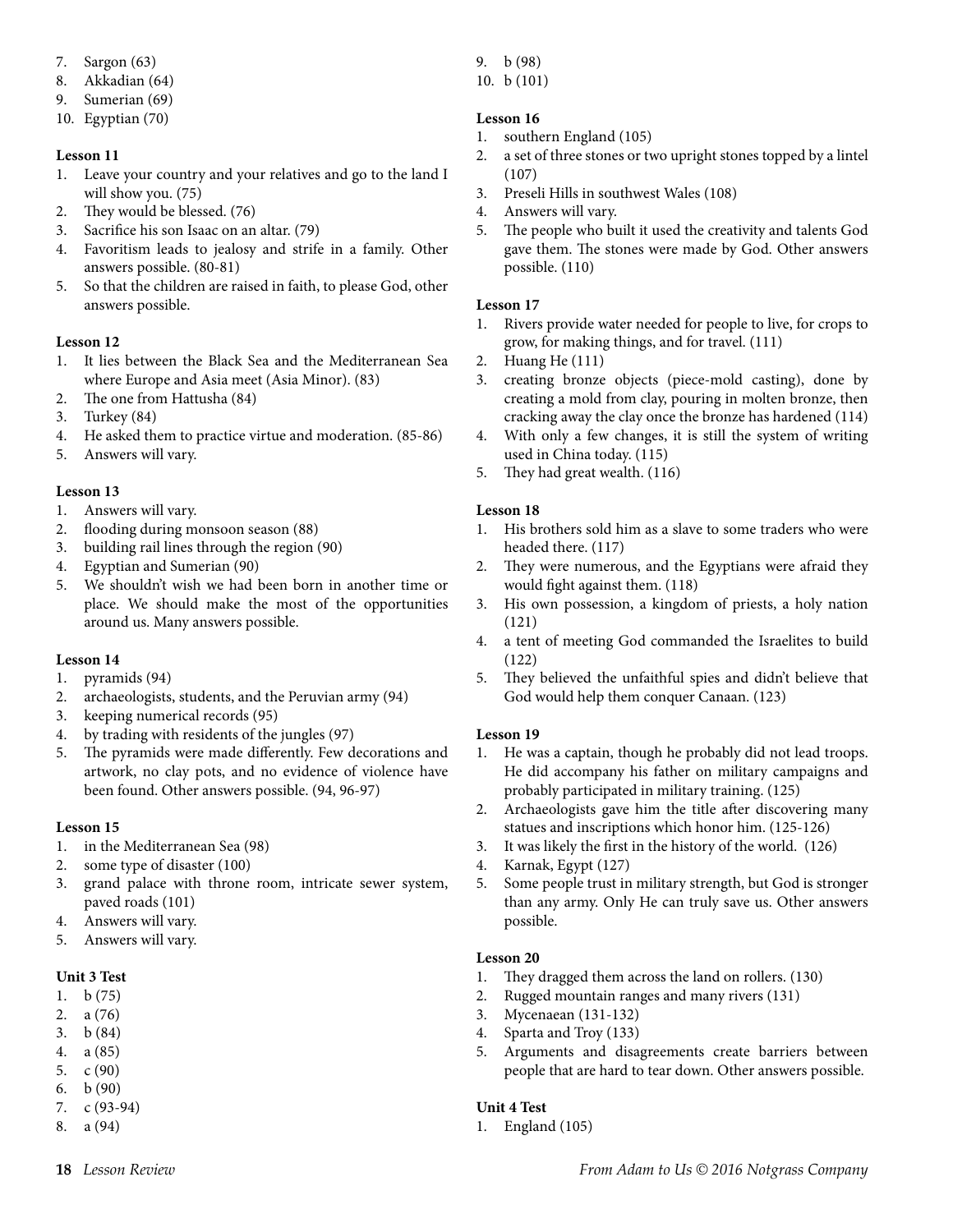7. Sargon (63)
8. Akkadian (64)
9. Sumerian (69)
10. Egyptian (70)

**Lesson 11**

1. Leave your country and your relatives and go to the land I will show you. (75)
2. They would be blessed. (76)
3. Sacrifice his son Isaac on an altar. (79)
4. Favoritism leads to jealosy and strife in a family. Other answers possible. (80-81)
5. So that the children are raised in faith, to please God, other answers possible.

**Lesson 12**

1. It lies between the Black Sea and the Mediterranean Sea where Europe and Asia meet (Asia Minor). (83)
2. The one from Hattusha (84)
3. Turkey (84)
4. He asked them to practice virtue and moderation. (85-86)
5. Answers will vary.

**Lesson 13**

1. Answers will vary.
2. flooding during monsoon season (88)
3. building rail lines through the region (90)
4. Egyptian and Sumerian (90)
5. We shouldn't wish we had been born in another time or place. We should make the most of the opportunities around us. Many answers possible.

**Lesson 14**

1. pyramids (94)
2. archaeologists, students, and the Peruvian army (94)
3. keeping numerical records (95)
4. by trading with residents of the jungles (97)
5. The pyramids were made differently. Few decorations and artwork, no clay pots, and no evidence of violence have been found. Other answers possible. (94, 96-97)

**Lesson 15**

1. in the Mediterranean Sea (98)
2. some type of disaster (100)
3. grand palace with throne room, intricate sewer system, paved roads (101)
4. Answers will vary.
5. Answers will vary.

**Unit 3 Test**

1. b (75)
2. a (76)
3. b (84)
4. a (85)
5. c (90)
6. b (90)
7. c (93-94)
8. a (94)
9. b (98)
10. b (101)

**Lesson 16**

1. southern England (105)
2. a set of three stones or two upright stones topped by a lintel (107)
3. Preseli Hills in southwest Wales (108)
4. Answers will vary.
5. The people who built it used the creativity and talents God gave them. The stones were made by God. Other answers possible. (110)

**Lesson 17**

1. Rivers provide water needed for people to live, for crops to grow, for making things, and for travel. (111)
2. Huang He (111)
3. creating bronze objects (piece-mold casting), done by creating a mold from clay, pouring in molten bronze, then cracking away the clay once the bronze has hardened (114)
4. With only a few changes, it is still the system of writing used in China today. (115)
5. They had great wealth. (116)

**Lesson 18**

1. His brothers sold him as a slave to some traders who were headed there. (117)
2. They were numerous, and the Egyptians were afraid they would fight against them. (118)
3. His own possession, a kingdom of priests, a holy nation (121)
4. a tent of meeting God commanded the Israelites to build (122)
5. They believed the unfaithful spies and didn't believe that God would help them conquer Canaan. (123)

**Lesson 19**

1. He was a captain, though he probably did not lead troops. He did accompany his father on military campaigns and probably participated in military training. (125)
2. Archaeologists gave him the title after discovering many statues and inscriptions which honor him. (125-126)
3. It was likely the first in the history of the world. (126)
4. Karnak, Egypt (127)
5. Some people trust in military strength, but God is stronger than any army. Only He can truly save us. Other answers possible.

**Lesson 20**

1. They dragged them across the land on rollers. (130)
2. Rugged mountain ranges and many rivers (131)
3. Mycenaean (131-132)
4. Sparta and Troy (133)
5. Arguments and disagreements create barriers between people that are hard to tear down. Other answers possible.

**Unit 4 Test**

1. England (105)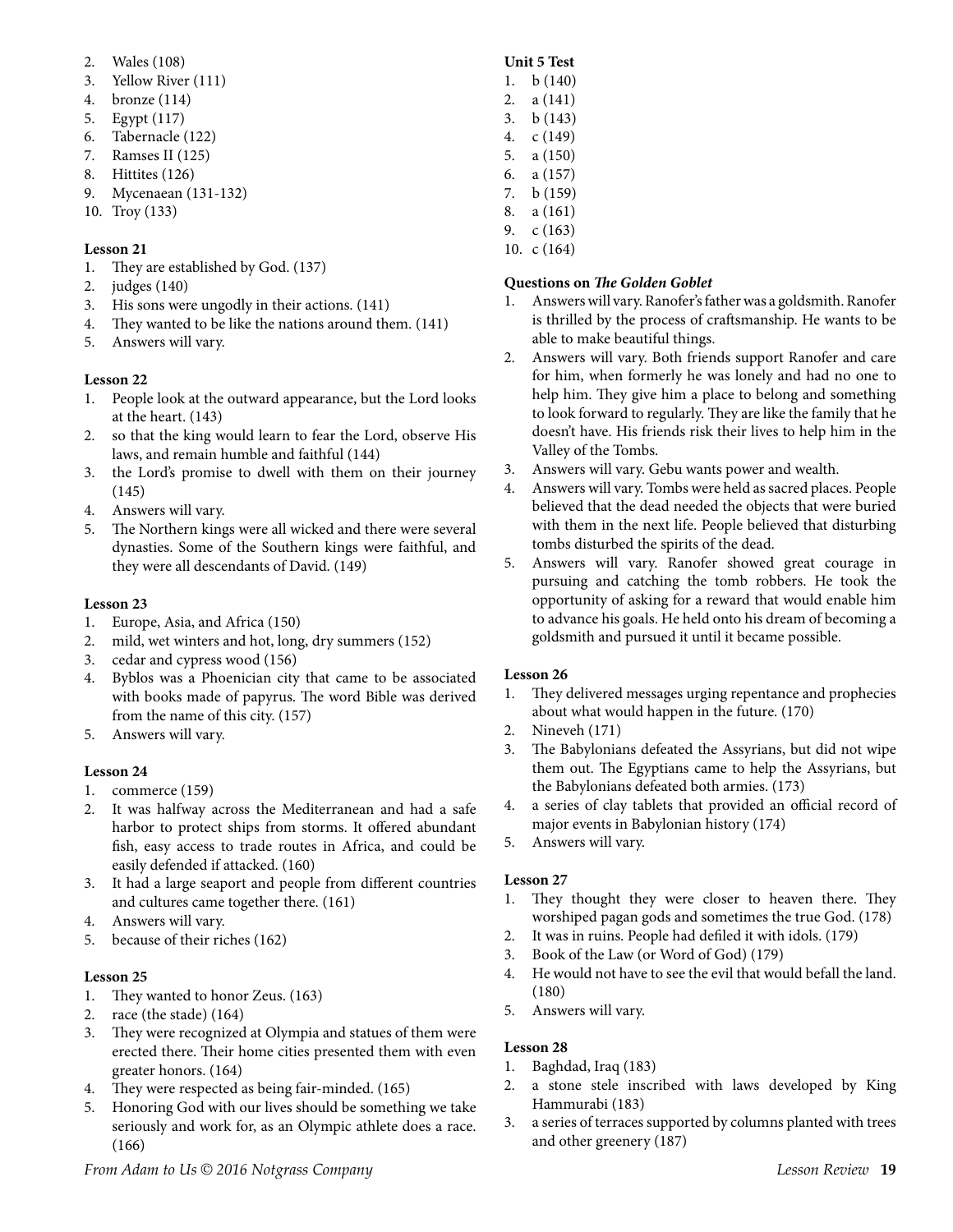2. Wales (108)
3. Yellow River (111)
4. bronze (114)
5. Egypt (117)
6. Tabernacle (122)
7. Ramses II (125)
8. Hittites (126)
9. Mycenaean (131-132)
10. Troy (133)

**Lesson 21**

1. They are established by God. (137)
2. judges (140)
3. His sons were ungodly in their actions. (141)
4. They wanted to be like the nations around them. (141)
5. Answers will vary.

**Lesson 22**

1. People look at the outward appearance, but the Lord looks at the heart. (143)
2. so that the king would learn to fear the Lord, observe His laws, and remain humble and faithful (144)
3. the Lord's promise to dwell with them on their journey (145)
4. Answers will vary.
5. The Northern kings were all wicked and there were several dynasties. Some of the Southern kings were faithful, and they were all descendants of David. (149)

**Lesson 23**

1. Europe, Asia, and Africa (150)
2. mild, wet winters and hot, long, dry summers (152)
3. cedar and cypress wood (156)
4. Byblos was a Phoenician city that came to be associated with books made of papyrus. The word Bible was derived from the name of this city. (157)
5. Answers will vary.

**Lesson 24**

1. commerce (159)
2. It was halfway across the Mediterranean and had a safe harbor to protect ships from storms. It offered abundant fish, easy access to trade routes in Africa, and could be easily defended if attacked. (160)
3. It had a large seaport and people from different countries and cultures came together there. (161)
4. Answers will vary.
5. because of their riches (162)

**Lesson 25**

1. They wanted to honor Zeus. (163)
2. race (the stade) (164)
3. They were recognized at Olympia and statues of them were erected there. Their home cities presented them with even greater honors. (164)
4. They were respected as being fair-minded. (165)
5. Honoring God with our lives should be something we take seriously and work for, as an Olympic athlete does a race. (166)

**Unit 5 Test**

1. b (140)
2. a (141)
3. b (143)
4. c (149)
5. a (150)
6. a (157)
7. b (159)
8. a (161)
9. c (163)
10. c (164)

**Questions on *The Golden Goblet***

1. Answers will vary. Ranofer's father was a goldsmith. Ranofer is thrilled by the process of craftsmanship. He wants to be able to make beautiful things.
2. Answers will vary. Both friends support Ranofer and care for him, when formerly he was lonely and had no one to help him. They give him a place to belong and something to look forward to regularly. They are like the family that he doesn't have. His friends risk their lives to help him in the Valley of the Tombs.
3. Answers will vary. Gebu wants power and wealth.
4. Answers will vary. Tombs were held as sacred places. People believed that the dead needed the objects that were buried with them in the next life. People believed that disturbing tombs disturbed the spirits of the dead.
5. Answers will vary. Ranofer showed great courage in pursuing and catching the tomb robbers. He took the opportunity of asking for a reward that would enable him to advance his goals. He held onto his dream of becoming a goldsmith and pursued it until it became possible.

**Lesson 26**

1. They delivered messages urging repentance and prophecies about what would happen in the future. (170)
2. Nineveh (171)
3. The Babylonians defeated the Assyrians, but did not wipe them out. The Egyptians came to help the Assyrians, but the Babylonians defeated both armies. (173)
4. a series of clay tablets that provided an official record of major events in Babylonian history (174)
5. Answers will vary.

**Lesson 27**

1. They thought they were closer to heaven there. They worshiped pagan gods and sometimes the true God. (178)
2. It was in ruins. People had defiled it with idols. (179)
3. Book of the Law (or Word of God) (179)
4. He would not have to see the evil that would befall the land. (180)
5. Answers will vary.

**Lesson 28**

1. Baghdad, Iraq (183)
2. a stone stele inscribed with laws developed by King Hammurabi (183)
3. a series of terraces supported by columns planted with trees and other greenery (187)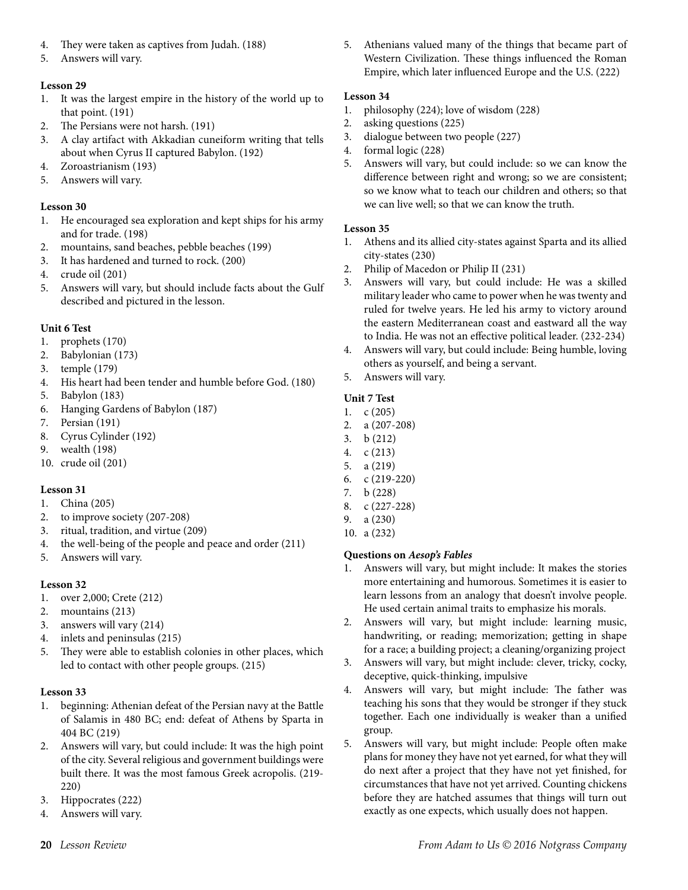4. They were taken as captives from Judah. (188)
5. Answers will vary.

**Lesson 29**

1. It was the largest empire in the history of the world up to that point. (191)
2. The Persians were not harsh. (191)
3. A clay artifact with Akkadian cuneiform writing that tells about when Cyrus II captured Babylon. (192)
4. Zoroastrianism (193)
5. Answers will vary.

**Lesson 30**

1. He encouraged sea exploration and kept ships for his army and for trade. (198)
2. mountains, sand beaches, pebble beaches (199)
3. It has hardened and turned to rock. (200)
4. crude oil (201)
5. Answers will vary, but should include facts about the Gulf described and pictured in the lesson.

**Unit 6 Test**

1. prophets (170)
2. Babylonian (173)
3. temple (179)
4. His heart had been tender and humble before God. (180)
5. Babylon (183)
6. Hanging Gardens of Babylon (187)
7. Persian (191)
8. Cyrus Cylinder (192)
9. wealth (198)
10. crude oil (201)

**Lesson 31**

1. China (205)
2. to improve society (207-208)
3. ritual, tradition, and virtue (209)
4. the well-being of the people and peace and order (211)
5. Answers will vary.

**Lesson 32**

1. over 2,000; Crete (212)
2. mountains (213)
3. answers will vary (214)
4. inlets and peninsulas (215)
5. They were able to establish colonies in other places, which led to contact with other people groups. (215)

**Lesson 33**

1. beginning: Athenian defeat of the Persian navy at the Battle of Salamis in 480 BC; end: defeat of Athens by Sparta in 404 BC (219)
2. Answers will vary, but could include: It was the high point of the city. Several religious and government buildings were built there. It was the most famous Greek acropolis. (219-220)
3. Hippocrates (222)
4. Answers will vary.
5. Athenians valued many of the things that became part of Western Civilization. These things influenced the Roman Empire, which later influenced Europe and the U.S. (222)

**Lesson 34**

1. philosophy (224); love of wisdom (228)
2. asking questions (225)
3. dialogue between two people (227)
4. formal logic (228)
5. Answers will vary, but could include: so we can know the difference between right and wrong; so we are consistent; so we know what to teach our children and others; so that we can live well; so that we can know the truth.

**Lesson 35**

1. Athens and its allied city-states against Sparta and its allied city-states (230)
2. Philip of Macedon or Philip II (231)
3. Answers will vary, but could include: He was a skilled military leader who came to power when he was twenty and ruled for twelve years. He led his army to victory around the eastern Mediterranean coast and eastward all the way to India. He was not an effective political leader. (232-234)
4. Answers will vary, but could include: Being humble, loving others as yourself, and being a servant.
5. Answers will vary.

**Unit 7 Test**

1. c (205)
2. a (207-208)
3. b (212)
4. c (213)
5. a (219)
6. c (219-220)
7. b (228)
8. c (227-228)
9. a (230)
10. a (232)

**Questions on *Aesop's Fables***

1. Answers will vary, but might include: It makes the stories more entertaining and humorous. Sometimes it is easier to learn lessons from an analogy that doesn't involve people. He used certain animal traits to emphasize his morals.
2. Answers will vary, but might include: learning music, handwriting, or reading; memorization; getting in shape for a race; a building project; a cleaning/organizing project
3. Answers will vary, but might include: clever, tricky, cocky, deceptive, quick-thinking, impulsive
4. Answers will vary, but might include: The father was teaching his sons that they would be stronger if they stuck together. Each one individually is weaker than a unified group.
5. Answers will vary, but might include: People often make plans for money they have not yet earned, for what they will do next after a project that they have not yet finished, for circumstances that have not yet arrived. Counting chickens before they are hatched assumes that things will turn out exactly as one expects, which usually does not happen.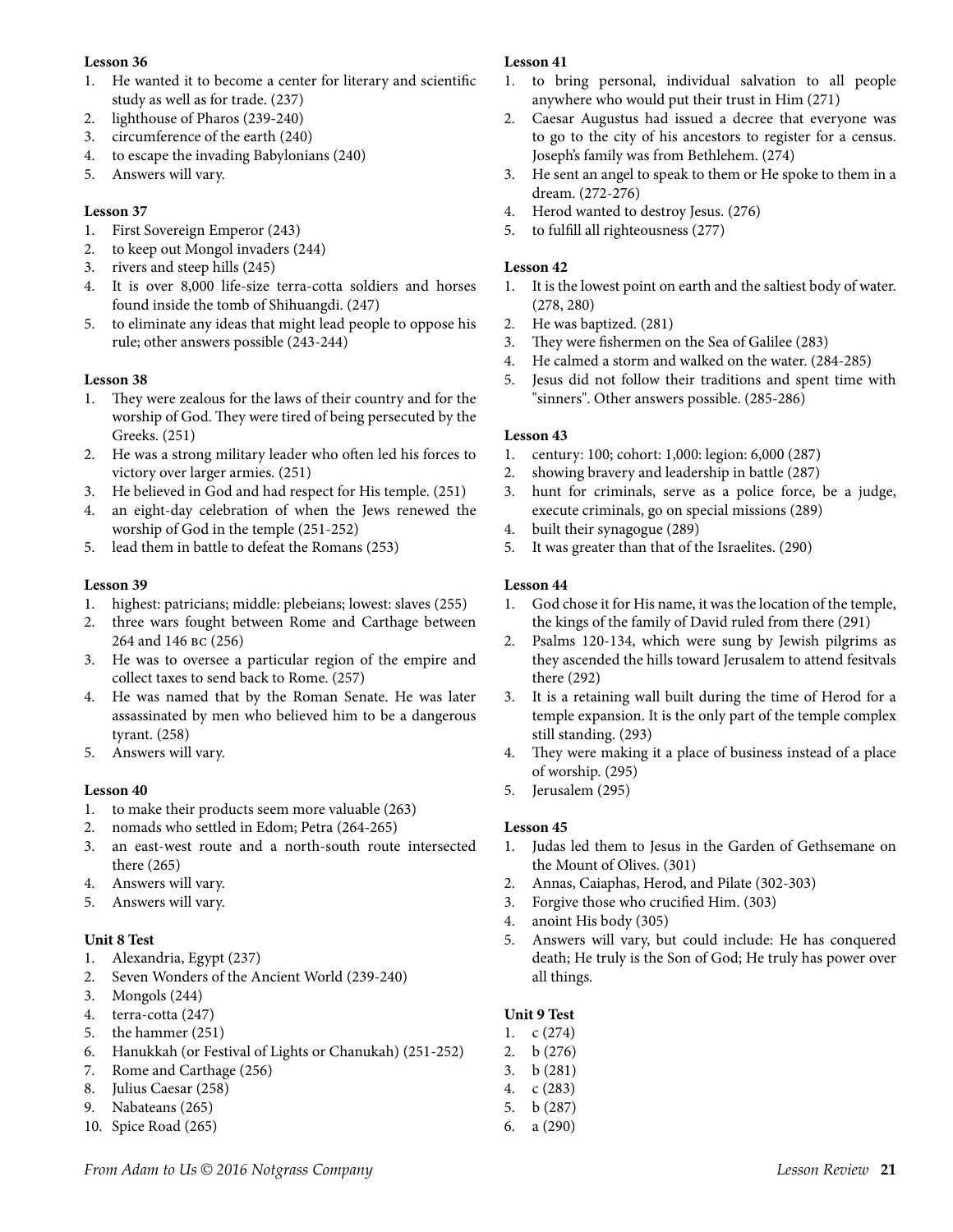**Lesson 36**

1. He wanted it to become a center for literary and scientific study as well as for trade. (237)
2. lighthouse of Pharos (239-240)
3. circumference of the earth (240)
4. to escape the invading Babylonians (240)
5. Answers will vary.

**Lesson 37**

1. First Sovereign Emperor (243)
2. to keep out Mongol invaders (244)
3. rivers and steep hills (245)
4. It is over 8,000 life-size terra-cotta soldiers and horses found inside the tomb of Shihuangdi. (247)
5. to eliminate any ideas that might lead people to oppose his rule; other answers possible (243-244)

**Lesson 38**

1. They were zealous for the laws of their country and for the worship of God. They were tired of being persecuted by the Greeks. (251)
2. He was a strong military leader who often led his forces to victory over larger armies. (251)
3. He believed in God and had respect for His temple. (251)
4. an eight-day celebration of when the Jews renewed the worship of God in the temple (251-252)
5. lead them in battle to defeat the Romans (253)

**Lesson 39**

1. highest: patricians; middle: plebeians; lowest: slaves (255)
2. three wars fought between Rome and Carthage between 264 and 146 BC (256)
3. He was to oversee a particular region of the empire and collect taxes to send back to Rome. (257)
4. He was named that by the Roman Senate. He was later assassinated by men who believed him to be a dangerous tyrant. (258)
5. Answers will vary.

**Lesson 40**

1. to make their products seem more valuable (263)
2. nomads who settled in Edom; Petra (264-265)
3. an east-west route and a north-south route intersected there (265)
4. Answers will vary.
5. Answers will vary.

**Unit 8 Test**

1. Alexandria, Egypt (237)
2. Seven Wonders of the Ancient World (239-240)
3. Mongols (244)
4. terra-cotta (247)
5. the hammer (251)
6. Hanukkah (or Festival of Lights or Chanukah) (251-252)
7. Rome and Carthage (256)
8. Julius Caesar (258)
9. Nabateans (265)
10. Spice Road (265)

**Lesson 41**

1. to bring personal, individual salvation to all people anywhere who would put their trust in Him (271)
2. Caesar Augustus had issued a decree that everyone was to go to the city of his ancestors to register for a census. Joseph's family was from Bethlehem. (274)
3. He sent an angel to speak to them or He spoke to them in a dream. (272-276)
4. Herod wanted to destroy Jesus. (276)
5. to fulfill all righteousness (277)

**Lesson 42**

1. It is the lowest point on earth and the saltiest body of water. (278, 280)
2. He was baptized. (281)
3. They were fishermen on the Sea of Galilee (283)
4. He calmed a storm and walked on the water. (284-285)
5. Jesus did not follow their traditions and spent time with "sinners". Other answers possible. (285-286)

**Lesson 43**

1. century: 100; cohort: 1,000: legion: 6,000 (287)
2. showing bravery and leadership in battle (287)
3. hunt for criminals, serve as a police force, be a judge, execute criminals, go on special missions (289)
4. built their synagogue (289)
5. It was greater than that of the Israelites. (290)

**Lesson 44**

1. God chose it for His name, it was the location of the temple, the kings of the family of David ruled from there (291)
2. Psalms 120-134, which were sung by Jewish pilgrims as they ascended the hills toward Jerusalem to attend fesitvals there (292)
3. It is a retaining wall built during the time of Herod for a temple expansion. It is the only part of the temple complex still standing. (293)
4. They were making it a place of business instead of a place of worship. (295)
5. Jerusalem (295)

**Lesson 45**

1. Judas led them to Jesus in the Garden of Gethsemane on the Mount of Olives. (301)
2. Annas, Caiaphas, Herod, and Pilate (302-303)
3. Forgive those who crucified Him. (303)
4. anoint His body (305)
5. Answers will vary, but could include: He has conquered death; He truly is the Son of God; He truly has power over all things.

**Unit 9 Test**

1. c (274)
2. b (276)
3. b (281)
4. c (283)
5. b (287)
6. a (290)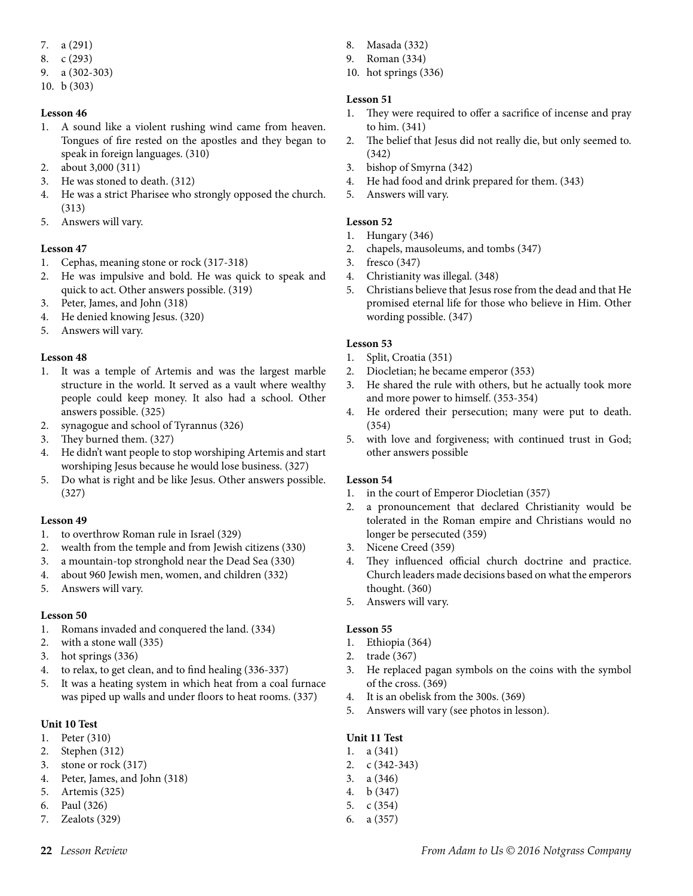7. a (291)
8. c (293)
9. a (302-303)
10. b (303)

**Lesson 46**

1. A sound like a violent rushing wind came from heaven. Tongues of fire rested on the apostles and they began to speak in foreign languages. (310)
2. about 3,000 (311)
3. He was stoned to death. (312)
4. He was a strict Pharisee who strongly opposed the church. (313)
5. Answers will vary.

**Lesson 47**

1. Cephas, meaning stone or rock (317-318)
2. He was impulsive and bold. He was quick to speak and quick to act. Other answers possible. (319)
3. Peter, James, and John (318)
4. He denied knowing Jesus. (320)
5. Answers will vary.

**Lesson 48**

1. It was a temple of Artemis and was the largest marble structure in the world. It served as a vault where wealthy people could keep money. It also had a school. Other answers possible. (325)
2. synagogue and school of Tyrannus (326)
3. They burned them. (327)
4. He didn't want people to stop worshiping Artemis and start worshiping Jesus because he would lose business. (327)
5. Do what is right and be like Jesus. Other answers possible. (327)

**Lesson 49**

1. to overthrow Roman rule in Israel (329)
2. wealth from the temple and from Jewish citizens (330)
3. a mountain-top stronghold near the Dead Sea (330)
4. about 960 Jewish men, women, and children (332)
5. Answers will vary.

**Lesson 50**

1. Romans invaded and conquered the land. (334)
2. with a stone wall (335)
3. hot springs (336)
4. to relax, to get clean, and to find healing (336-337)
5. It was a heating system in which heat from a coal furnace was piped up walls and under floors to heat rooms. (337)

**Unit 10 Test**

1. Peter (310)
2. Stephen (312)
3. stone or rock (317)
4. Peter, James, and John (318)
5. Artemis (325)
6. Paul (326)
7. Zealots (329)
8. Masada (332)
9. Roman (334)
10. hot springs (336)

**Lesson 51**

1. They were required to offer a sacrifice of incense and pray to him. (341)
2. The belief that Jesus did not really die, but only seemed to. (342)
3. bishop of Smyrna (342)
4. He had food and drink prepared for them. (343)
5. Answers will vary.

**Lesson 52**

1. Hungary (346)
2. chapels, mausoleums, and tombs (347)
3. fresco (347)
4. Christianity was illegal. (348)
5. Christians believe that Jesus rose from the dead and that He promised eternal life for those who believe in Him. Other wording possible. (347)

**Lesson 53**

1. Split, Croatia (351)
2. Diocletian; he became emperor (353)
3. He shared the rule with others, but he actually took more and more power to himself. (353-354)
4. He ordered their persecution; many were put to death. (354)
5. with love and forgiveness; with continued trust in God; other answers possible

**Lesson 54**

1. in the court of Emperor Diocletian (357)
2. a pronouncement that declared Christianity would be tolerated in the Roman empire and Christians would no longer be persecuted (359)
3. Nicene Creed (359)
4. They influenced official church doctrine and practice. Church leaders made decisions based on what the emperors thought. (360)
5. Answers will vary.

**Lesson 55**

1. Ethiopia (364)
2. trade (367)
3. He replaced pagan symbols on the coins with the symbol of the cross. (369)
4. It is an obelisk from the 300s. (369)
5. Answers will vary (see photos in lesson).

**Unit 11 Test**

1. a (341)
2. c (342-343)
3. a (346)
4. b (347)
5. c (354)
6. a (357)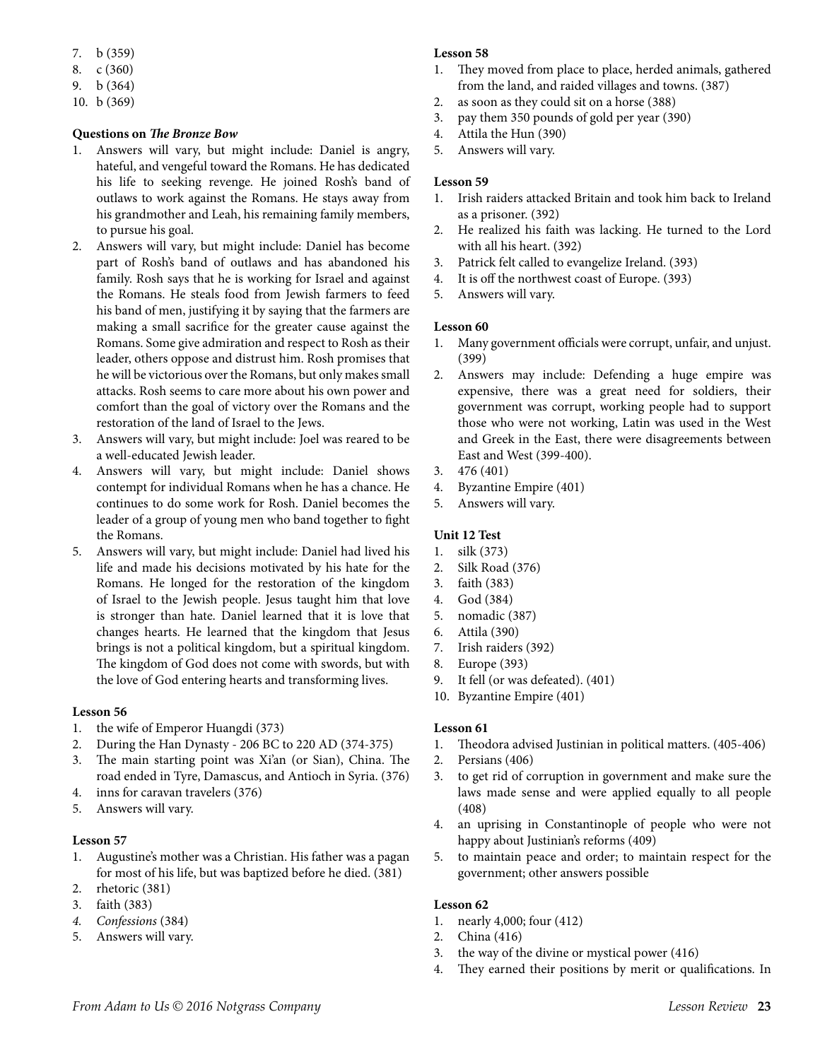7. b (359)
8. c (360)
9. b (364)
10. b (369)

**Questions on *The Bronze Bow***

1. Answers will vary, but might include: Daniel is angry, hateful, and vengeful toward the Romans. He has dedicated his life to seeking revenge. He joined Rosh's band of outlaws to work against the Romans. He stays away from his grandmother and Leah, his remaining family members, to pursue his goal.
2. Answers will vary, but might include: Daniel has become part of Rosh's band of outlaws and has abandoned his family. Rosh says that he is working for Israel and against the Romans. He steals food from Jewish farmers to feed his band of men, justifying it by saying that the farmers are making a small sacrifice for the greater cause against the Romans. Some give admiration and respect to Rosh as their leader, others oppose and distrust him. Rosh promises that he will be victorious over the Romans, but only makes small attacks. Rosh seems to care more about his own power and comfort than the goal of victory over the Romans and the restoration of the land of Israel to the Jews.
3. Answers will vary, but might include: Joel was reared to be a well-educated Jewish leader.
4. Answers will vary, but might include: Daniel shows contempt for individual Romans when he has a chance. He continues to do some work for Rosh. Daniel becomes the leader of a group of young men who band together to fight the Romans.
5. Answers will vary, but might include: Daniel had lived his life and made his decisions motivated by his hate for the Romans. He longed for the restoration of the kingdom of Israel to the Jewish people. Jesus taught him that love is stronger than hate. Daniel learned that it is love that changes hearts. He learned that the kingdom that Jesus brings is not a political kingdom, but a spiritual kingdom. The kingdom of God does not come with swords, but with the love of God entering hearts and transforming lives.

**Lesson 56**

1. the wife of Emperor Huangdi (373)
2. During the Han Dynasty - 206 BC to 220 AD (374-375)
3. The main starting point was Xi'an (or Sian), China. The road ended in Tyre, Damascus, and Antioch in Syria. (376)
4. inns for caravan travelers (376)
5. Answers will vary.

**Lesson 57**

1. Augustine's mother was a Christian. His father was a pagan for most of his life, but was baptized before he died. (381)
2. rhetoric (381)
3. faith (383)
4. *Confessions* (384)
5. Answers will vary.

**Lesson 58**

1. They moved from place to place, herded animals, gathered from the land, and raided villages and towns. (387)
2. as soon as they could sit on a horse (388)
3. pay them 350 pounds of gold per year (390)
4. Attila the Hun (390)
5. Answers will vary.

**Lesson 59**

1. Irish raiders attacked Britain and took him back to Ireland as a prisoner. (392)
2. He realized his faith was lacking. He turned to the Lord with all his heart. (392)
3. Patrick felt called to evangelize Ireland. (393)
4. It is off the northwest coast of Europe. (393)
5. Answers will vary.

**Lesson 60**

1. Many government officials were corrupt, unfair, and unjust. (399)
2. Answers may include: Defending a huge empire was expensive, there was a great need for soldiers, their government was corrupt, working people had to support those who were not working, Latin was used in the West and Greek in the East, there were disagreements between East and West (399-400).
3. 476 (401)
4. Byzantine Empire (401)
5. Answers will vary.

**Unit 12 Test**

1. silk (373)
2. Silk Road (376)
3. faith (383)
4. God (384)
5. nomadic (387)
6. Attila (390)
7. Irish raiders (392)
8. Europe (393)
9. It fell (or was defeated). (401)
10. Byzantine Empire (401)

**Lesson 61**

1. Theodora advised Justinian in political matters. (405-406)
2. Persians (406)
3. to get rid of corruption in government and make sure the laws made sense and were applied equally to all people (408)
4. an uprising in Constantinople of people who were not happy about Justinian's reforms (409)
5. to maintain peace and order; to maintain respect for the government; other answers possible

**Lesson 62**

1. nearly 4,000; four (412)
2. China (416)
3. the way of the divine or mystical power (416)
4. They earned their positions by merit or qualifications. In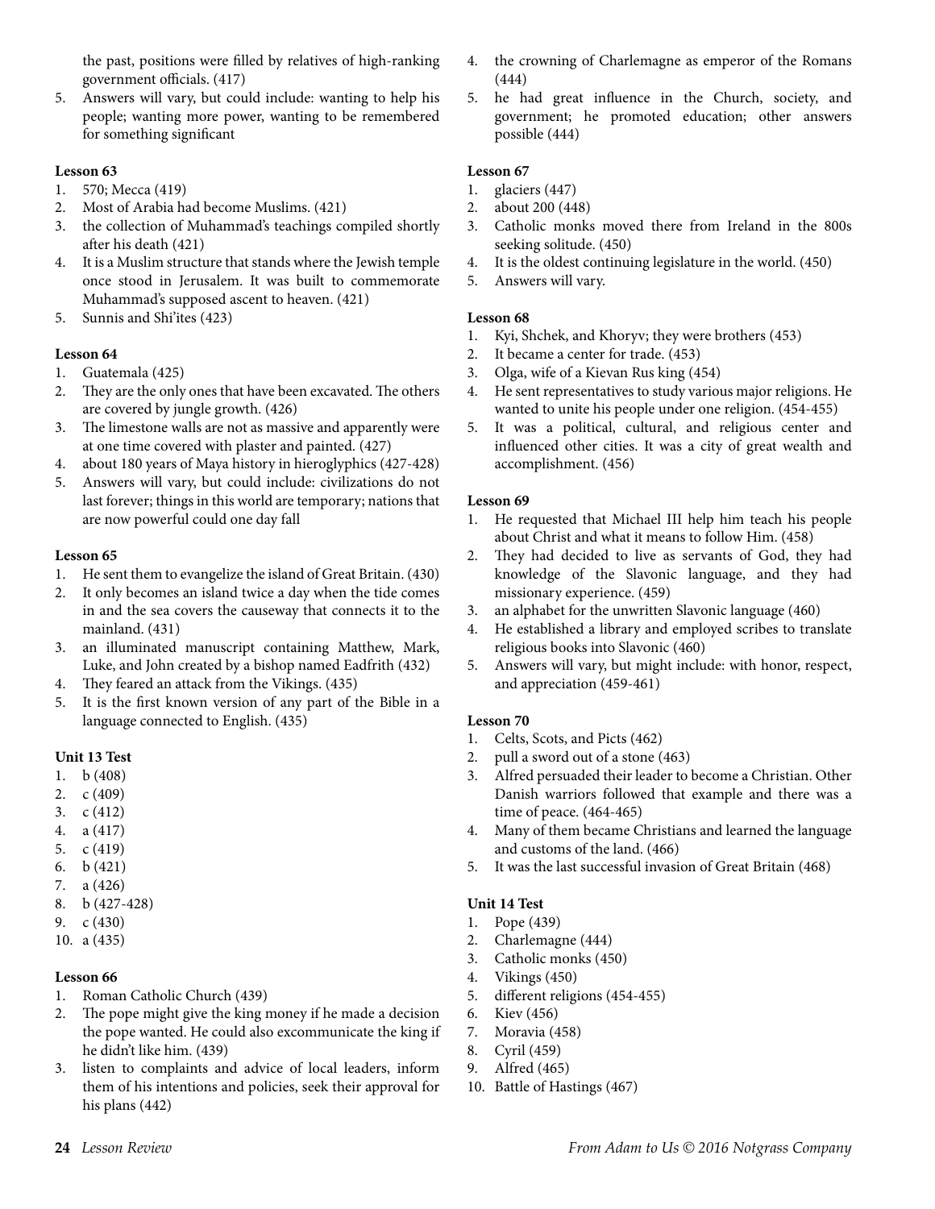the past, positions were filled by relatives of high-ranking government officials. (417)

5. Answers will vary, but could include: wanting to help his people; wanting more power, wanting to be remembered for something significant

**Lesson 63**

1. 570; Mecca (419)
2. Most of Arabia had become Muslims. (421)
3. the collection of Muhammad's teachings compiled shortly after his death (421)
4. It is a Muslim structure that stands where the Jewish temple once stood in Jerusalem. It was built to commemorate Muhammad's supposed ascent to heaven. (421)
5. Sunnis and Shi'ites (423)

**Lesson 64**

1. Guatemala (425)
2. They are the only ones that have been excavated. The others are covered by jungle growth. (426)
3. The limestone walls are not as massive and apparently were at one time covered with plaster and painted. (427)
4. about 180 years of Maya history in hieroglyphics (427-428)
5. Answers will vary, but could include: civilizations do not last forever; things in this world are temporary; nations that are now powerful could one day fall

**Lesson 65**

1. He sent them to evangelize the island of Great Britain. (430)
2. It only becomes an island twice a day when the tide comes in and the sea covers the causeway that connects it to the mainland. (431)
3. an illuminated manuscript containing Matthew, Mark, Luke, and John created by a bishop named Eadfrith (432)
4. They feared an attack from the Vikings. (435)
5. It is the first known version of any part of the Bible in a language connected to English. (435)

**Unit 13 Test**

1. b (408)
2. c (409)
3. c (412)
4. a (417)
5. c (419)
6. b (421)
7. a (426)
8. b (427-428)
9. c (430)
10. a (435)

**Lesson 66**

1. Roman Catholic Church (439)
2. The pope might give the king money if he made a decision the pope wanted. He could also excommunicate the king if he didn't like him. (439)
3. listen to complaints and advice of local leaders, inform them of his intentions and policies, seek their approval for his plans (442)
4. the crowning of Charlemagne as emperor of the Romans (444)
5. he had great influence in the Church, society, and government; he promoted education; other answers possible (444)

**Lesson 67**

1. glaciers (447)
2. about 200 (448)
3. Catholic monks moved there from Ireland in the 800s seeking solitude. (450)
4. It is the oldest continuing legislature in the world. (450)
5. Answers will vary.

**Lesson 68**

1. Kyi, Shchek, and Khoryv; they were brothers (453)
2. It became a center for trade. (453)
3. Olga, wife of a Kievan Rus king (454)
4. He sent representatives to study various major religions. He wanted to unite his people under one religion. (454-455)
5. It was a political, cultural, and religious center and influenced other cities. It was a city of great wealth and accomplishment. (456)

**Lesson 69**

1. He requested that Michael III help him teach his people about Christ and what it means to follow Him. (458)
2. They had decided to live as servants of God, they had knowledge of the Slavonic language, and they had missionary experience. (459)
3. an alphabet for the unwritten Slavonic language (460)
4. He established a library and employed scribes to translate religious books into Slavonic (460)
5. Answers will vary, but might include: with honor, respect, and appreciation (459-461)

**Lesson 70**

1. Celts, Scots, and Picts (462)
2. pull a sword out of a stone (463)
3. Alfred persuaded their leader to become a Christian. Other Danish warriors followed that example and there was a time of peace. (464-465)
4. Many of them became Christians and learned the language and customs of the land. (466)
5. It was the last successful invasion of Great Britain (468)

**Unit 14 Test**

1. Pope (439)
2. Charlemagne (444)
3. Catholic monks (450)
4. Vikings (450)
5. different religions (454-455)
6. Kiev (456)
7. Moravia (458)
8. Cyril (459)
9. Alfred (465)
10. Battle of Hastings (467)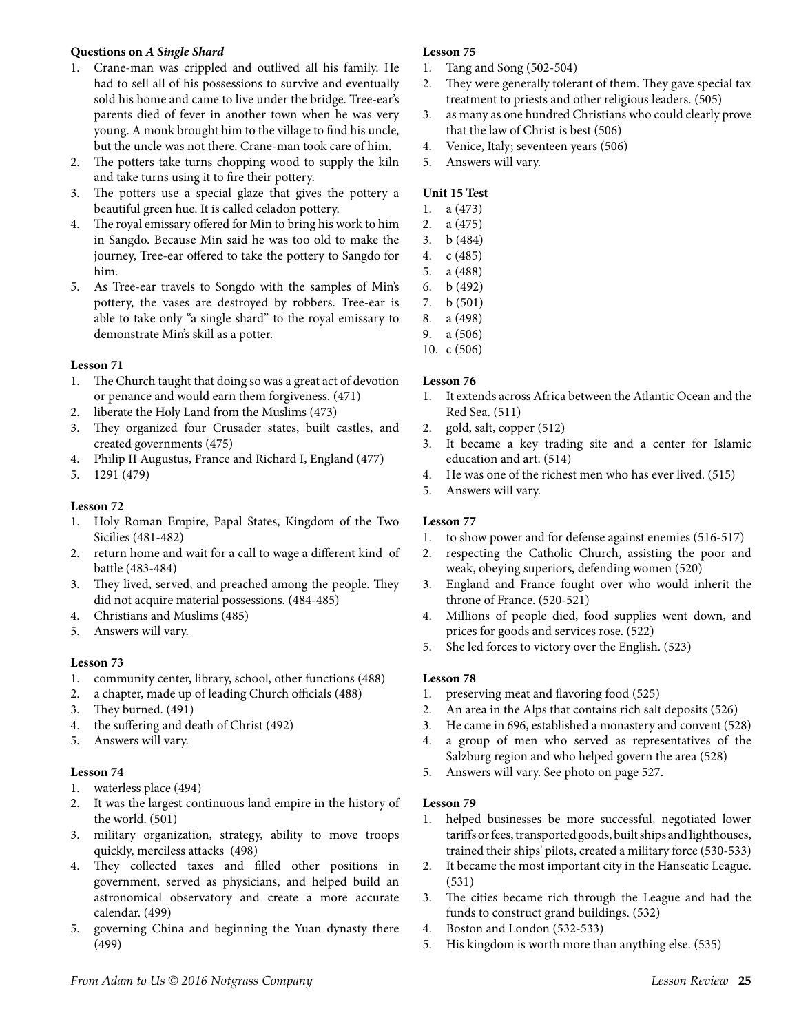**Questions on *A Single Shard***

1. Crane-man was crippled and outlived all his family. He had to sell all of his possessions to survive and eventually sold his home and came to live under the bridge. Tree-ear's parents died of fever in another town when he was very young. A monk brought him to the village to find his uncle, but the uncle was not there. Crane-man took care of him.
2. The potters take turns chopping wood to supply the kiln and take turns using it to fire their pottery.
3. The potters use a special glaze that gives the pottery a beautiful green hue. It is called celadon pottery.
4. The royal emissary offered for Min to bring his work to him in Sangdo. Because Min said he was too old to make the journey, Tree-ear offered to take the pottery to Sangdo for him.
5. As Tree-ear travels to Songdo with the samples of Min's pottery, the vases are destroyed by robbers. Tree-ear is able to take only "a single shard" to the royal emissary to demonstrate Min's skill as a potter.

**Lesson 71**

1. The Church taught that doing so was a great act of devotion or penance and would earn them forgiveness. (471)
2. liberate the Holy Land from the Muslims (473)
3. They organized four Crusader states, built castles, and created governments (475)
4. Philip II Augustus, France and Richard I, England (477)
5. 1291 (479)

**Lesson 72**

1. Holy Roman Empire, Papal States, Kingdom of the Two Sicilies (481-482)
2. return home and wait for a call to wage a different kind of battle (483-484)
3. They lived, served, and preached among the people. They did not acquire material possessions. (484-485)
4. Christians and Muslims (485)
5. Answers will vary.

**Lesson 73**

1. community center, library, school, other functions (488)
2. a chapter, made up of leading Church officials (488)
3. They burned. (491)
4. the suffering and death of Christ (492)
5. Answers will vary.

**Lesson 74**

1. waterless place (494)
2. It was the largest continuous land empire in the history of the world. (501)
3. military organization, strategy, ability to move troops quickly, merciless attacks (498)
4. They collected taxes and filled other positions in government, served as physicians, and helped build an astronomical observatory and create a more accurate calendar. (499)
5. governing China and beginning the Yuan dynasty there (499)

**Lesson 75**

1. Tang and Song (502-504)
2. They were generally tolerant of them. They gave special tax treatment to priests and other religious leaders. (505)
3. as many as one hundred Christians who could clearly prove that the law of Christ is best (506)
4. Venice, Italy; seventeen years (506)
5. Answers will vary.

**Unit 15 Test**

1. a (473)
2. a (475)
3. b (484)
4. c (485)
5. a (488)
6. b (492)
7. b (501)
8. a (498)
9. a (506)
10. c (506)

**Lesson 76**

1. It extends across Africa between the Atlantic Ocean and the Red Sea. (511)
2. gold, salt, copper (512)
3. It became a key trading site and a center for Islamic education and art. (514)
4. He was one of the richest men who has ever lived. (515)
5. Answers will vary.

**Lesson 77**

1. to show power and for defense against enemies (516-517)
2. respecting the Catholic Church, assisting the poor and weak, obeying superiors, defending women (520)
3. England and France fought over who would inherit the throne of France. (520-521)
4. Millions of people died, food supplies went down, and prices for goods and services rose. (522)
5. She led forces to victory over the English. (523)

**Lesson 78**

1. preserving meat and flavoring food (525)
2. An area in the Alps that contains rich salt deposits (526)
3. He came in 696, established a monastery and convent (528)
4. a group of men who served as representatives of the Salzburg region and who helped govern the area (528)
5. Answers will vary. See photo on page 527.

**Lesson 79**

1. helped businesses be more successful, negotiated lower tariffs or fees, transported goods, built ships and lighthouses, trained their ships' pilots, created a military force (530-533)
2. It became the most important city in the Hanseatic League. (531)
3. The cities became rich through the League and had the funds to construct grand buildings. (532)
4. Boston and London (532-533)
5. His kingdom is worth more than anything else. (535)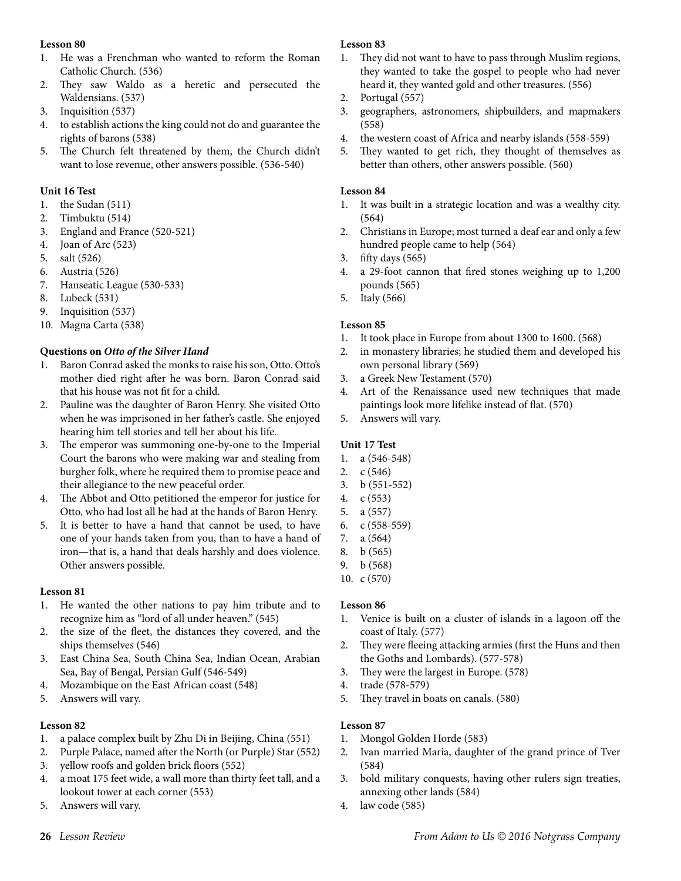**Lesson 80**

1. He was a Frenchman who wanted to reform the Roman Catholic Church. (536)
2. They saw Waldo as a heretic and persecuted the Waldensians. (537)
3. Inquisition (537)
4. to establish actions the king could not do and guarantee the rights of barons (538)
5. The Church felt threatened by them, the Church didn't want to lose revenue, other answers possible. (536-540)

**Unit 16 Test**

1. the Sudan (511)
2. Timbuktu (514)
3. England and France (520-521)
4. Joan of Arc (523)
5. salt (526)
6. Austria (526)
7. Hanseatic League (530-533)
8. Lubeck (531)
9. Inquisition (537)
10. Magna Carta (538)

**Questions on *Otto of the Silver Hand***

1. Baron Conrad asked the monks to raise his son, Otto. Otto's mother died right after he was born. Baron Conrad said that his house was not fit for a child.
2. Pauline was the daughter of Baron Henry. She visited Otto when he was imprisoned in her father's castle. She enjoyed hearing him tell stories and tell her about his life.
3. The emperor was summoning one-by-one to the Imperial Court the barons who were making war and stealing from burgher folk, where he required them to promise peace and their allegiance to the new peaceful order.
4. The Abbot and Otto petitioned the emperor for justice for Otto, who had lost all he had at the hands of Baron Henry.
5. It is better to have a hand that cannot be used, to have one of your hands taken from you, than to have a hand of iron—that is, a hand that deals harshly and does violence. Other answers possible.

**Lesson 81**

1. He wanted the other nations to pay him tribute and to recognize him as "lord of all under heaven." (545)
2. the size of the fleet, the distances they covered, and the ships themselves (546)
3. East China Sea, South China Sea, Indian Ocean, Arabian Sea, Bay of Bengal, Persian Gulf (546-549)
4. Mozambique on the East African coast (548)
5. Answers will vary.

**Lesson 82**

1. a palace complex built by Zhu Di in Beijing, China (551)
2. Purple Palace, named after the North (or Purple) Star (552)
3. yellow roofs and golden brick floors (552)
4. a moat 175 feet wide, a wall more than thirty feet tall, and a lookout tower at each corner (553)
5. Answers will vary.

**Lesson 83**

1. They did not want to have to pass through Muslim regions, they wanted to take the gospel to people who had never heard it, they wanted gold and other treasures. (556)
2. Portugal (557)
3. geographers, astronomers, shipbuilders, and mapmakers (558)
4. the western coast of Africa and nearby islands (558-559)
5. They wanted to get rich, they thought of themselves as better than others, other answers possible. (560)

**Lesson 84**

1. It was built in a strategic location and was a wealthy city. (564)
2. Christians in Europe; most turned a deaf ear and only a few hundred people came to help (564)
3. fifty days (565)
4. a 29-foot cannon that fired stones weighing up to 1,200 pounds (565)
5. Italy (566)

**Lesson 85**

1. It took place in Europe from about 1300 to 1600. (568)
2. in monastery libraries; he studied them and developed his own personal library (569)
3. a Greek New Testament (570)
4. Art of the Renaissance used new techniques that made paintings look more lifelike instead of flat. (570)
5. Answers will vary.

**Unit 17 Test**

1. a (546-548)
2. c (546)
3. b (551-552)
4. c (553)
5. a (557)
6. c (558-559)
7. a (564)
8. b (565)
9. b (568)
10. c (570)

**Lesson 86**

1. Venice is built on a cluster of islands in a lagoon off the coast of Italy. (577)
2. They were fleeing attacking armies (first the Huns and then the Goths and Lombards). (577-578)
3. They were the largest in Europe. (578)
4. trade (578-579)
5. They travel in boats on canals. (580)

**Lesson 87**

1. Mongol Golden Horde (583)
2. Ivan married Maria, daughter of the grand prince of Tver (584)
3. bold military conquests, having other rulers sign treaties, annexing other lands (584)
4. law code (585)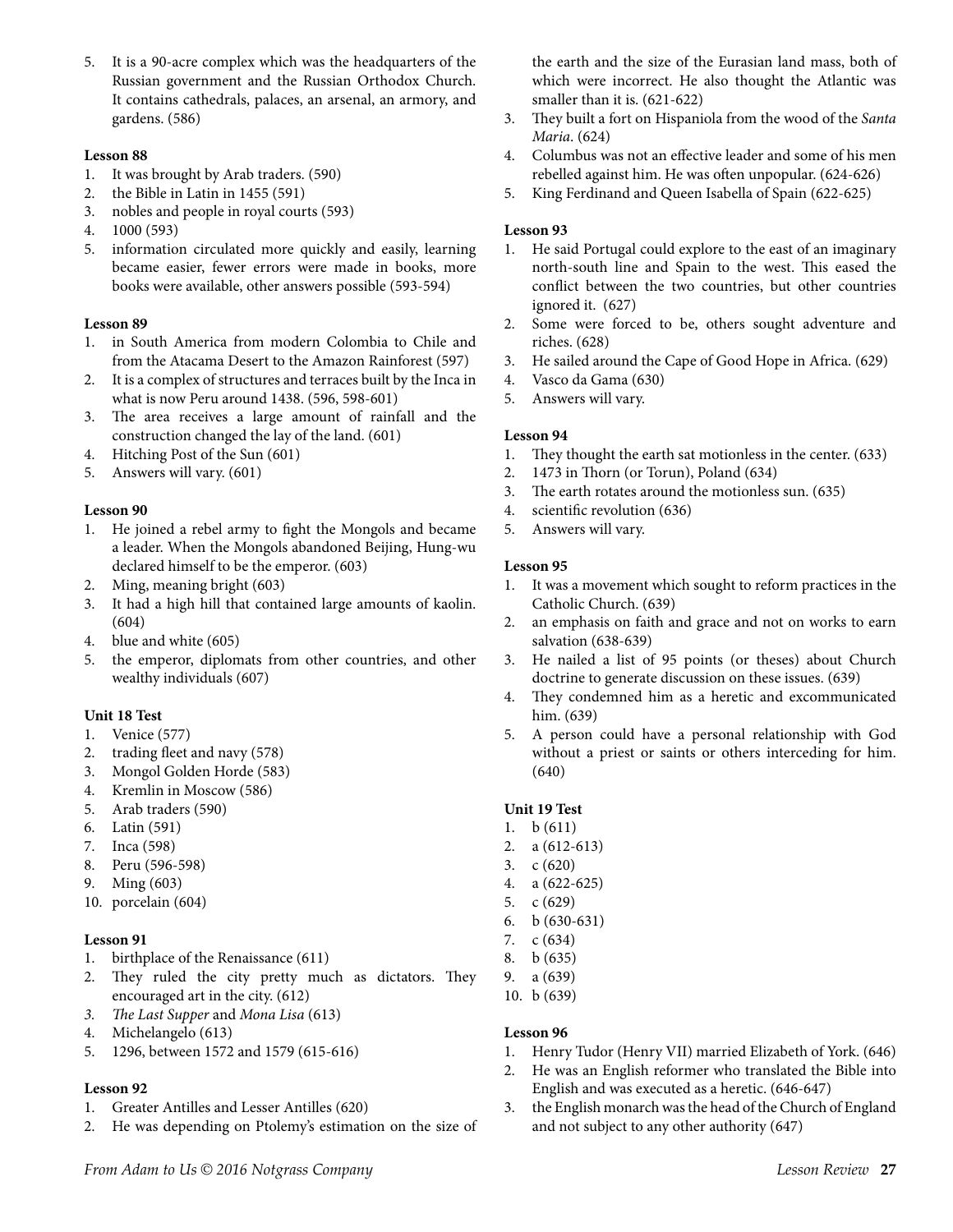5. It is a 90-acre complex which was the headquarters of the Russian government and the Russian Orthodox Church. It contains cathedrals, palaces, an arsenal, an armory, and gardens. (586)

**Lesson 88**

1. It was brought by Arab traders. (590)
2. the Bible in Latin in 1455 (591)
3. nobles and people in royal courts (593)
4. 1000 (593)
5. information circulated more quickly and easily, learning became easier, fewer errors were made in books, more books were available, other answers possible (593-594)

**Lesson 89**

1. in South America from modern Colombia to Chile and from the Atacama Desert to the Amazon Rainforest (597)
2. It is a complex of structures and terraces built by the Inca in what is now Peru around 1438. (596, 598-601)
3. The area receives a large amount of rainfall and the construction changed the lay of the land. (601)
4. Hitching Post of the Sun (601)
5. Answers will vary. (601)

**Lesson 90**

1. He joined a rebel army to fight the Mongols and became a leader. When the Mongols abandoned Beijing, Hung-wu declared himself to be the emperor. (603)
2. Ming, meaning bright (603)
3. It had a high hill that contained large amounts of kaolin. (604)
4. blue and white (605)
5. the emperor, diplomats from other countries, and other wealthy individuals (607)

**Unit 18 Test**

1. Venice (577)
2. trading fleet and navy (578)
3. Mongol Golden Horde (583)
4. Kremlin in Moscow (586)
5. Arab traders (590)
6. Latin (591)
7. Inca (598)
8. Peru (596-598)
9. Ming (603)
10. porcelain (604)

**Lesson 91**

1. birthplace of the Renaissance (611)
2. They ruled the city pretty much as dictators. They encouraged art in the city. (612)
3. *The Last Supper* and *Mona Lisa* (613)
4. Michelangelo (613)
5. 1296, between 1572 and 1579 (615-616)

**Lesson 92**

1. Greater Antilles and Lesser Antilles (620)
2. He was depending on Ptolemy's estimation on the size of the earth and the size of the Eurasian land mass, both of which were incorrect. He also thought the Atlantic was smaller than it is. (621-622)
3. They built a fort on Hispaniola from the wood of the *Santa Maria*. (624)
4. Columbus was not an effective leader and some of his men rebelled against him. He was often unpopular. (624-626)
5. King Ferdinand and Queen Isabella of Spain (622-625)

**Lesson 93**

1. He said Portugal could explore to the east of an imaginary north-south line and Spain to the west. This eased the conflict between the two countries, but other countries ignored it. (627)
2. Some were forced to be, others sought adventure and riches. (628)
3. He sailed around the Cape of Good Hope in Africa. (629)
4. Vasco da Gama (630)
5. Answers will vary.

**Lesson 94**

1. They thought the earth sat motionless in the center. (633)
2. 1473 in Thorn (or Torun), Poland (634)
3. The earth rotates around the motionless sun. (635)
4. scientific revolution (636)
5. Answers will vary.

**Lesson 95**

1. It was a movement which sought to reform practices in the Catholic Church. (639)
2. an emphasis on faith and grace and not on works to earn salvation (638-639)
3. He nailed a list of 95 points (or theses) about Church doctrine to generate discussion on these issues. (639)
4. They condemned him as a heretic and excommunicated him. (639)
5. A person could have a personal relationship with God without a priest or saints or others interceding for him. (640)

**Unit 19 Test**

1. b (611)
2. a (612-613)
3. c (620)
4. a (622-625)
5. c (629)
6. b (630-631)
7. c (634)
8. b (635)
9. a (639)
10. b (639)

**Lesson 96**

1. Henry Tudor (Henry VII) married Elizabeth of York. (646)
2. He was an English reformer who translated the Bible into English and was executed as a heretic. (646-647)
3. the English monarch was the head of the Church of England and not subject to any other authority (647)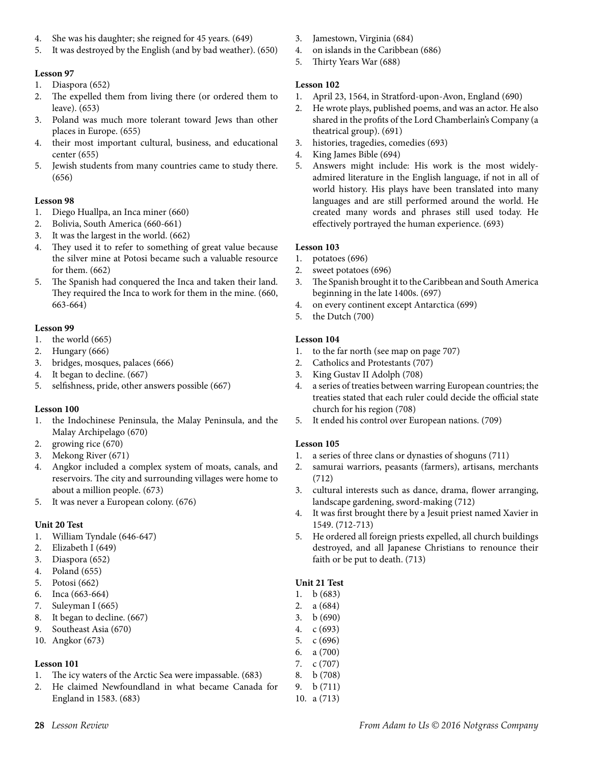4. She was his daughter; she reigned for 45 years. (649)
5. It was destroyed by the English (and by bad weather). (650)

**Lesson 97**

1. Diaspora (652)
2. The expelled them from living there (or ordered them to leave). (653)
3. Poland was much more tolerant toward Jews than other places in Europe. (655)
4. their most important cultural, business, and educational center (655)
5. Jewish students from many countries came to study there. (656)

**Lesson 98**

1. Diego Huallpa, an Inca miner (660)
2. Bolivia, South America (660-661)
3. It was the largest in the world. (662)
4. They used it to refer to something of great value because the silver mine at Potosi became such a valuable resource for them. (662)
5. The Spanish had conquered the Inca and taken their land. They required the Inca to work for them in the mine. (660, 663-664)

**Lesson 99**

1. the world (665)
2. Hungary (666)
3. bridges, mosques, palaces (666)
4. It began to decline. (667)
5. selfishness, pride, other answers possible (667)

**Lesson 100**

1. the Indochinese Peninsula, the Malay Peninsula, and the Malay Archipelago (670)
2. growing rice (670)
3. Mekong River (671)
4. Angkor included a complex system of moats, canals, and reservoirs. The city and surrounding villages were home to about a million people. (673)
5. It was never a European colony. (676)

**Unit 20 Test**

1. William Tyndale (646-647)
2. Elizabeth I (649)
3. Diaspora (652)
4. Poland (655)
5. Potosi (662)
6. Inca (663-664)
7. Suleyman I (665)
8. It began to decline. (667)
9. Southeast Asia (670)
10. Angkor (673)

**Lesson 101**

1. The icy waters of the Arctic Sea were impassable. (683)
2. He claimed Newfoundland in what became Canada for England in 1583. (683)
3. Jamestown, Virginia (684)
4. on islands in the Caribbean (686)
5. Thirty Years War (688)

**Lesson 102**

1. April 23, 1564, in Stratford-upon-Avon, England (690)
2. He wrote plays, published poems, and was an actor. He also shared in the profits of the Lord Chamberlain's Company (a theatrical group). (691)
3. histories, tragedies, comedies (693)
4. King James Bible (694)
5. Answers might include: His work is the most widely-admired literature in the English language, if not in all of world history. His plays have been translated into many languages and are still performed around the world. He created many words and phrases still used today. He effectively portrayed the human experience. (693)

**Lesson 103**

1. potatoes (696)
2. sweet potatoes (696)
3. The Spanish brought it to the Caribbean and South America beginning in the late 1400s. (697)
4. on every continent except Antarctica (699)
5. the Dutch (700)

**Lesson 104**

1. to the far north (see map on page 707)
2. Catholics and Protestants (707)
3. King Gustav II Adolph (708)
4. a series of treaties between warring European countries; the treaties stated that each ruler could decide the official state church for his region (708)
5. It ended his control over European nations. (709)

**Lesson 105**

1. a series of three clans or dynasties of shoguns (711)
2. samurai warriors, peasants (farmers), artisans, merchants (712)
3. cultural interests such as dance, drama, flower arranging, landscape gardening, sword-making (712)
4. It was first brought there by a Jesuit priest named Xavier in 1549. (712-713)
5. He ordered all foreign priests expelled, all church buildings destroyed, and all Japanese Christians to renounce their faith or be put to death. (713)

**Unit 21 Test**

1. b (683)
2. a (684)
3. b (690)
4. c (693)
5. c (696)
6. a (700)
7. c (707)
8. b (708)
9. b (711)
10. a (713)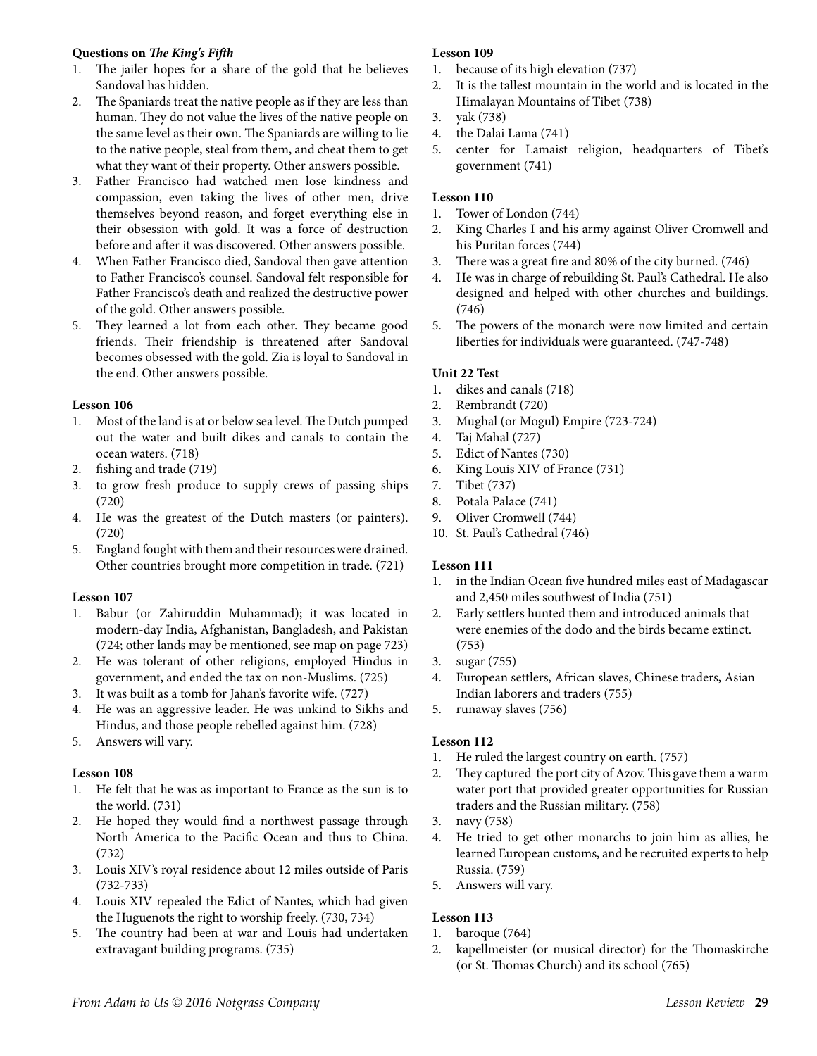**Questions on *The King's Fifth***

1. The jailer hopes for a share of the gold that he believes Sandoval has hidden.
2. The Spaniards treat the native people as if they are less than human. They do not value the lives of the native people on the same level as their own. The Spaniards are willing to lie to the native people, steal from them, and cheat them to get what they want of their property. Other answers possible.
3. Father Francisco had watched men lose kindness and compassion, even taking the lives of other men, drive themselves beyond reason, and forget everything else in their obsession with gold. It was a force of destruction before and after it was discovered. Other answers possible.
4. When Father Francisco died, Sandoval then gave attention to Father Francisco's counsel. Sandoval felt responsible for Father Francisco's death and realized the destructive power of the gold. Other answers possible.
5. They learned a lot from each other. They became good friends. Their friendship is threatened after Sandoval becomes obsessed with the gold. Zia is loyal to Sandoval in the end. Other answers possible.

**Lesson 106**

1. Most of the land is at or below sea level. The Dutch pumped out the water and built dikes and canals to contain the ocean waters. (718)
2. fishing and trade (719)
3. to grow fresh produce to supply crews of passing ships (720)
4. He was the greatest of the Dutch masters (or painters). (720)
5. England fought with them and their resources were drained. Other countries brought more competition in trade. (721)

**Lesson 107**

1. Babur (or Zahiruddin Muhammad); it was located in modern-day India, Afghanistan, Bangladesh, and Pakistan (724; other lands may be mentioned, see map on page 723)
2. He was tolerant of other religions, employed Hindus in government, and ended the tax on non-Muslims. (725)
3. It was built as a tomb for Jahan's favorite wife. (727)
4. He was an aggressive leader. He was unkind to Sikhs and Hindus, and those people rebelled against him. (728)
5. Answers will vary.

**Lesson 108**

1. He felt that he was as important to France as the sun is to the world. (731)
2. He hoped they would find a northwest passage through North America to the Pacific Ocean and thus to China. (732)
3. Louis XIV's royal residence about 12 miles outside of Paris (732-733)
4. Louis XIV repealed the Edict of Nantes, which had given the Huguenots the right to worship freely. (730, 734)
5. The country had been at war and Louis had undertaken extravagant building programs. (735)

**Lesson 109**

1. because of its high elevation (737)
2. It is the tallest mountain in the world and is located in the Himalayan Mountains of Tibet (738)
3. yak (738)
4. the Dalai Lama (741)
5. center for Lamaist religion, headquarters of Tibet's government (741)

**Lesson 110**

1. Tower of London (744)
2. King Charles I and his army against Oliver Cromwell and his Puritan forces (744)
3. There was a great fire and 80% of the city burned. (746)
4. He was in charge of rebuilding St. Paul's Cathedral. He also designed and helped with other churches and buildings. (746)
5. The powers of the monarch were now limited and certain liberties for individuals were guaranteed. (747-748)

**Unit 22 Test**

1. dikes and canals (718)
2. Rembrandt (720)
3. Mughal (or Mogul) Empire (723-724)
4. Taj Mahal (727)
5. Edict of Nantes (730)
6. King Louis XIV of France (731)
7. Tibet (737)
8. Potala Palace (741)
9. Oliver Cromwell (744)
10. St. Paul's Cathedral (746)

**Lesson 111**

1. in the Indian Ocean five hundred miles east of Madagascar and 2,450 miles southwest of India (751)
2. Early settlers hunted them and introduced animals that were enemies of the dodo and the birds became extinct. (753)
3. sugar (755)
4. European settlers, African slaves, Chinese traders, Asian Indian laborers and traders (755)
5. runaway slaves (756)

**Lesson 112**

1. He ruled the largest country on earth. (757)
2. They captured the port city of Azov. This gave them a warm water port that provided greater opportunities for Russian traders and the Russian military. (758)
3. navy (758)
4. He tried to get other monarchs to join him as allies, he learned European customs, and he recruited experts to help Russia. (759)
5. Answers will vary.

**Lesson 113**

1. baroque (764)
2. kapellmeister (or musical director) for the Thomaskirche (or St. Thomas Church) and its school (765)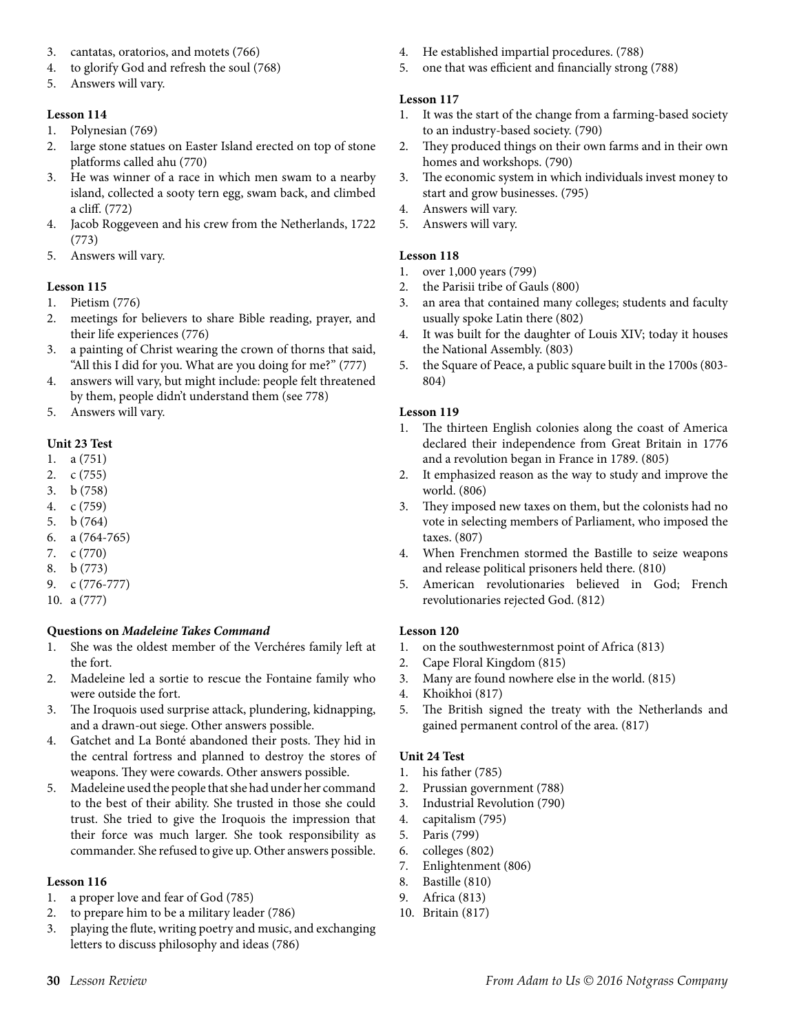3. cantatas, oratorios, and motets (766)
4. to glorify God and refresh the soul (768)
5. Answers will vary.

**Lesson 114**

1. Polynesian (769)
2. large stone statues on Easter Island erected on top of stone platforms called ahu (770)
3. He was winner of a race in which men swam to a nearby island, collected a sooty tern egg, swam back, and climbed a cliff. (772)
4. Jacob Roggeveen and his crew from the Netherlands, 1722 (773)
5. Answers will vary.

**Lesson 115**

1. Pietism (776)
2. meetings for believers to share Bible reading, prayer, and their life experiences (776)
3. a painting of Christ wearing the crown of thorns that said, "All this I did for you. What are you doing for me?" (777)
4. answers will vary, but might include: people felt threatened by them, people didn't understand them (see 778)
5. Answers will vary.

**Unit 23 Test**

1. a (751)
2. c (755)
3. b (758)
4. c (759)
5. b (764)
6. a (764-765)
7. c (770)
8. b (773)
9. c (776-777)
10. a (777)

**Questions on *Madeleine Takes Command***

1. She was the oldest member of the Verchéres family left at the fort.
2. Madeleine led a sortie to rescue the Fontaine family who were outside the fort.
3. The Iroquois used surprise attack, plundering, kidnapping, and a drawn-out siege. Other answers possible.
4. Gatchet and La Bonté abandoned their posts. They hid in the central fortress and planned to destroy the stores of weapons. They were cowards. Other answers possible.
5. Madeleine used the people that she had under her command to the best of their ability. She trusted in those she could trust. She tried to give the Iroquois the impression that their force was much larger. She took responsibility as commander. She refused to give up. Other answers possible.

**Lesson 116**

1. a proper love and fear of God (785)
2. to prepare him to be a military leader (786)
3. playing the flute, writing poetry and music, and exchanging letters to discuss philosophy and ideas (786)
4. He established impartial procedures. (788)
5. one that was efficient and financially strong (788)

**Lesson 117**

1. It was the start of the change from a farming-based society to an industry-based society. (790)
2. They produced things on their own farms and in their own homes and workshops. (790)
3. The economic system in which individuals invest money to start and grow businesses. (795)
4. Answers will vary.
5. Answers will vary.

**Lesson 118**

1. over 1,000 years (799)
2. the Parisii tribe of Gauls (800)
3. an area that contained many colleges; students and faculty usually spoke Latin there (802)
4. It was built for the daughter of Louis XIV; today it houses the National Assembly. (803)
5. the Square of Peace, a public square built in the 1700s (803-804)

**Lesson 119**

1. The thirteen English colonies along the coast of America declared their independence from Great Britain in 1776 and a revolution began in France in 1789. (805)
2. It emphasized reason as the way to study and improve the world. (806)
3. They imposed new taxes on them, but the colonists had no vote in selecting members of Parliament, who imposed the taxes. (807)
4. When Frenchmen stormed the Bastille to seize weapons and release political prisoners held there. (810)
5. American revolutionaries believed in God; French revolutionaries rejected God. (812)

**Lesson 120**

1. on the southwesternmost point of Africa (813)
2. Cape Floral Kingdom (815)
3. Many are found nowhere else in the world. (815)
4. Khoikhoi (817)
5. The British signed the treaty with the Netherlands and gained permanent control of the area. (817)

**Unit 24 Test**

1. his father (785)
2. Prussian government (788)
3. Industrial Revolution (790)
4. capitalism (795)
5. Paris (799)
6. colleges (802)
7. Enlightenment (806)
8. Bastille (810)
9. Africa (813)
10. Britain (817)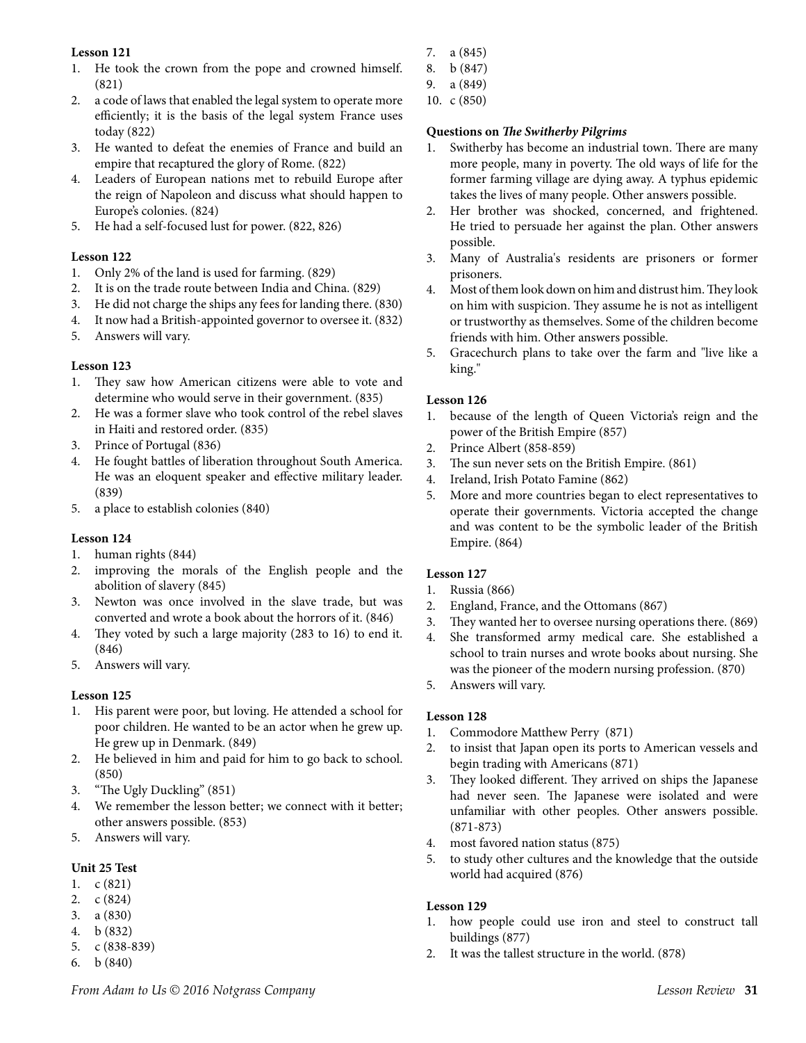**Lesson 121**

1. He took the crown from the pope and crowned himself. (821)
2. a code of laws that enabled the legal system to operate more efficiently; it is the basis of the legal system France uses today (822)
3. He wanted to defeat the enemies of France and build an empire that recaptured the glory of Rome. (822)
4. Leaders of European nations met to rebuild Europe after the reign of Napoleon and discuss what should happen to Europe's colonies. (824)
5. He had a self-focused lust for power. (822, 826)

**Lesson 122**

1. Only 2% of the land is used for farming. (829)
2. It is on the trade route between India and China. (829)
3. He did not charge the ships any fees for landing there. (830)
4. It now had a British-appointed governor to oversee it. (832)
5. Answers will vary.

**Lesson 123**

1. They saw how American citizens were able to vote and determine who would serve in their government. (835)
2. He was a former slave who took control of the rebel slaves in Haiti and restored order. (835)
3. Prince of Portugal (836)
4. He fought battles of liberation throughout South America. He was an eloquent speaker and effective military leader. (839)
5. a place to establish colonies (840)

**Lesson 124**

1. human rights (844)
2. improving the morals of the English people and the abolition of slavery (845)
3. Newton was once involved in the slave trade, but was converted and wrote a book about the horrors of it. (846)
4. They voted by such a large majority (283 to 16) to end it. (846)
5. Answers will vary.

**Lesson 125**

1. His parent were poor, but loving. He attended a school for poor children. He wanted to be an actor when he grew up. He grew up in Denmark. (849)
2. He believed in him and paid for him to go back to school. (850)
3. "The Ugly Duckling" (851)
4. We remember the lesson better; we connect with it better; other answers possible. (853)
5. Answers will vary.

**Unit 25 Test**

1. c (821)
2. c (824)
3. a (830)
4. b (832)
5. c (838-839)
6. b (840)
7. a (845)
8. b (847)
9. a (849)
10. c (850)

**Questions on *The Switherby Pilgrims***

1. Switherby has become an industrial town. There are many more people, many in poverty. The old ways of life for the former farming village are dying away. A typhus epidemic takes the lives of many people. Other answers possible.
2. Her brother was shocked, concerned, and frightened. He tried to persuade her against the plan. Other answers possible.
3. Many of Australia's residents are prisoners or former prisoners.
4. Most of them look down on him and distrust him. They look on him with suspicion. They assume he is not as intelligent or trustworthy as themselves. Some of the children become friends with him. Other answers possible.
5. Gracechurch plans to take over the farm and "live like a king."

**Lesson 126**

1. because of the length of Queen Victoria's reign and the power of the British Empire (857)
2. Prince Albert (858-859)
3. The sun never sets on the British Empire. (861)
4. Ireland, Irish Potato Famine (862)
5. More and more countries began to elect representatives to operate their governments. Victoria accepted the change and was content to be the symbolic leader of the British Empire. (864)

**Lesson 127**

1. Russia (866)
2. England, France, and the Ottomans (867)
3. They wanted her to oversee nursing operations there. (869)
4. She transformed army medical care. She established a school to train nurses and wrote books about nursing. She was the pioneer of the modern nursing profession. (870)
5. Answers will vary.

**Lesson 128**

1. Commodore Matthew Perry (871)
2. to insist that Japan open its ports to American vessels and begin trading with Americans (871)
3. They looked different. They arrived on ships the Japanese had never seen. The Japanese were isolated and were unfamiliar with other peoples. Other answers possible. (871-873)
4. most favored nation status (875)
5. to study other cultures and the knowledge that the outside world had acquired (876)

**Lesson 129**

1. how people could use iron and steel to construct tall buildings (877)
2. It was the tallest structure in the world. (878)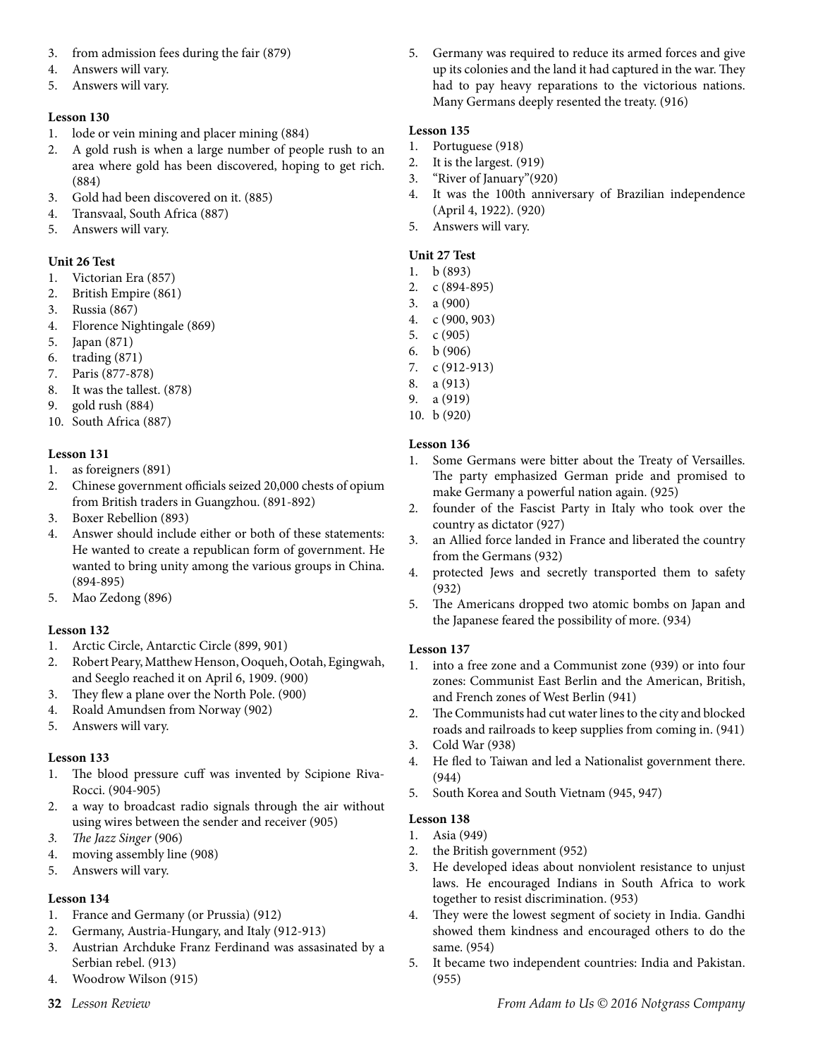3. from admission fees during the fair (879)
4. Answers will vary.
5. Answers will vary.

**Lesson 130**

1. lode or vein mining and placer mining (884)
2. A gold rush is when a large number of people rush to an area where gold has been discovered, hoping to get rich. (884)
3. Gold had been discovered on it. (885)
4. Transvaal, South Africa (887)
5. Answers will vary.

**Unit 26 Test**

1. Victorian Era (857)
2. British Empire (861)
3. Russia (867)
4. Florence Nightingale (869)
5. Japan (871)
6. trading (871)
7. Paris (877-878)
8. It was the tallest. (878)
9. gold rush (884)
10. South Africa (887)

**Lesson 131**

1. as foreigners (891)
2. Chinese government officials seized 20,000 chests of opium from British traders in Guangzhou. (891-892)
3. Boxer Rebellion (893)
4. Answer should include either or both of these statements: He wanted to create a republican form of government. He wanted to bring unity among the various groups in China. (894-895)
5. Mao Zedong (896)

**Lesson 132**

1. Arctic Circle, Antarctic Circle (899, 901)
2. Robert Peary, Matthew Henson, Ooqueh, Ootah, Egingwah, and Seeglo reached it on April 6, 1909. (900)
3. They flew a plane over the North Pole. (900)
4. Roald Amundsen from Norway (902)
5. Answers will vary.

**Lesson 133**

1. The blood pressure cuff was invented by Scipione Riva-Rocci. (904-905)
2. a way to broadcast radio signals through the air without using wires between the sender and receiver (905)
3. *The Jazz Singer* (906)
4. moving assembly line (908)
5. Answers will vary.

**Lesson 134**

1. France and Germany (or Prussia) (912)
2. Germany, Austria-Hungary, and Italy (912-913)
3. Austrian Archduke Franz Ferdinand was assasinated by a Serbian rebel. (913)
4. Woodrow Wilson (915)
5. Germany was required to reduce its armed forces and give up its colonies and the land it had captured in the war. They had to pay heavy reparations to the victorious nations. Many Germans deeply resented the treaty. (916)

**Lesson 135**

1. Portuguese (918)
2. It is the largest. (919)
3. "River of January"(920)
4. It was the 100th anniversary of Brazilian independence (April 4, 1922). (920)
5. Answers will vary.

**Unit 27 Test**

1. b (893)
2. c (894-895)
3. a (900)
4. c (900, 903)
5. c (905)
6. b (906)
7. c (912-913)
8. a (913)
9. a (919)
10. b (920)

**Lesson 136**

1. Some Germans were bitter about the Treaty of Versailles. The party emphasized German pride and promised to make Germany a powerful nation again. (925)
2. founder of the Fascist Party in Italy who took over the country as dictator (927)
3. an Allied force landed in France and liberated the country from the Germans (932)
4. protected Jews and secretly transported them to safety (932)
5. The Americans dropped two atomic bombs on Japan and the Japanese feared the possibility of more. (934)

**Lesson 137**

1. into a free zone and a Communist zone (939) or into four zones: Communist East Berlin and the American, British, and French zones of West Berlin (941)
2. The Communists had cut water lines to the city and blocked roads and railroads to keep supplies from coming in. (941)
3. Cold War (938)
4. He fled to Taiwan and led a Nationalist government there. (944)
5. South Korea and South Vietnam (945, 947)

**Lesson 138**

1. Asia (949)
2. the British government (952)
3. He developed ideas about nonviolent resistance to unjust laws. He encouraged Indians in South Africa to work together to resist discrimination. (953)
4. They were the lowest segment of society in India. Gandhi showed them kindness and encouraged others to do the same. (954)
5. It became two independent countries: India and Pakistan. (955)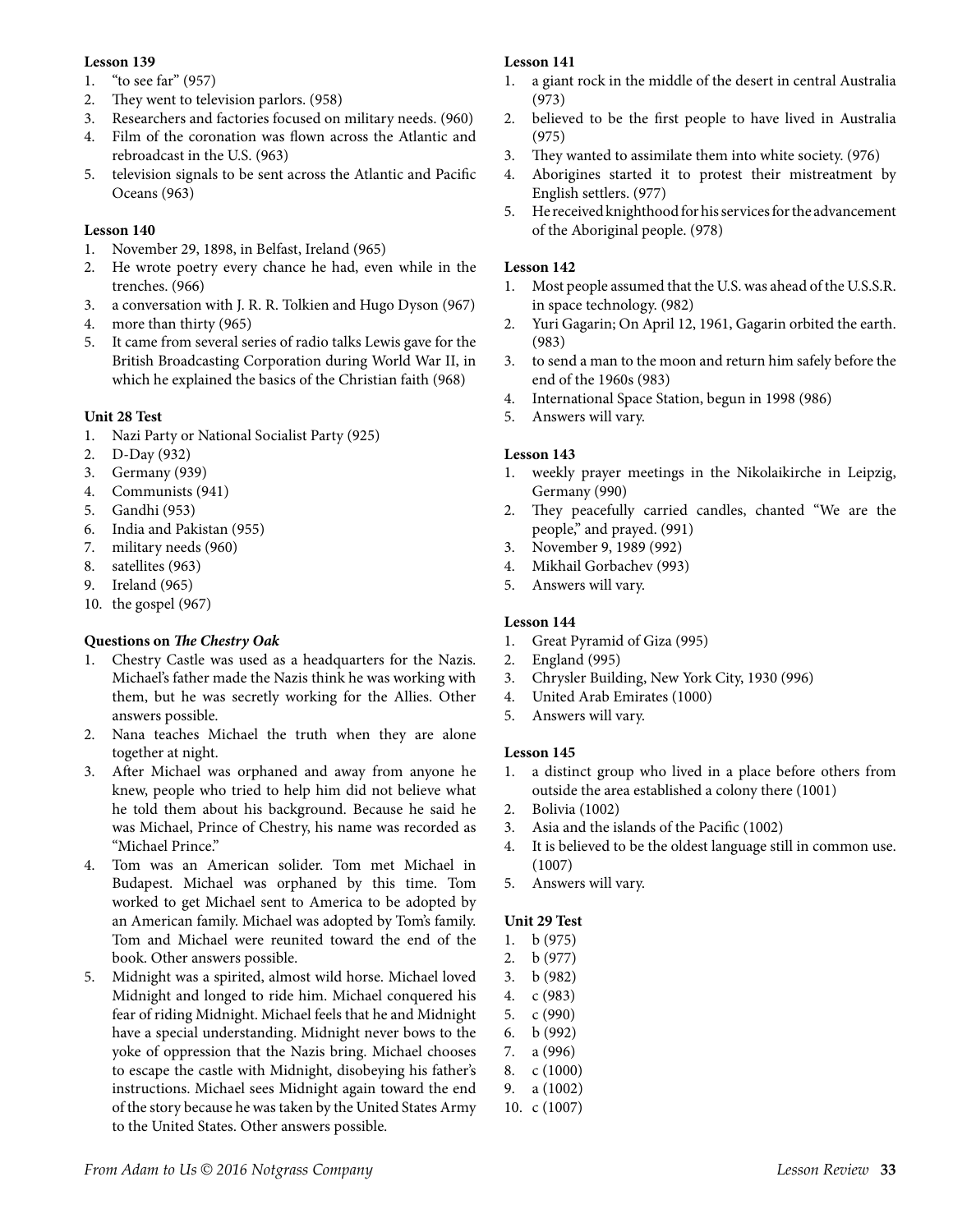**Lesson 139**

1. "to see far" (957)
2. They went to television parlors. (958)
3. Researchers and factories focused on military needs. (960)
4. Film of the coronation was flown across the Atlantic and rebroadcast in the U.S. (963)
5. television signals to be sent across the Atlantic and Pacific Oceans (963)

**Lesson 140**

1. November 29, 1898, in Belfast, Ireland (965)
2. He wrote poetry every chance he had, even while in the trenches. (966)
3. a conversation with J. R. R. Tolkien and Hugo Dyson (967)
4. more than thirty (965)
5. It came from several series of radio talks Lewis gave for the British Broadcasting Corporation during World War II, in which he explained the basics of the Christian faith (968)

**Unit 28 Test**

1. Nazi Party or National Socialist Party (925)
2. D-Day (932)
3. Germany (939)
4. Communists (941)
5. Gandhi (953)
6. India and Pakistan (955)
7. military needs (960)
8. satellites (963)
9. Ireland (965)
10. the gospel (967)

**Questions on *The Chestry Oak***

1. Chestry Castle was used as a headquarters for the Nazis. Michael's father made the Nazis think he was working with them, but he was secretly working for the Allies. Other answers possible.
2. Nana teaches Michael the truth when they are alone together at night.
3. After Michael was orphaned and away from anyone he knew, people who tried to help him did not believe what he told them about his background. Because he said he was Michael, Prince of Chestry, his name was recorded as "Michael Prince."
4. Tom was an American solider. Tom met Michael in Budapest. Michael was orphaned by this time. Tom worked to get Michael sent to America to be adopted by an American family. Michael was adopted by Tom's family. Tom and Michael were reunited toward the end of the book. Other answers possible.
5. Midnight was a spirited, almost wild horse. Michael loved Midnight and longed to ride him. Michael conquered his fear of riding Midnight. Michael feels that he and Midnight have a special understanding. Midnight never bows to the yoke of oppression that the Nazis bring. Michael chooses to escape the castle with Midnight, disobeying his father's instructions. Michael sees Midnight again toward the end of the story because he was taken by the United States Army to the United States. Other answers possible.

**Lesson 141**

1. a giant rock in the middle of the desert in central Australia (973)
2. believed to be the first people to have lived in Australia (975)
3. They wanted to assimilate them into white society. (976)
4. Aborigines started it to protest their mistreatment by English settlers. (977)
5. He received knighthood for his services for the advancement of the Aboriginal people. (978)

**Lesson 142**

1. Most people assumed that the U.S. was ahead of the U.S.S.R. in space technology. (982)
2. Yuri Gagarin; On April 12, 1961, Gagarin orbited the earth. (983)
3. to send a man to the moon and return him safely before the end of the 1960s (983)
4. International Space Station, begun in 1998 (986)
5. Answers will vary.

**Lesson 143**

1. weekly prayer meetings in the Nikolaikirche in Leipzig, Germany (990)
2. They peacefully carried candles, chanted "We are the people," and prayed. (991)
3. November 9, 1989 (992)
4. Mikhail Gorbachev (993)
5. Answers will vary.

**Lesson 144**

1. Great Pyramid of Giza (995)
2. England (995)
3. Chrysler Building, New York City, 1930 (996)
4. United Arab Emirates (1000)
5. Answers will vary.

**Lesson 145**

1. a distinct group who lived in a place before others from outside the area established a colony there (1001)
2. Bolivia (1002)
3. Asia and the islands of the Pacific (1002)
4. It is believed to be the oldest language still in common use. (1007)
5. Answers will vary.

**Unit 29 Test**

1. b (975)
2. b (977)
3. b (982)
4. c (983)
5. c (990)
6. b (992)
7. a (996)
8. c (1000)
9. a (1002)
10. c (1007)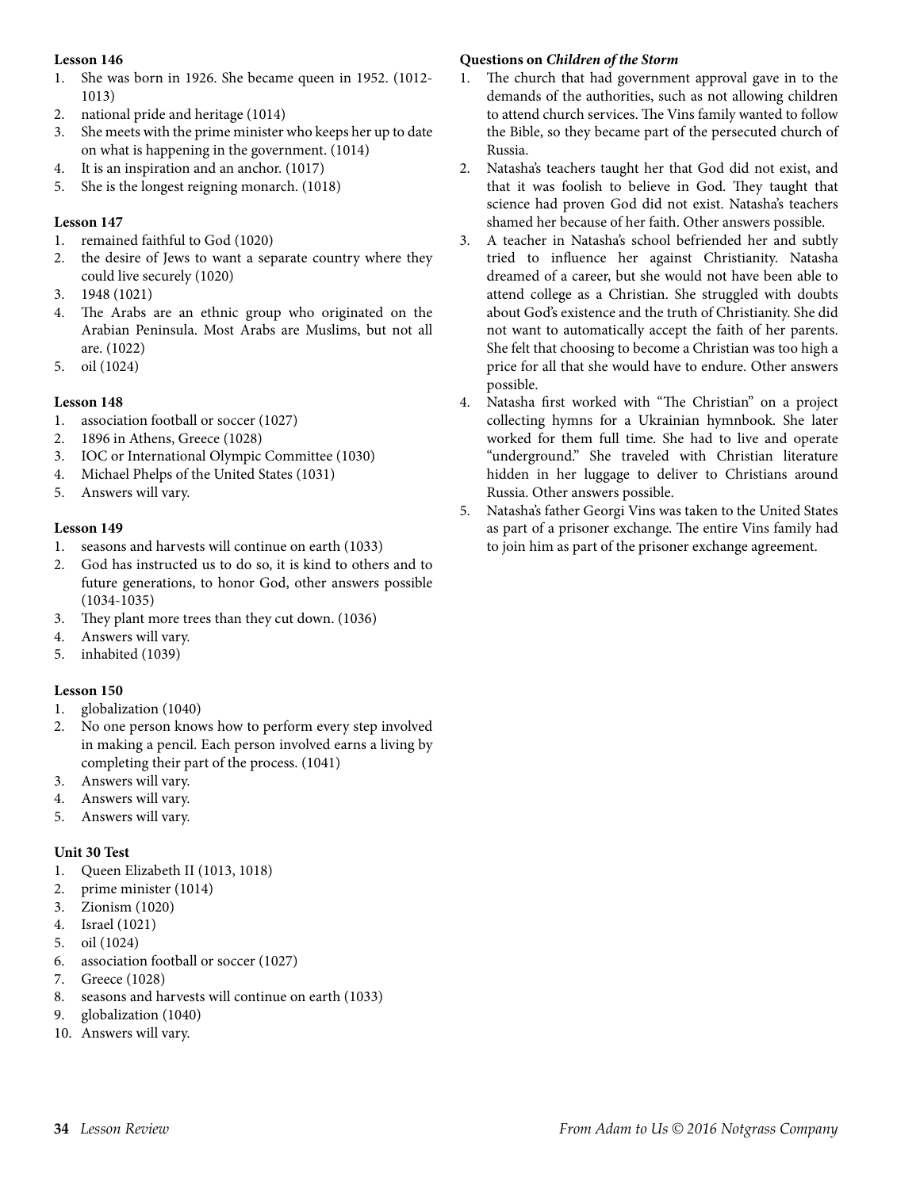**Lesson 146**

1. She was born in 1926. She became queen in 1952. (1012-1013)
2. national pride and heritage (1014)
3. She meets with the prime minister who keeps her up to date on what is happening in the government. (1014)
4. It is an inspiration and an anchor. (1017)
5. She is the longest reigning monarch. (1018)

**Lesson 147**

1. remained faithful to God (1020)
2. the desire of Jews to want a separate country where they could live securely (1020)
3. 1948 (1021)
4. The Arabs are an ethnic group who originated on the Arabian Peninsula. Most Arabs are Muslims, but not all are. (1022)
5. oil (1024)

**Lesson 148**

1. association football or soccer (1027)
2. 1896 in Athens, Greece (1028)
3. IOC or International Olympic Committee (1030)
4. Michael Phelps of the United States (1031)
5. Answers will vary.

**Lesson 149**

1. seasons and harvests will continue on earth (1033)
2. God has instructed us to do so, it is kind to others and to future generations, to honor God, other answers possible (1034-1035)
3. They plant more trees than they cut down. (1036)
4. Answers will vary.
5. inhabited (1039)

**Lesson 150**

1. globalization (1040)
2. No one person knows how to perform every step involved in making a pencil. Each person involved earns a living by completing their part of the process. (1041)
3. Answers will vary.
4. Answers will vary.
5. Answers will vary.

**Unit 30 Test**

1. Queen Elizabeth II (1013, 1018)
2. prime minister (1014)
3. Zionism (1020)
4. Israel (1021)
5. oil (1024)
6. association football or soccer (1027)
7. Greece (1028)
8. seasons and harvests will continue on earth (1033)
9. globalization (1040)
10. Answers will vary.

**Questions on *Children of the Storm***

1. The church that had government approval gave in to the demands of the authorities, such as not allowing children to attend church services. The Vins family wanted to follow the Bible, so they became part of the persecuted church of Russia.
2. Natasha's teachers taught her that God did not exist, and that it was foolish to believe in God. They taught that science had proven God did not exist. Natasha's teachers shamed her because of her faith. Other answers possible.
3. A teacher in Natasha's school befriended her and subtly tried to influence her against Christianity. Natasha dreamed of a career, but she would not have been able to attend college as a Christian. She struggled with doubts about God's existence and the truth of Christianity. She did not want to automatically accept the faith of her parents. She felt that choosing to become a Christian was too high a price for all that she would have to endure. Other answers possible.
4. Natasha first worked with "The Christian" on a project collecting hymns for a Ukrainian hymnbook. She later worked for them full time. She had to live and operate "underground." She traveled with Christian literature hidden in her luggage to deliver to Christians around Russia. Other answers possible.
5. Natasha's father Georgi Vins was taken to the United States as part of a prisoner exchange. The entire Vins family had to join him as part of the prisoner exchange agreement.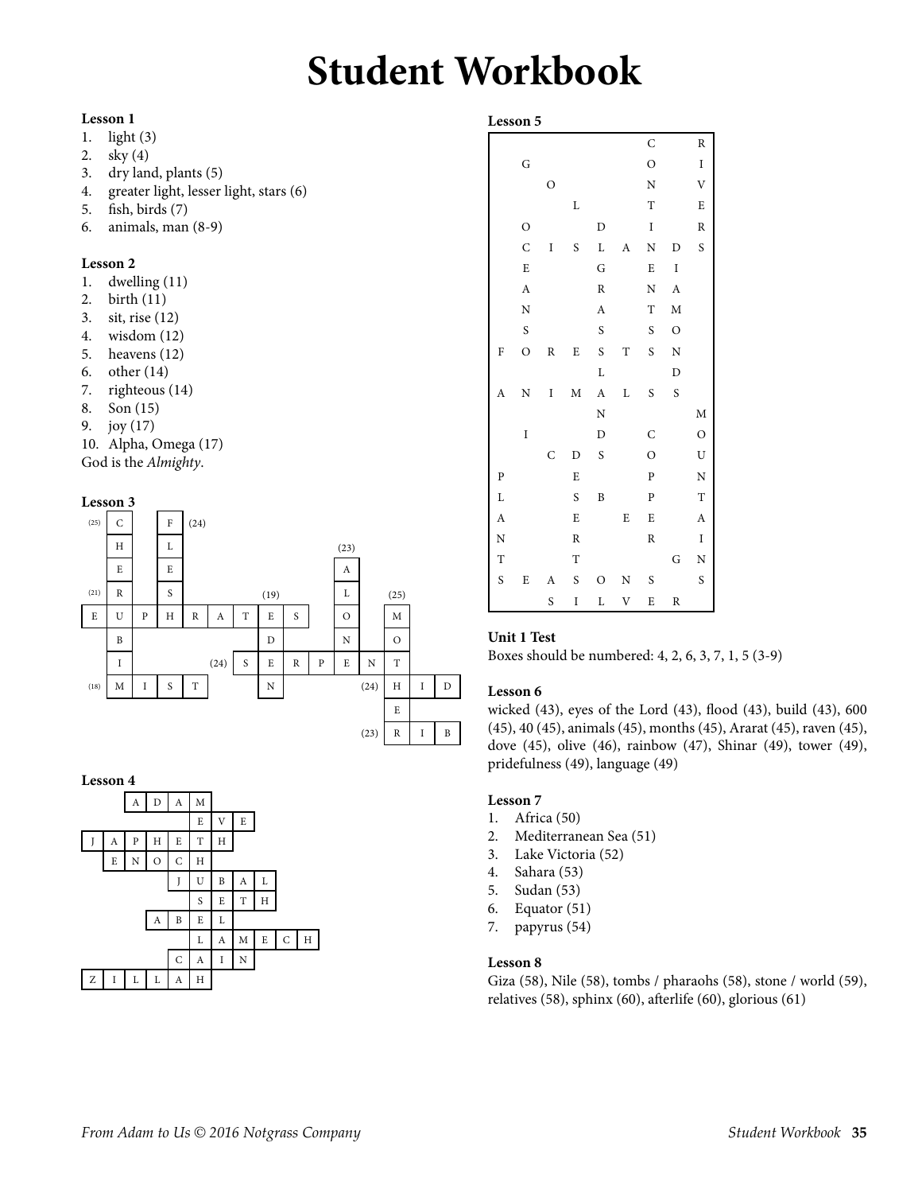# Student Workbook

**Lesson 1**

1. light (3)
2. sky (4)
3. dry land, plants (5)
4. greater light, lesser light, stars (6)
5. fish, birds (7)
6. animals, man (8-9)

**Lesson 2**

1. dwelling (11)
2. birth (11)
3. sit, rise (12)
4. wisdom (12)
5. heavens (12)
6. other (14)
7. righteous (14)
8. Son (15)
9. joy (17)
10. Alpha, Omega (17)

God is the *Almighty*.

**Lesson 3**

| | | | | | | | | | | | | | | |
|---|---|---|---|---|---|---|---|---|---|---|---|---|---|---|
| (25) | C | | F | (24) | | | | | | | | | | |
| | H | | L | | | | | | | (23) | | | | |
| | E | | E | | | | | | | A | | | | |
| (21) | R | | S | | | | (19) | | | L | | (25) | | |
| E | U | P | H | R | A | T | E | S | | O | | M | | |
| | B | | | | | | D | | | N | | O | | |
| | I | | | | (24) | S | E | R | P | E | N | T | | |
| (18) | M | I | S | T | | | N | | | | (24) | H | I | D |
| | | | | | | | | | | | | E | | |
| | | | | | | | | | | | (23) | R | I | B |

**Lesson 4**

| | | | | | | | | | | |
|---|---|---|---|---|---|---|---|---|---|---|
| | | A | D | A | M | | | | | |
| | | | | | E | V | E | | | |
| J | A | P | H | E | T | H | | | | |
| | E | N | O | C | H | | | | | |
| | | | | J | U | B | A | L | | |
| | | | | S | E | T | H | | | |
| | | | A | B | E | L | | | | |
| | | | | | L | A | M | E | C | H |
| | | | | C | A | I | N | | | |
| Z | I | L | L | A | H | | | | | |

**Lesson 5**

| | | | | | | | | |
|---|---|---|---|---|---|---|---|---|
| | | | | | | C | | R |
| | G | | | | | O | | I |
| | | O | | | | N | | V |
| | | | L | | | T | | E |
| | O | | | D | | I | | R |
| | C | I | S | L | A | N | D | S |
| | E | | | G | | E | I | |
| | A | | | R | | N | A | |
| | N | | | A | | T | M | |
| | S | | | S | | S | O | |
| F | O | R | E | S | T | S | N | |
| | | | | L | | | D | |
| A | N | I | M | A | L | S | S | |
| | | | | N | | | | M |
| | I | | | D | | C | | O |
| | | C | D | S | | O | | U |
| P | | | E | | | P | | N |
| L | | | S | B | | P | | T |
| A | | | E | | E | E | | A |
| N | | | R | | | R | | I |
| T | | | T | | | | G | N |
| S | E | A | S | O | N | S | | S |
| | | S | I | L | V | E | R | |

**Unit 1 Test**

Boxes should be numbered: 4, 2, 6, 3, 7, 1, 5 (3-9)

**Lesson 6**

wicked (43), eyes of the Lord (43), flood (43), build (43), 600 (45), 40 (45), animals (45), months (45), Ararat (45), raven (45), dove (45), olive (46), rainbow (47), Shinar (49), tower (49), pridefulness (49), language (49)

**Lesson 7**

1. Africa (50)
2. Mediterranean Sea (51)
3. Lake Victoria (52)
4. Sahara (53)
5. Sudan (53)
6. Equator (51)
7. papyrus (54)

**Lesson 8**

Giza (58), Nile (58), tombs / pharaohs (58), stone / world (59), relatives (58), sphinx (60), afterlife (60), glorious (61)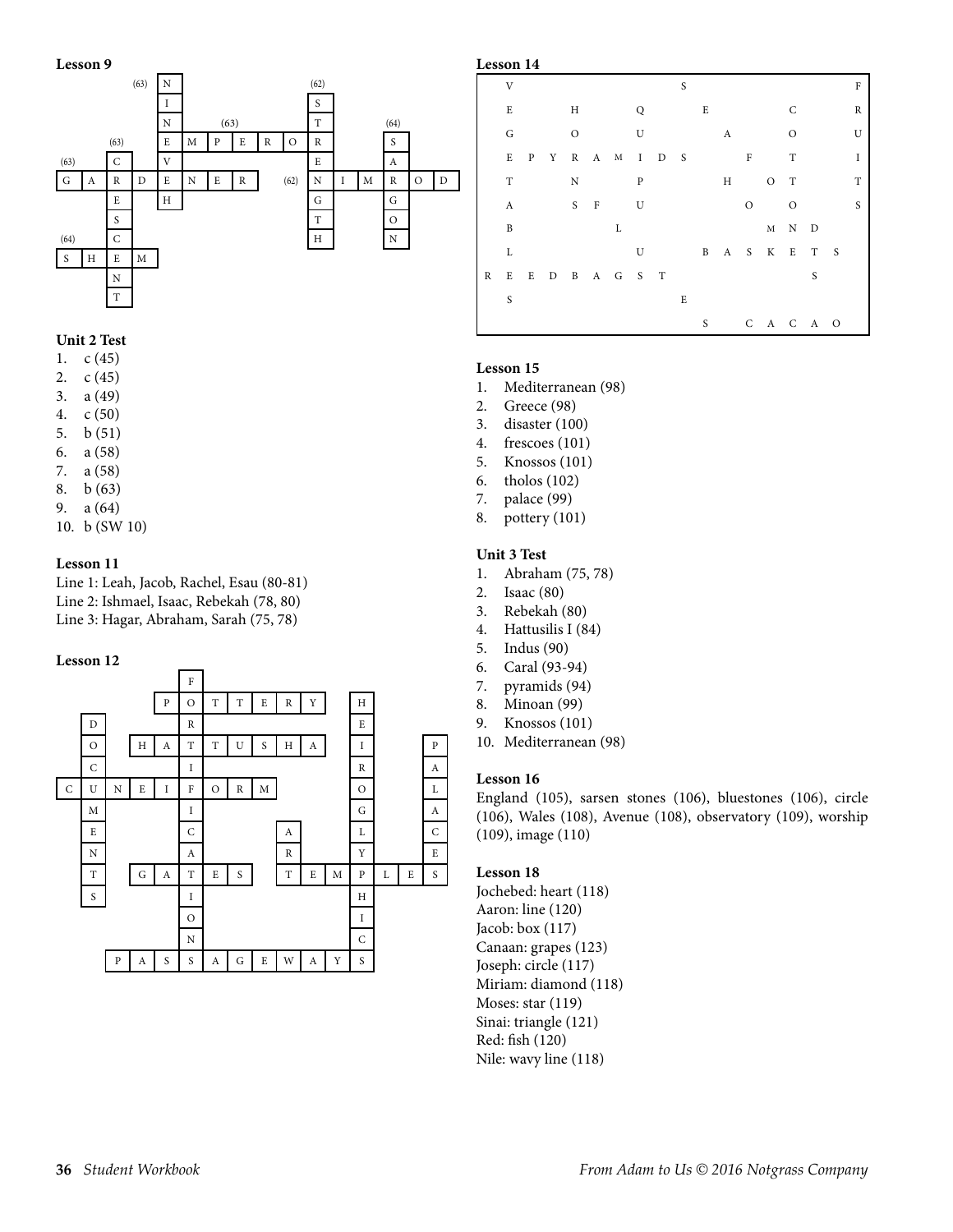**Lesson 9**

```
                (63)            (62)
          N               S
          I               T    (64)
          N   (63)        R     S
  (63)    E  M  P  E  R  O  R     A
      C   V               E     R
G  A  R  D  E  N  E  R  (62) N  I  M  R  O  D
      E   H               G     G
      S                   T     O
(64)  C                   H     N
S  H  E  M
      N
      T
```

Grid (row by row, columns aligned):

```
. . . . N . . . . . . . . . . .
. . . . I . . . . . S . . . . .
. . . . N . . . . . T . . . . .
. . . . E M P E R O R . . S . .
. . C . V . . . . . E . . A . .
G A R D E N E R . . N I M R O D
. . E . H . . . . . G . . G . .
. . S . . . . . . . T . . O . .
. . C . . . . . . . H . . N . .
S H E M . . . . . . . . . . . .
. . N . . . . . . . . . . . . .
. . T . . . . . . . . . . . . .
```

Clue page numbers shown: NINEVEH (63), EMPEROR (63), STRENGTH (62), CRESCENT (63), NIMROD (62), SARGON (64), SHEM (64), GARDENER (63).

**Unit 2 Test**
1. c (45)
2. c (45)
3. a (49)
4. c (50)
5. b (51)
6. a (58)
7. a (58)
8. b (63)
9. a (64)
10. b (SW 10)

**Lesson 11**

Line 1: Leah, Jacob, Rachel, Esau (80-81)
Line 2: Ishmael, Isaac, Rebekah (78, 80)
Line 3: Hagar, Abraham, Sarah (75, 78)

**Lesson 12**

```
. . . . . F . . . . . . . . . .
. . . . P O T T E R Y . H . . .
. D . . . R . . . . . . E . . .
. O . H A T T U S H A . I . . P
. C . . . I . . . . . . R . . A
C U N E I F O R M . . . O . . L
. M . . . I . . . . . . G . . A
. E . . . C . . . A . . L . . C
. N . . . A . . . R . . Y . . E
. T . G A T E S . T E M P L E S
. S . . . I . . . . . . H . . .
. . . . . O . . . . . . I . . .
. . . . . N . . . . . . C . . .
. . P A S S A G E W A Y S . . .
```

**Lesson 14**

```
  V                 S                 F
  E     H     Q        E       C      R
  G     O     U          A     O      U
  E P Y R A M I D S         F  T      I
  T     N     P          H   O T      T
  A     S F   U            O   O      S
  B         L                M N D
  L           U        B A S K E T S
R E E D B A G S T                S
  S                 E
                       S   C A C A O
```

**Unit 3 Test**
1. Abraham (75, 78)
2. Isaac (80)
3. Rebekah (80)
4. Hattusilis I (84)
5. Indus (90)
6. Caral (93-94)
7. pyramids (94)
8. Minoan (99)
9. Knossos (101)
10. Mediterranean (98)

**Lesson 15**
1. Mediterranean (98)
2. Greece (98)
3. disaster (100)
4. frescoes (101)
5. Knossos (101)
6. tholos (102)
7. palace (99)
8. pottery (101)

**Lesson 16**

England (105), sarsen stones (106), bluestones (106), circle (106), Wales (108), Avenue (108), observatory (109), worship (109), image (110)

**Lesson 18**

Jochebed: heart (118)
Aaron: line (120)
Jacob: box (117)
Canaan: grapes (123)
Joseph: circle (117)
Miriam: diamond (118)
Moses: star (119)
Sinai: triangle (121)
Red: fish (120)
Nile: wavy line (118)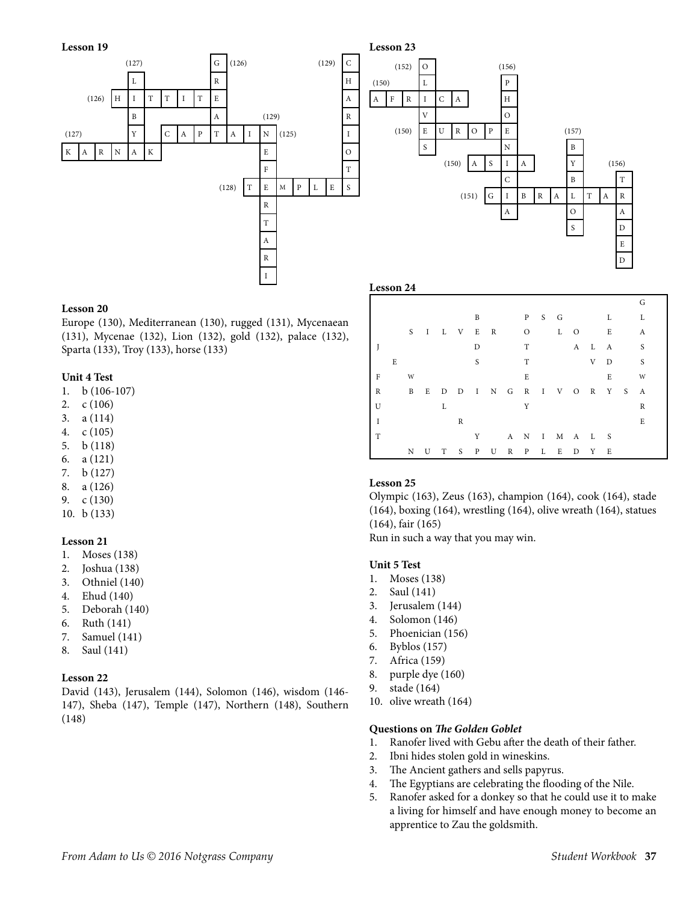**Lesson 19**

```
                (127)
                  L                  G (126)                   (129) C
                  L                  R                                H
        (126) H   I   T   T   I   T  E                                A
                  B                  A          (129)                 R
(127)             Y       C   A   P  T   A   I   N (125)              I
K   A   R   N   A   K                            E                    O
                                                 F                    T
                                         (128) T E   M   P   L   E   S
                                                 R
                                                 T
                                                 A
                                                 R
                                                 I
```

**Lesson 23**

```
       (152) O                 (156)
(150)        L                   P
A   F   R    I   C   A           H
             V                   O
       (150) E   U   R   O   P   E          (157)
             S                   N            B
                   (150) A   S   I   A        Y          (156)
                                 C            B            T
                     (151) G     I   B   R   A   L   T   A   R
                                 A            O            A
                                              S            D
                                                           E
                                                           D
```

**Lesson 20**

Europe (130), Mediterranean (130), rugged (131), Mycenaean (131), Mycenae (132), Lion (132), gold (132), palace (132), Sparta (133), Troy (133), horse (133)

**Unit 4 Test**

1. b (106-107)
2. c (106)
3. a (114)
4. c (105)
5. b (118)
6. a (121)
7. b (127)
8. a (126)
9. c (130)
10. b (133)

**Lesson 21**

1. Moses (138)
2. Joshua (138)
3. Othniel (140)
4. Ehud (140)
5. Deborah (140)
6. Ruth (141)
7. Samuel (141)
8. Saul (141)

**Lesson 22**

David (143), Jerusalem (144), Solomon (146), wisdom (146-147), Sheba (147), Temple (147), Northern (148), Southern (148)

**Lesson 24**

| | | | | | | | | | | | | | | | | |
|---|---|---|---|---|---|---|---|---|---|---|---|---|---|---|---|---|
| | | | | | | | | | | | | | | | | G |
| | | | | | | B | | | P | S | G | | | L | | L |
| | | S | I | L | V | E | R | | O | | L | O | | E | | A |
| J | | | | | | D | | | T | | | A | L | A | | S |
| | E | | | | | S | | | T | | | | V | D | | S |
| F | | W | | | | | | | E | | | | | E | | W |
| R | | B | E | D | D | I | N | G | R | I | V | O | R | Y | S | A |
| U | | | | L | | | | | Y | | | | | | | R |
| I | | | | | R | | | | | | | | | | | E |
| T | | | | | | Y | | A | N | I | M | A | L | S | | |
| | | N | U | T | S | P | U | R | P | L | E | D | Y | E | | |

**Lesson 25**

Olympic (163), Zeus (163), champion (164), cook (164), stade (164), boxing (164), wrestling (164), olive wreath (164), statues (164), fair (165)

Run in such a way that you may win.

**Unit 5 Test**

1. Moses (138)
2. Saul (141)
3. Jerusalem (144)
4. Solomon (146)
5. Phoenician (156)
6. Byblos (157)
7. Africa (159)
8. purple dye (160)
9. stade (164)
10. olive wreath (164)

**Questions on *The Golden Goblet***

1. Ranofer lived with Gebu after the death of their father.
2. Ibni hides stolen gold in wineskins.
3. The Ancient gathers and sells papyrus.
4. The Egyptians are celebrating the flooding of the Nile.
5. Ranofer asked for a donkey so that he could use it to make a living for himself and have enough money to become an apprentice to Zau the goldsmith.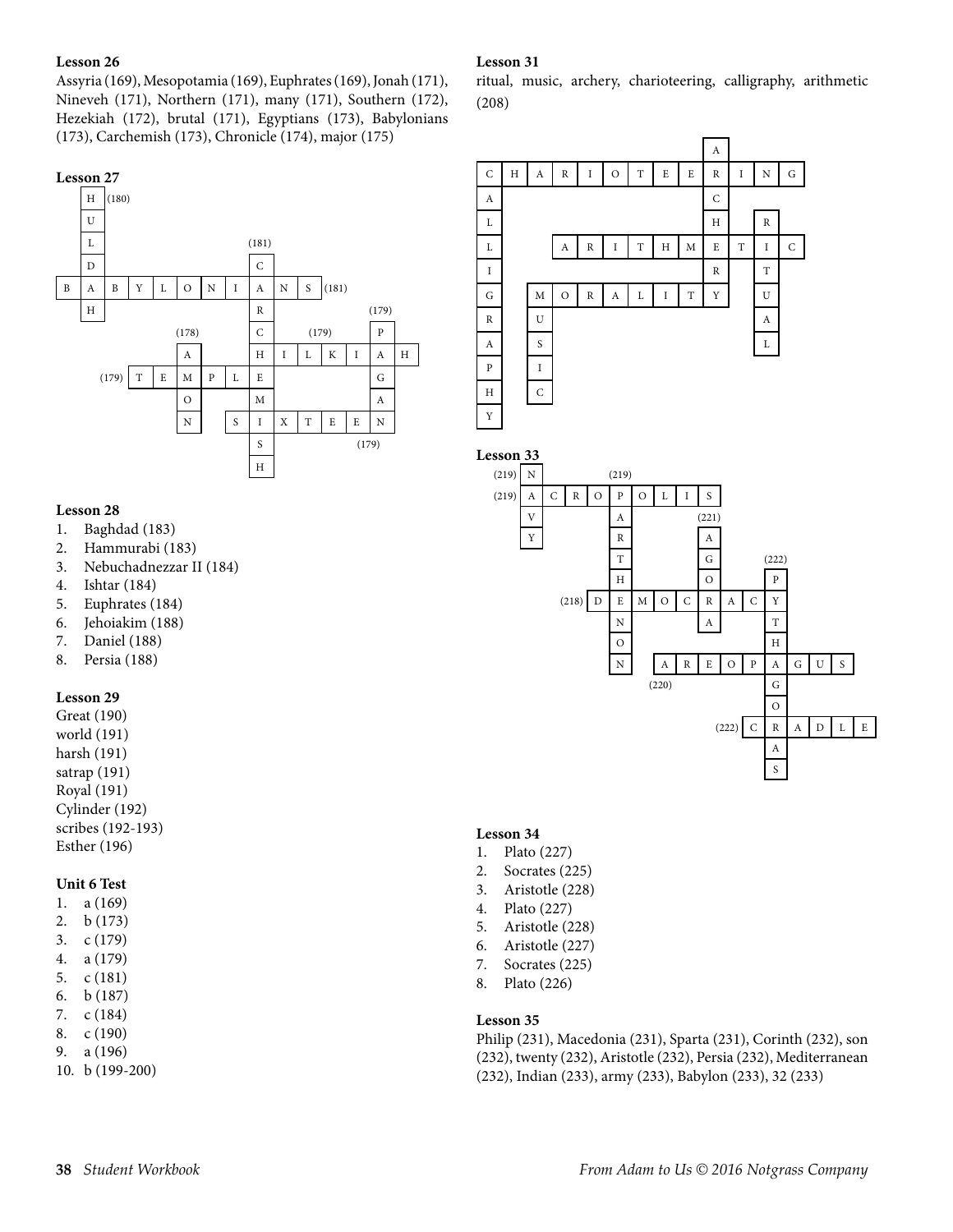**Lesson 26**

Assyria (169), Mesopotamia (169), Euphrates (169), Jonah (171), Nineveh (171), Northern (171), many (171), Southern (172), Hezekiah (172), brutal (171), Egyptians (173), Babylonians (173), Carchemish (173), Chronicle (174), major (175)

**Lesson 27**

```
  H (180)
  U
  L                   (181)
  D                   C
B A B Y L O N I A N S (181)
  H               R           (179)
          (178)   C     (179) P
          A       H I L K I A H
  (179) T E M P L E           G
          O       M           A
          N     S I X T E E N
                  S         (179)
                  H
```

**Lesson 28**

1. Baghdad (183)
2. Hammurabi (183)
3. Nebuchadnezzar II (184)
4. Ishtar (184)
5. Euphrates (184)
6. Jehoiakim (188)
7. Daniel (188)
8. Persia (188)

**Lesson 29**

Great (190)
world (191)
harsh (191)
satrap (191)
Royal (191)
Cylinder (192)
scribes (192-193)
Esther (196)

**Unit 6 Test**

1. a (169)
2. b (173)
3. c (179)
4. a (179)
5. c (181)
6. b (187)
7. c (184)
8. c (190)
9. a (196)
10. b (199-200)

**Lesson 31**

ritual, music, archery, charioteering, calligraphy, arithmetic (208)

```
                  A
C H A R I O T E E R I N G
A                 C
L                 H   R
L     A R I T H M E T I C
I                 R   T
G   M O R A L I T Y   U
R   U                 A
A   S                 L
P   I
H   C
Y
```

**Lesson 33**

```
(219) N       (219)
(219) A C R O P O L I S
      V       A       (221)
      Y       R       A
              T       G     (222)
              H       O     P
       (218)D E M O C R A C Y
              N       A     T
              O             H
              N   A R E O P A G U S
                (220)       G
                            O
                      (222) C R A D L E
                            A
                            S
```

**Lesson 34**

1. Plato (227)
2. Socrates (225)
3. Aristotle (228)
4. Plato (227)
5. Aristotle (228)
6. Aristotle (227)
7. Socrates (225)
8. Plato (226)

**Lesson 35**

Philip (231), Macedonia (231), Sparta (231), Corinth (232), son (232), twenty (232), Aristotle (232), Persia (232), Mediterranean (232), Indian (233), army (233), Babylon (233), 32 (233)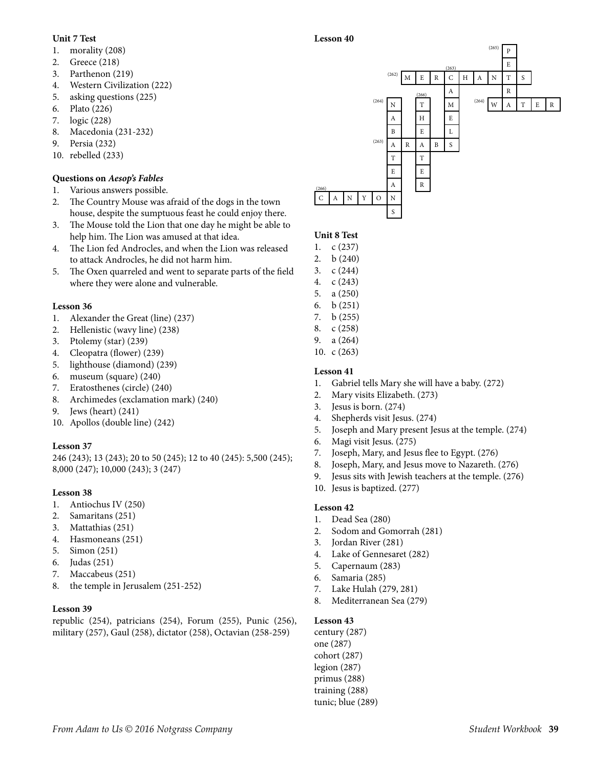**Unit 7 Test**

1. morality (208)
2. Greece (218)
3. Parthenon (219)
4. Western Civilization (222)
5. asking questions (225)
6. Plato (226)
7. logic (228)
8. Macedonia (231-232)
9. Persia (232)
10. rebelled (233)

**Questions on *Aesop's Fables***

1. Various answers possible.
2. The Country Mouse was afraid of the dogs in the town house, despite the sumptuous feast he could enjoy there.
3. The Mouse told the Lion that one day he might be able to help him. The Lion was amused at that idea.
4. The Lion fed Androcles, and when the Lion was released to attack Androcles, he did not harm him.
5. The Oxen quarreled and went to separate parts of the field where they were alone and vulnerable.

**Lesson 36**

1. Alexander the Great (line) (237)
2. Hellenistic (wavy line) (238)
3. Ptolemy (star) (239)
4. Cleopatra (flower) (239)
5. lighthouse (diamond) (239)
6. museum (square) (240)
7. Eratosthenes (circle) (240)
8. Archimedes (exclamation mark) (240)
9. Jews (heart) (241)
10. Apollos (double line) (242)

**Lesson 37**

246 (243); 13 (243); 20 to 50 (245); 12 to 40 (245): 5,500 (245); 8,000 (247); 10,000 (243); 3 (247)

**Lesson 38**

1. Antiochus IV (250)
2. Samaritans (251)
3. Mattathias (251)
4. Hasmoneans (251)
5. Simon (251)
6. Judas (251)
7. Maccabeus (251)
8. the temple in Jerusalem (251-252)

**Lesson 39**

republic (254), patricians (254), Forum (255), Punic (256), military (257), Gaul (258), dictator (258), Octavian (258-259)

**Lesson 40**

```
                                (265)
                          P
                          E
                  (263)
       (262) M E R C H A N T S
                   A       R
  (264)     (266)      (264)
           N   T   M     W A T E R
           A   H   E
           B   E   L
  (263)    A R A B S
           T   T
           E   E
(266)      A   R
C A N Y O N
           S
```

(262) MERCHANTS; (263) CAMELS; (263) ARABS; (264) NABATEANS; (264) WATER; (265) PETRA; (266) THEATER; (266) CANYON

**Unit 8 Test**

1. c (237)
2. b (240)
3. c (244)
4. c (243)
5. a (250)
6. b (251)
7. b (255)
8. c (258)
9. a (264)
10. c (263)

**Lesson 41**

1. Gabriel tells Mary she will have a baby. (272)
2. Mary visits Elizabeth. (273)
3. Jesus is born. (274)
4. Shepherds visit Jesus. (274)
5. Joseph and Mary present Jesus at the temple. (274)
6. Magi visit Jesus. (275)
7. Joseph, Mary, and Jesus flee to Egypt. (276)
8. Joseph, Mary, and Jesus move to Nazareth. (276)
9. Jesus sits with Jewish teachers at the temple. (276)
10. Jesus is baptized. (277)

**Lesson 42**

1. Dead Sea (280)
2. Sodom and Gomorrah (281)
3. Jordan River (281)
4. Lake of Gennesaret (282)
5. Capernaum (283)
6. Samaria (285)
7. Lake Hulah (279, 281)
8. Mediterranean Sea (279)

**Lesson 43**

century (287)
one (287)
cohort (287)
legion (287)
primus (288)
training (288)
tunic; blue (289)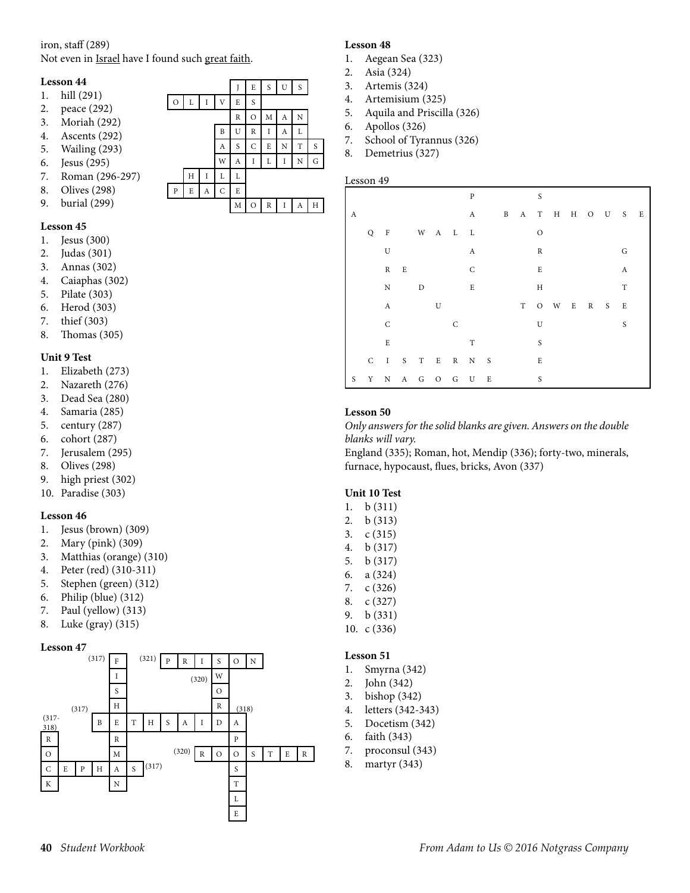iron, staff (289)
Not even in Israel have I found such great faith.

**Lesson 44**

1. hill (291)
2. peace (292)
3. Moriah (292)
4. Ascents (292)
5. Wailing (293)
6. Jesus (295)
7. Roman (296-297)
8. Olives (298)
9. burial (299)

| | | | | J | E | S | U | S |
|---|---|---|---|---|---|---|---|---|
| O | L | I | V | E | S | | | |
| | | | | R | O | M | A | N |
| | | | B | U | R | I | A | L |
| | | | A | S | C | E | N | T | S |
| | | | W | A | I | L | I | N | G |
| | H | I | L | L | | | | |
| P | E | A | C | E | | | | |
| | | | | M | O | R | I | A | H |

**Lesson 45**

1. Jesus (300)
2. Judas (301)
3. Annas (302)
4. Caiaphas (302)
5. Pilate (303)
6. Herod (303)
7. thief (303)
8. Thomas (305)

**Unit 9 Test**

1. Elizabeth (273)
2. Nazareth (276)
3. Dead Sea (280)
4. Samaria (285)
5. century (287)
6. cohort (287)
7. Jerusalem (295)
8. Olives (298)
9. high priest (302)
10. Paradise (303)

**Lesson 46**

1. Jesus (brown) (309)
2. Mary (pink) (309)
3. Matthias (orange) (310)
4. Peter (red) (310-311)
5. Stephen (green) (312)
6. Philip (blue) (312)
7. Paul (yellow) (313)
8. Luke (gray) (315)

**Lesson 47**

Across: PRISON (321); BETHSAIDA (317); ROOSTER (320); CEPHAS (317)

Down: FISHERMAN (317); WORD (320); APOSTLE (318); ROCK (317-318)

**Lesson 48**

1. Aegean Sea (323)
2. Asia (324)
3. Artemis (324)
4. Artemisium (325)
5. Aquila and Priscilla (326)
6. Apollos (326)
7. School of Tyrannus (326)
8. Demetrius (327)

Lesson 49

| | | | | | | | P | | | | S | | | | | |
|---|---|---|---|---|---|---|---|---|---|---|---|---|---|---|---|---|
| A | | | | | | | A | | B | A | T | H | H | O | U | S | E |
| | Q | F | | W | A | L | L | | | | O | | | | | |
| | | U | | | | | A | | | | R | | | | G | |
| | | R | E | | | | C | | | | E | | | | A | |
| | | N | | D | | | E | | | | H | | | | T | |
| | | A | | | U | | | | T | O | W | E | R | S | E | |
| | | C | | | | C | | | | | U | | | | S | |
| | | E | | | | | T | | | | S | | | | | |
| | C | I | S | T | E | R | N | S | | | E | | | | | |
| S | Y | N | A | G | O | G | U | E | | | S | | | | | |

**Lesson 50**

*Only answers for the solid blanks are given. Answers on the double blanks will vary.*

England (335); Roman, hot, Mendip (336); forty-two, minerals, furnace, hypocaust, flues, bricks, Avon (337)

**Unit 10 Test**

1. b (311)
2. b (313)
3. c (315)
4. b (317)
5. b (317)
6. a (324)
7. c (326)
8. c (327)
9. b (331)
10. c (336)

**Lesson 51**

1. Smyrna (342)
2. John (342)
3. bishop (342)
4. letters (342-343)
5. Docetism (342)
6. faith (343)
7. proconsul (343)
8. martyr (343)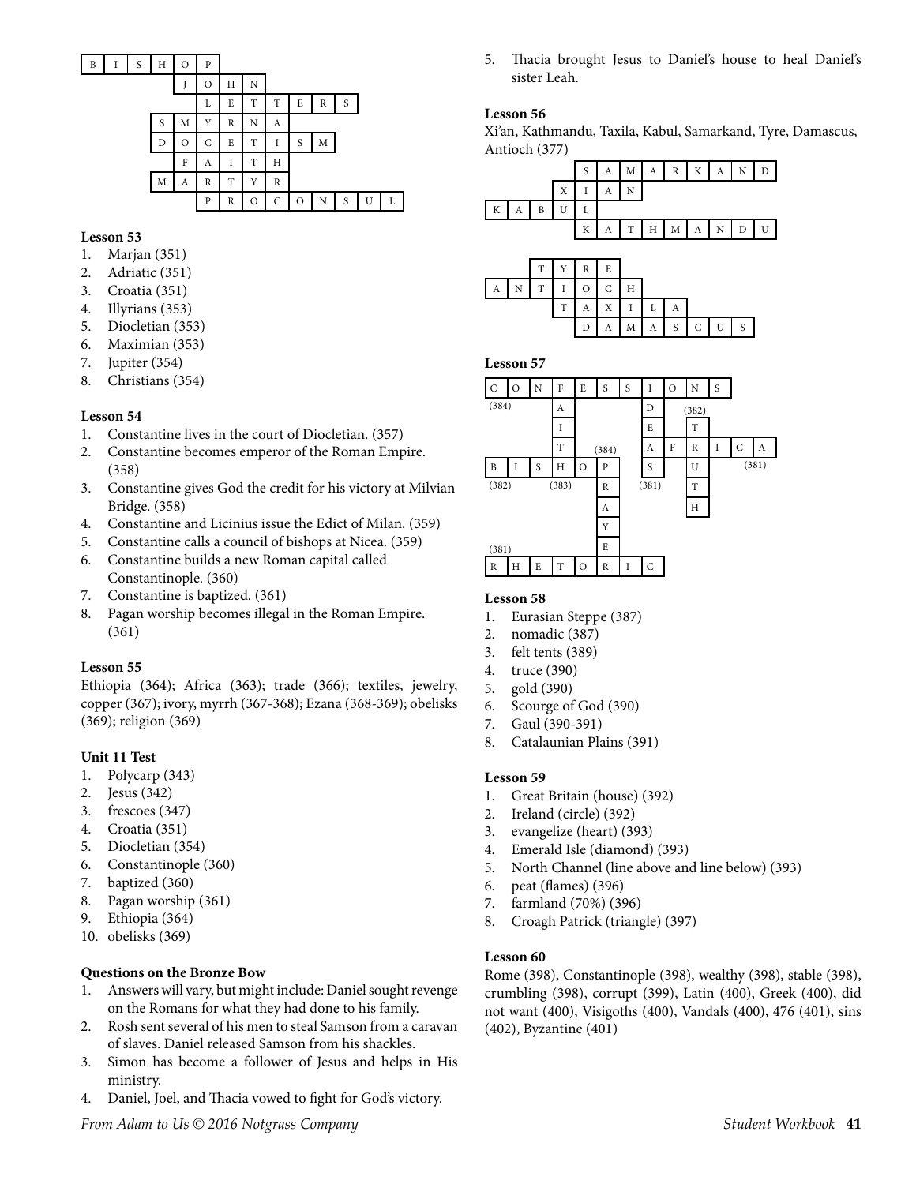| B | I | S | H | O | P | | | | | | | | | |
|---|---|---|---|---|---|---|---|---|---|---|---|---|---|---|
| | | | | J | O | H | N | | | | | | | |
| | | | | | L | E | T | T | E | R | S | | | |
| | | | S | M | Y | R | N | A | | | | | | |
| | | | D | O | C | E | T | I | S | M | | | | |
| | | | | F | A | I | T | H | | | | | | |
| | | | M | A | R | T | Y | R | | | | | | |
| | | | | | P | R | O | C | O | N | S | U | L | |

**Lesson 53**

1. Marjan (351)
2. Adriatic (351)
3. Croatia (351)
4. Illyrians (353)
5. Diocletian (353)
6. Maximian (353)
7. Jupiter (354)
8. Christians (354)

**Lesson 54**

1. Constantine lives in the court of Diocletian. (357)
2. Constantine becomes emperor of the Roman Empire. (358)
3. Constantine gives God the credit for his victory at Milvian Bridge. (358)
4. Constantine and Licinius issue the Edict of Milan. (359)
5. Constantine calls a council of bishops at Nicea. (359)
6. Constantine builds a new Roman capital called Constantinople. (360)
7. Constantine is baptized. (361)
8. Pagan worship becomes illegal in the Roman Empire. (361)

**Lesson 55**

Ethiopia (364); Africa (363); trade (366); textiles, jewelry, copper (367); ivory, myrrh (367-368); Ezana (368-369); obelisks (369); religion (369)

**Unit 11 Test**

1. Polycarp (343)
2. Jesus (342)
3. frescoes (347)
4. Croatia (351)
5. Diocletian (354)
6. Constantinople (360)
7. baptized (360)
8. Pagan worship (361)
9. Ethiopia (364)
10. obelisks (369)

**Questions on the Bronze Bow**

1. Answers will vary, but might include: Daniel sought revenge on the Romans for what they had done to his family.
2. Rosh sent several of his men to steal Samson from a caravan of slaves. Daniel released Samson from his shackles.
3. Simon has become a follower of Jesus and helps in His ministry.
4. Daniel, Joel, and Thacia vowed to fight for God's victory.
5. Thacia brought Jesus to Daniel's house to heal Daniel's sister Leah.

**Lesson 56**

Xi'an, Kathmandu, Taxila, Kabul, Samarkand, Tyre, Damascus, Antioch (377)

| | | | | S | A | M | A | R | K | A | N | D |
|---|---|---|---|---|---|---|---|---|---|---|---|---|
| | | | X | I | A | N | | | | | | |
| K | A | B | U | L | | | | | | | | |
| | | | | K | A | T | H | M | A | N | D | U |

| | | T | Y | R | E | | | | | |
|---|---|---|---|---|---|---|---|---|---|---|
| A | N | T | I | O | C | H | | | | |
| | | T | A | X | I | L | A | | | |
| | | | D | A | M | A | S | C | U | S |

**Lesson 57**

| C | O | N | F | E | S | S | I | O | N | S | | |
|---|---|---|---|---|---|---|---|---|---|---|---|---|
| (384) | | | A | | | | D | | (382) | | | |
| | | | I | | | | E | | T | | | |
| | | | T | | (384) | | A | F | R | I | C | A |
| B | I | S | H | O | P | | S | | U | | (381) | |
| (382) | | | (383) | | R | | (381) | | T | | | |
| | | | | | A | | | | H | | | |
| | | | | | Y | | | | | | | |
| (381) | | | | | E | | | | | | | |
| R | H | E | T | O | R | I | C | | | | | |

**Lesson 58**

1. Eurasian Steppe (387)
2. nomadic (387)
3. felt tents (389)
4. truce (390)
5. gold (390)
6. Scourge of God (390)
7. Gaul (390-391)
8. Catalaunian Plains (391)

**Lesson 59**

1. Great Britain (house) (392)
2. Ireland (circle) (392)
3. evangelize (heart) (393)
4. Emerald Isle (diamond) (393)
5. North Channel (line above and line below) (393)
6. peat (flames) (396)
7. farmland (70%) (396)
8. Croagh Patrick (triangle) (397)

**Lesson 60**

Rome (398), Constantinople (398), wealthy (398), stable (398), crumbling (398), corrupt (399), Latin (400), Greek (400), did not want (400), Visigoths (400), Vandals (400), 476 (401), sins (402), Byzantine (401)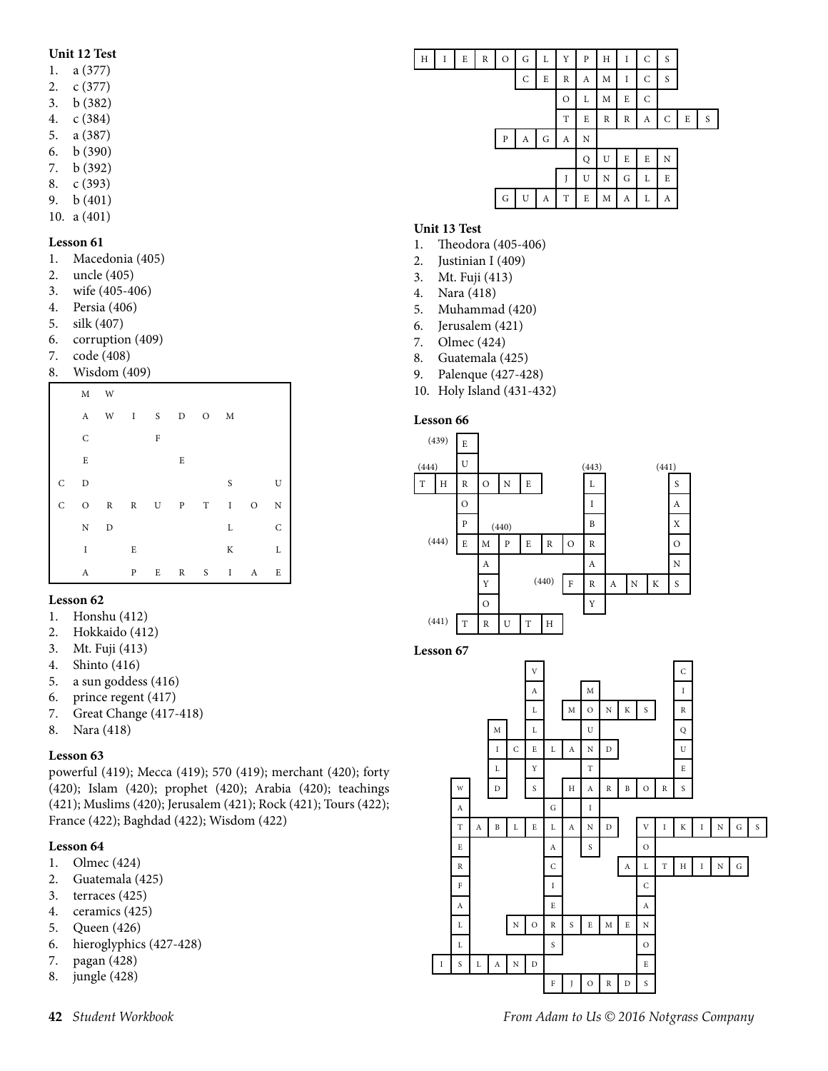**Unit 12 Test**

1. a (377)
2. c (377)
3. b (382)
4. c (384)
5. a (387)
6. b (390)
7. b (392)
8. c (393)
9. b (401)
10. a (401)

**Lesson 61**

1. Macedonia (405)
2. uncle (405)
3. wife (405-406)
4. Persia (406)
5. silk (407)
6. corruption (409)
7. code (408)
8. Wisdom (409)

| | | | | | | | | | |
|---|---|---|---|---|---|---|---|---|---|
| | M | W | | | | | | | |
| | A | W | I | S | D | O | M | | |
| | C | | | F | | | | | |
| | E | | | | E | | | | |
| C | D | | | | | | S | | U |
| C | O | R | R | U | P | T | I | O | N |
| | N | D | | | | | L | | C |
| | I | | E | | | | K | | L |
| | A | | P | E | R | S | I | A | E |

**Lesson 62**

1. Honshu (412)
2. Hokkaido (412)
3. Mt. Fuji (413)
4. Shinto (416)
5. a sun goddess (416)
6. prince regent (417)
7. Great Change (417-418)
8. Nara (418)

**Lesson 63**

powerful (419); Mecca (419); 570 (419); merchant (420); forty (420); Islam (420); prophet (420); Arabia (420); teachings (421); Muslims (420); Jerusalem (421); Rock (421); Tours (422); France (422); Baghdad (422); Wisdom (422)

**Lesson 64**

1. Olmec (424)
2. Guatemala (425)
3. terraces (425)
4. ceramics (425)
5. Queen (426)
6. hieroglyphics (427-428)
7. pagan (428)
8. jungle (428)

Crossword answers: HIEROGLYPHICS; CERAMICS; OLMEC; TERRACES; PAGAN; QUEEN; JUNGLE; GUATEMALA

**Unit 13 Test**

1. Theodora (405-406)
2. Justinian I (409)
3. Mt. Fuji (413)
4. Nara (418)
5. Muhammad (420)
6. Jerusalem (421)
7. Olmec (424)
8. Guatemala (425)
9. Palenque (427-428)
10. Holy Island (431-432)

**Lesson 66**

Crossword answers: EUROPE (439); THRONE (444); LIBRARY (443); SAXONS (441); EMPEROR (444); MAYOR (440); FRANKS (440); TRUTH (441)

**Lesson 67**

Crossword answers: VALLEYS; MOUNTAINS; CIRQUES; MONKS; MILD; ICELAND; HARBORS; WATERFALL; GLACIERS; TABLELAND; VIKINGS; VOLCANOES; ALTHING; NORSEMEN; ISLAND; FJORDS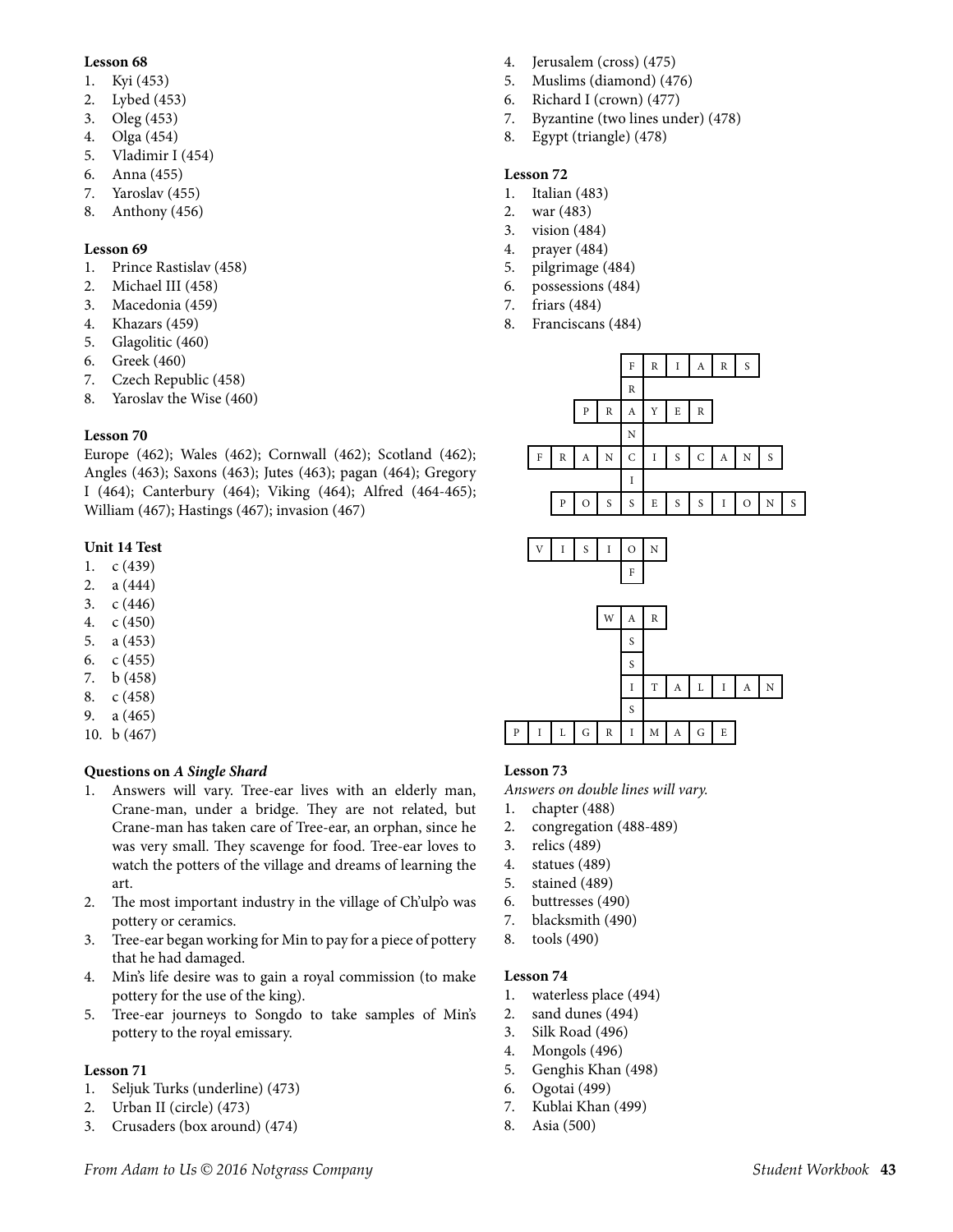**Lesson 68**

1. Kyi (453)
2. Lybed (453)
3. Oleg (453)
4. Olga (454)
5. Vladimir I (454)
6. Anna (455)
7. Yaroslav (455)
8. Anthony (456)

**Lesson 69**

1. Prince Rastislav (458)
2. Michael III (458)
3. Macedonia (459)
4. Khazars (459)
5. Glagolitic (460)
6. Greek (460)
7. Czech Republic (458)
8. Yaroslav the Wise (460)

**Lesson 70**

Europe (462); Wales (462); Cornwall (462); Scotland (462); Angles (463); Saxons (463); Jutes (463); pagan (464); Gregory I (464); Canterbury (464); Viking (464); Alfred (464-465); William (467); Hastings (467); invasion (467)

**Unit 14 Test**

1. c (439)
2. a (444)
3. c (446)
4. c (450)
5. a (453)
6. c (455)
7. b (458)
8. c (458)
9. a (465)
10. b (467)

**Questions on *A Single Shard***

1. Answers will vary. Tree-ear lives with an elderly man, Crane-man, under a bridge. They are not related, but Crane-man has taken care of Tree-ear, an orphan, since he was very small. They scavenge for food. Tree-ear loves to watch the potters of the village and dreams of learning the art.
2. The most important industry in the village of Ch'ulp'o was pottery or ceramics.
3. Tree-ear began working for Min to pay for a piece of pottery that he had damaged.
4. Min's life desire was to gain a royal commission (to make pottery for the use of the king).
5. Tree-ear journeys to Songdo to take samples of Min's pottery to the royal emissary.

**Lesson 71**

1. Seljuk Turks (underline) (473)
2. Urban II (circle) (473)
3. Crusaders (box around) (474)
4. Jerusalem (cross) (475)
5. Muslims (diamond) (476)
6. Richard I (crown) (477)
7. Byzantine (two lines under) (478)
8. Egypt (triangle) (478)

**Lesson 72**

1. Italian (483)
2. war (483)
3. vision (484)
4. prayer (484)
5. pilgrimage (484)
6. possessions (484)
7. friars (484)
8. Franciscans (484)

```
          F R I A R S
          R
      P R A Y E R
          N
  F R A N C I S C A N S
          I
    P O S S E S S I O N S

  V I S I O N
          F

        W A R
          S
          S
          I T A L I A N
          S
P I L G R I M A G E
```

**Lesson 73**

*Answers on double lines will vary.*

1. chapter (488)
2. congregation (488-489)
3. relics (489)
4. statues (489)
5. stained (489)
6. buttresses (490)
7. blacksmith (490)
8. tools (490)

**Lesson 74**

1. waterless place (494)
2. sand dunes (494)
3. Silk Road (496)
4. Mongols (496)
5. Genghis Khan (498)
6. Ogotai (499)
7. Kublai Khan (499)
8. Asia (500)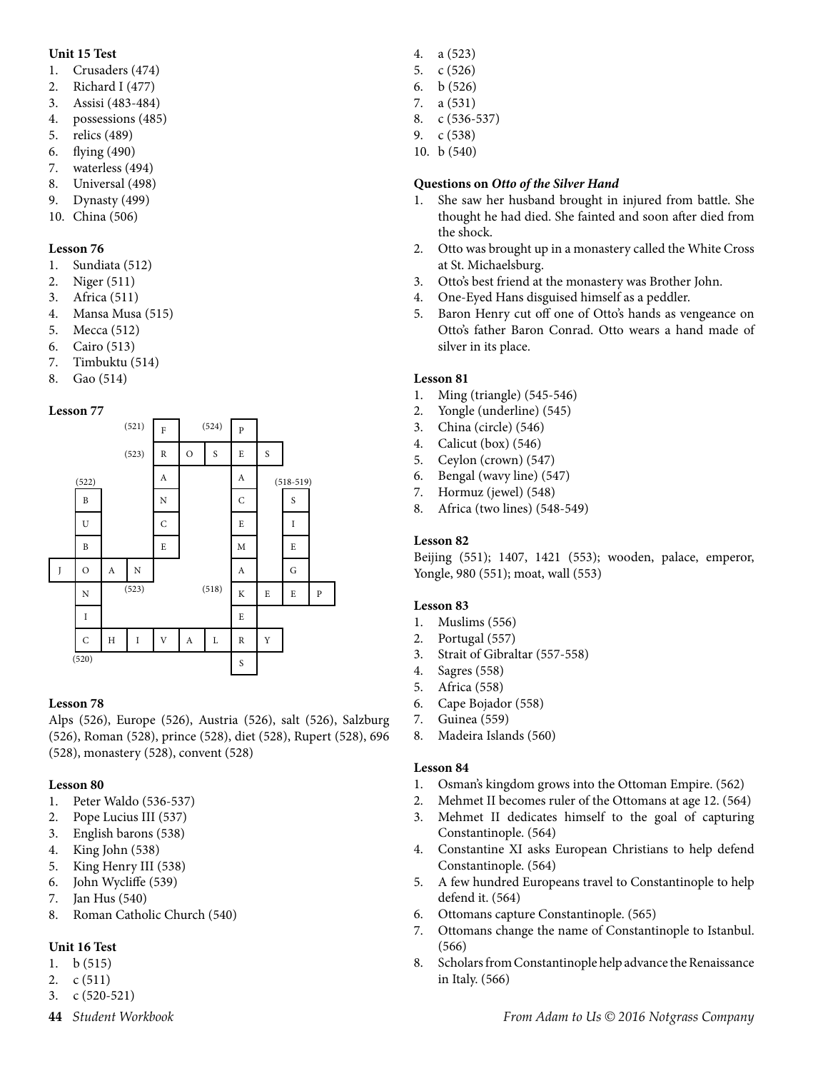**Unit 15 Test**

1. Crusaders (474)
2. Richard I (477)
3. Assisi (483-484)
4. possessions (485)
5. relics (489)
6. flying (490)
7. waterless (494)
8. Universal (498)
9. Dynasty (499)
10. China (506)

**Lesson 76**

1. Sundiata (512)
2. Niger (511)
3. Africa (511)
4. Mansa Musa (515)
5. Mecca (512)
6. Cairo (513)
7. Timbuktu (514)
8. Gao (514)

**Lesson 77**

| | | | | | | | | | | |
|---|---|---|---|---|---|---|---|---|---|---|
| | | | (521) | F | | (524) | P | | | |
| | | | (523) | R | O | S | E | S | | |
| | (522) | | | A | | | A | | (518-519) | |
| | B | | | N | | | C | | S | |
| | U | | | C | | | E | | I | |
| | B | | | E | | | M | | E | |
| J | O | A | N | | | | A | | G | |
| | N | | (523) | | | (518) | K | E | E | P |
| | I | | | | | | E | | | |
| | C | H | I | V | A | L | R | Y | | |
| | (520) | | | | | | S | | | |

**Lesson 78**

Alps (526), Europe (526), Austria (526), salt (526), Salzburg (526), Roman (528), prince (528), diet (528), Rupert (528), 696 (528), monastery (528), convent (528)

**Lesson 80**

1. Peter Waldo (536-537)
2. Pope Lucius III (537)
3. English barons (538)
4. King John (538)
5. King Henry III (538)
6. John Wycliffe (539)
7. Jan Hus (540)
8. Roman Catholic Church (540)

**Unit 16 Test**

1. b (515)
2. c (511)
3. c (520-521)
4. a (523)
5. c (526)
6. b (526)
7. a (531)
8. c (536-537)
9. c (538)
10. b (540)

**Questions on *Otto of the Silver Hand***

1. She saw her husband brought in injured from battle. She thought he had died. She fainted and soon after died from the shock.
2. Otto was brought up in a monastery called the White Cross at St. Michaelsburg.
3. Otto's best friend at the monastery was Brother John.
4. One-Eyed Hans disguised himself as a peddler.
5. Baron Henry cut off one of Otto's hands as vengeance on Otto's father Baron Conrad. Otto wears a hand made of silver in its place.

**Lesson 81**

1. Ming (triangle) (545-546)
2. Yongle (underline) (545)
3. China (circle) (546)
4. Calicut (box) (546)
5. Ceylon (crown) (547)
6. Bengal (wavy line) (547)
7. Hormuz (jewel) (548)
8. Africa (two lines) (548-549)

**Lesson 82**

Beijing (551); 1407, 1421 (553); wooden, palace, emperor, Yongle, 980 (551); moat, wall (553)

**Lesson 83**

1. Muslims (556)
2. Portugal (557)
3. Strait of Gibraltar (557-558)
4. Sagres (558)
5. Africa (558)
6. Cape Bojador (558)
7. Guinea (559)
8. Madeira Islands (560)

**Lesson 84**

1. Osman's kingdom grows into the Ottoman Empire. (562)
2. Mehmet II becomes ruler of the Ottomans at age 12. (564)
3. Mehmet II dedicates himself to the goal of capturing Constantinople. (564)
4. Constantine XI asks European Christians to help defend Constantinople. (564)
5. A few hundred Europeans travel to Constantinople to help defend it. (564)
6. Ottomans capture Constantinople. (565)
7. Ottomans change the name of Constantinople to Istanbul. (566)
8. Scholars from Constantinople help advance the Renaissance in Italy. (566)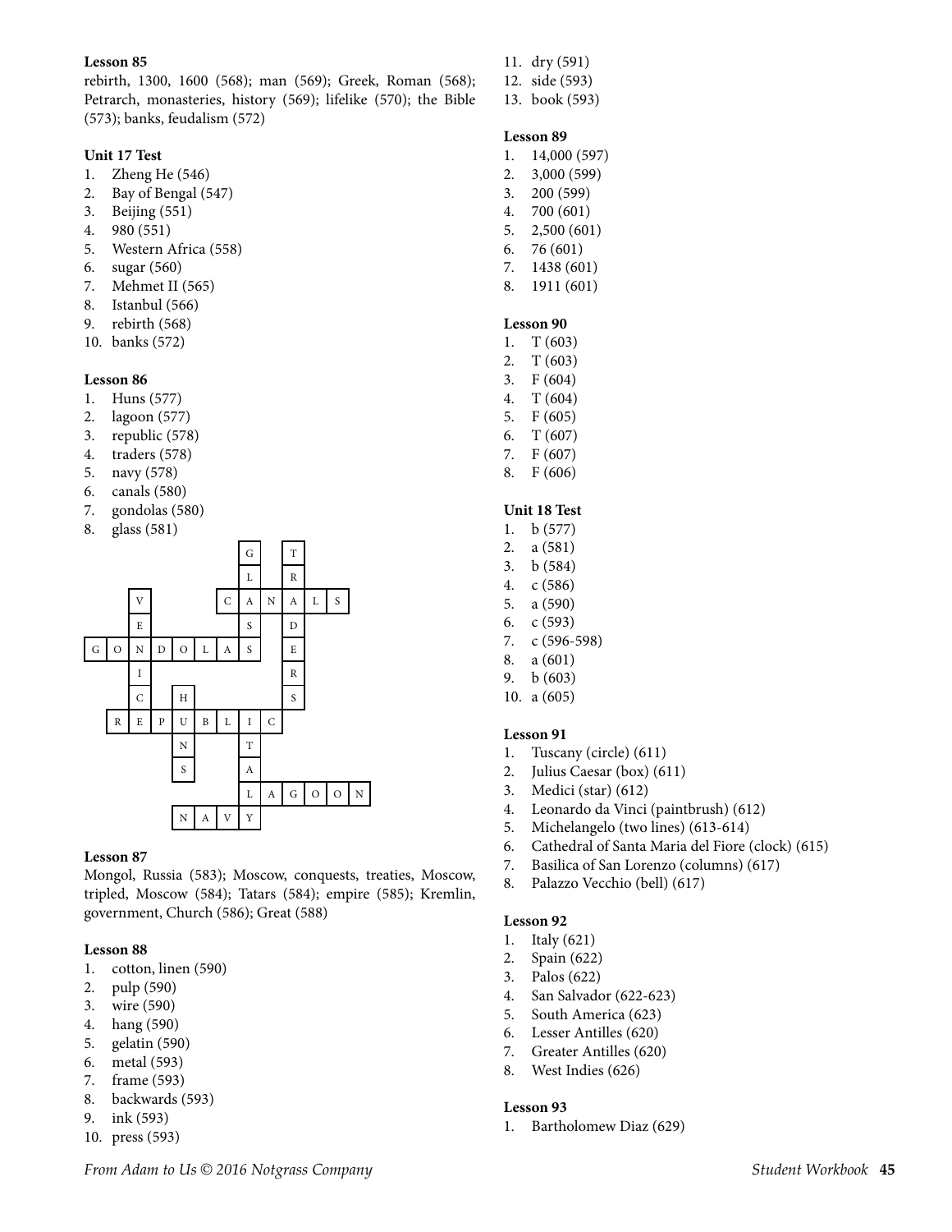**Lesson 85**

rebirth, 1300, 1600 (568); man (569); Greek, Roman (568); Petrarch, monasteries, history (569); lifelike (570); the Bible (573); banks, feudalism (572)

**Unit 17 Test**

1. Zheng He (546)
2. Bay of Bengal (547)
3. Beijing (551)
4. 980 (551)
5. Western Africa (558)
6. sugar (560)
7. Mehmet II (565)
8. Istanbul (566)
9. rebirth (568)
10. banks (572)

**Lesson 86**

1. Huns (577)
2. lagoon (577)
3. republic (578)
4. traders (578)
5. navy (578)
6. canals (580)
7. gondolas (580)
8. glass (581)

| | | | | | | | | | | | | |
|---|---|---|---|---|---|---|---|---|---|---|---|---|
| | | | | | | | G | | T | | | |
| | | | | | | | L | | R | | | |
| | | V | | | | C | A | N | A | L | S | |
| | | E | | | | | S | | D | | | |
| G | O | N | D | O | L | A | S | | E | | | |
| | | I | | | | | | | R | | | |
| | | C | | H | | | | | S | | | |
| | R | E | P | U | B | L | I | C | | | | |
| | | | | N | | | T | | | | | |
| | | | | S | | | A | | | | | |
| | | | | | | | L | A | G | O | O | N |
| | | | | N | A | V | Y | | | | | |

**Lesson 87**

Mongol, Russia (583); Moscow, conquests, treaties, Moscow, tripled, Moscow (584); Tatars (584); empire (585); Kremlin, government, Church (586); Great (588)

**Lesson 88**

1. cotton, linen (590)
2. pulp (590)
3. wire (590)
4. hang (590)
5. gelatin (590)
6. metal (593)
7. frame (593)
8. backwards (593)
9. ink (593)
10. press (593)
11. dry (591)
12. side (593)
13. book (593)

**Lesson 89**

1. 14,000 (597)
2. 3,000 (599)
3. 200 (599)
4. 700 (601)
5. 2,500 (601)
6. 76 (601)
7. 1438 (601)
8. 1911 (601)

**Lesson 90**

1. T (603)
2. T (603)
3. F (604)
4. T (604)
5. F (605)
6. T (607)
7. F (607)
8. F (606)

**Unit 18 Test**

1. b (577)
2. a (581)
3. b (584)
4. c (586)
5. a (590)
6. c (593)
7. c (596-598)
8. a (601)
9. b (603)
10. a (605)

**Lesson 91**

1. Tuscany (circle) (611)
2. Julius Caesar (box) (611)
3. Medici (star) (612)
4. Leonardo da Vinci (paintbrush) (612)
5. Michelangelo (two lines) (613-614)
6. Cathedral of Santa Maria del Fiore (clock) (615)
7. Basilica of San Lorenzo (columns) (617)
8. Palazzo Vecchio (bell) (617)

**Lesson 92**

1. Italy (621)
2. Spain (622)
3. Palos (622)
4. San Salvador (622-623)
5. South America (623)
6. Lesser Antilles (620)
7. Greater Antilles (620)
8. West Indies (626)

**Lesson 93**

1. Bartholomew Diaz (629)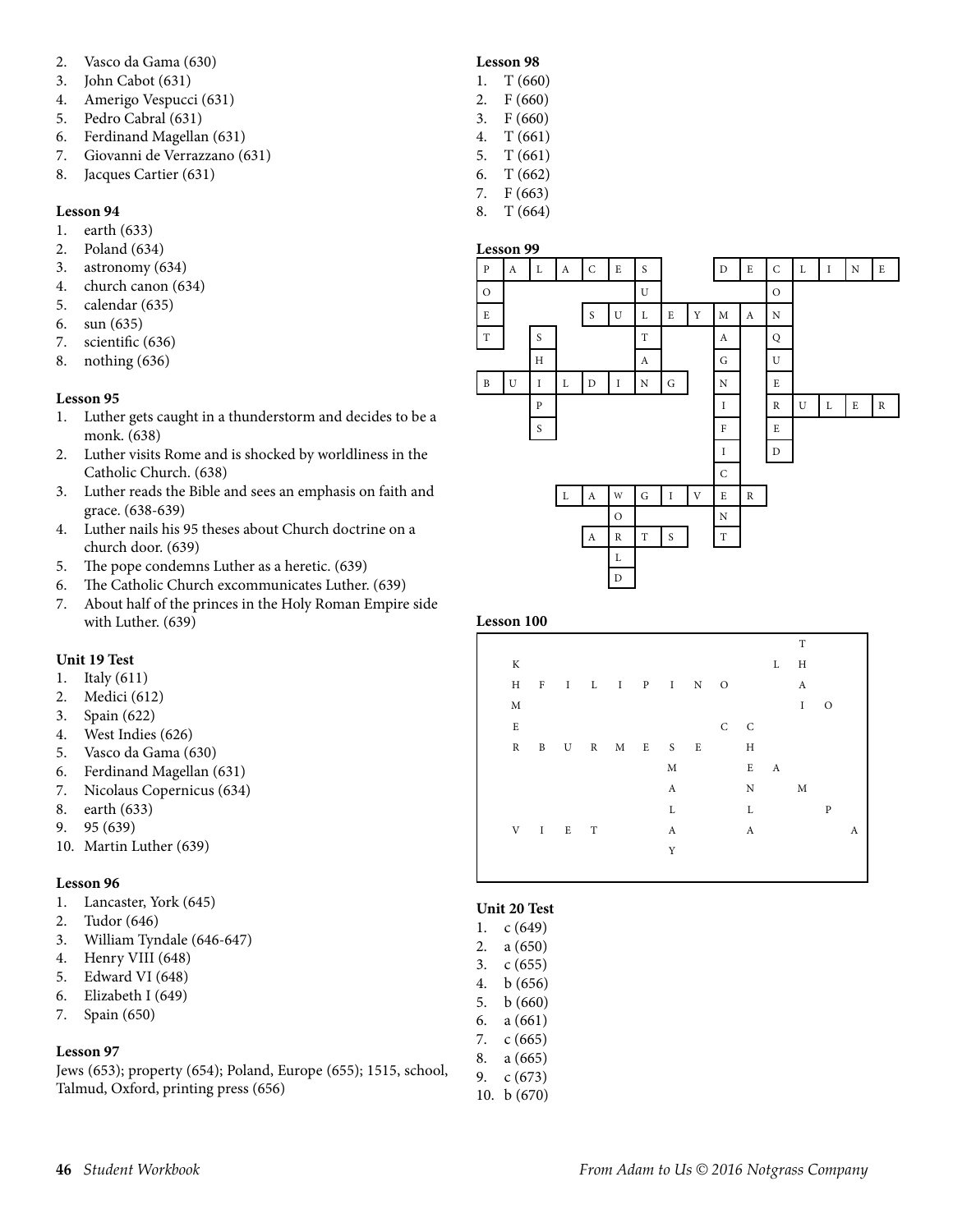2. Vasco da Gama (630)
3. John Cabot (631)
4. Amerigo Vespucci (631)
5. Pedro Cabral (631)
6. Ferdinand Magellan (631)
7. Giovanni de Verrazzano (631)
8. Jacques Cartier (631)

**Lesson 94**
1. earth (633)
2. Poland (634)
3. astronomy (634)
4. church canon (634)
5. calendar (635)
6. sun (635)
7. scientific (636)
8. nothing (636)

**Lesson 95**
1. Luther gets caught in a thunderstorm and decides to be a monk. (638)
2. Luther visits Rome and is shocked by worldliness in the Catholic Church. (638)
3. Luther reads the Bible and sees an emphasis on faith and grace. (638-639)
4. Luther nails his 95 theses about Church doctrine on a church door. (639)
5. The pope condemns Luther as a heretic. (639)
6. The Catholic Church excommunicates Luther. (639)
7. About half of the princes in the Holy Roman Empire side with Luther. (639)

**Unit 19 Test**
1. Italy (611)
2. Medici (612)
3. Spain (622)
4. West Indies (626)
5. Vasco da Gama (630)
6. Ferdinand Magellan (631)
7. Nicolaus Copernicus (634)
8. earth (633)
9. 95 (639)
10. Martin Luther (639)

**Lesson 96**
1. Lancaster, York (645)
2. Tudor (646)
3. William Tyndale (646-647)
4. Henry VIII (648)
5. Edward VI (648)
6. Elizabeth I (649)
7. Spain (650)

**Lesson 97**
Jews (653); property (654); Poland, Europe (655); 1515, school, Talmud, Oxford, printing press (656)

**Lesson 98**
1. T (660)
2. F (660)
3. F (660)
4. T (661)
5. T (661)
6. T (662)
7. F (663)
8. T (664)

**Lesson 99**

| | | | | | | | | | | | | | | | |
|---|---|---|---|---|---|---|---|---|---|---|---|---|---|---|---|
| P | A | L | A | C | E | S | | | D | E | C | L | I | N | E |
| O | | | | | | U | | | | | O | | | | |
| E | | | | S | U | L | E | Y | M | A | N | | | | |
| T | | S | | | | T | | | A | | Q | | | | |
| | | H | | | | A | | | G | | U | | | | |
| B | U | I | L | D | I | N | G | | N | | E | | | | |
| | | P | | | | | | | I | | R | U | L | E | R |
| | | S | | | | | | | F | | E | | | | |
| | | | | | | | | | I | | D | | | | |
| | | | | | | | | | C | | | | | | |
| | | | L | A | W | G | I | V | E | R | | | | | |
| | | | | | O | | | | N | | | | | | |
| | | | | A | R | T | S | | T | | | | | | |
| | | | | | L | | | | | | | | | | |
| | | | | | D | | | | | | | | | | |

**Lesson 100**

| | | | | | | | | | | | | | |
|---|---|---|---|---|---|---|---|---|---|---|---|---|---|
| | | | | | | | | | | | T | | |
| K | | | | | | | | | | L | H | | |
| H | F | I | L | I | P | I | N | O | | | A | | |
| M | | | | | | | | | | | I | O | |
| E | | | | | | | | C | C | | | | |
| R | B | U | R | M | E | S | E | | H | | | | |
| | | | | | | M | | | E | A | | | |
| | | | | | | A | | | N | | M | | |
| | | | | | | L | | | L | | | P | |
| V | I | E | T | | | A | | | A | | | | A |
| | | | | | | Y | | | | | | | |

**Unit 20 Test**
1. c (649)
2. a (650)
3. c (655)
4. b (656)
5. b (660)
6. a (661)
7. c (665)
8. a (665)
9. c (673)
10. b (670)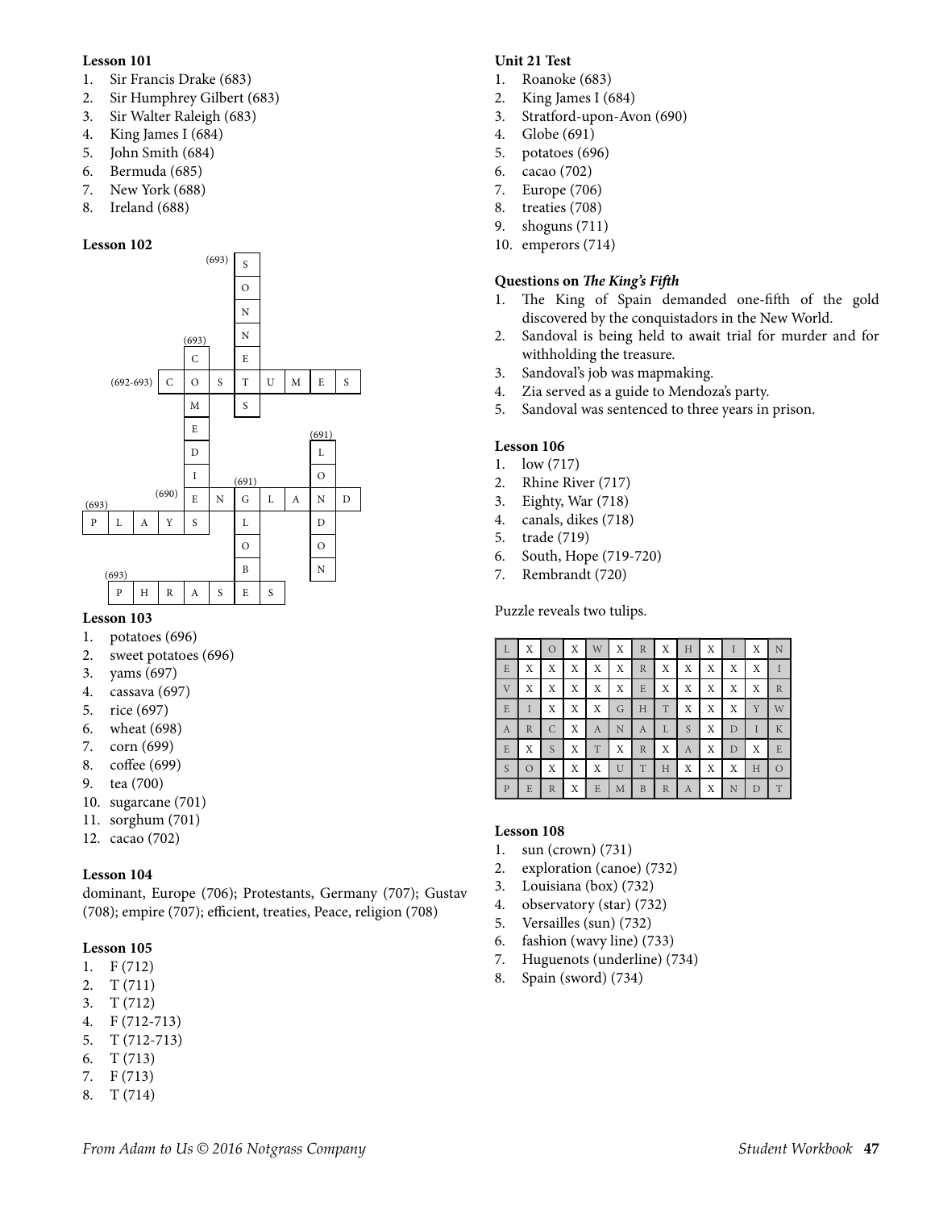### Lesson 101

1. Sir Francis Drake (683)
2. Sir Humphrey Gilbert (683)
3. Sir Walter Raleigh (683)
4. King James I (684)
5. John Smith (684)
6. Bermuda (685)
7. New York (688)
8. Ireland (688)

### Lesson 102

Crossword answers:

- (693) SONNETS (down)
- (693) COMEDIES (down)
- (692-693) COSTUMES (across)
- (691) LONDON (down)
- (690) ENGLAND (across)
- (691) GLOBE (down)
- (693) PLAYS (across)
- (693) PHRASES (across)

### Lesson 103

1. potatoes (696)
2. sweet potatoes (696)
3. yams (697)
4. cassava (697)
5. rice (697)
6. wheat (698)
7. corn (699)
8. coffee (699)
9. tea (700)
10. sugarcane (701)
11. sorghum (701)
12. cacao (702)

### Lesson 104

dominant, Europe (706); Protestants, Germany (707); Gustav (708); empire (707); efficient, treaties, Peace, religion (708)

### Lesson 105

1. F (712)
2. T (711)
3. T (712)
4. F (712-713)
5. T (712-713)
6. T (713)
7. F (713)
8. T (714)

### Unit 21 Test

1. Roanoke (683)
2. King James I (684)
3. Stratford-upon-Avon (690)
4. Globe (691)
5. potatoes (696)
6. cacao (702)
7. Europe (706)
8. treaties (708)
9. shoguns (711)
10. emperors (714)

### Questions on *The King's Fifth*

1. The King of Spain demanded one-fifth of the gold discovered by the conquistadors in the New World.
2. Sandoval is being held to await trial for murder and for withholding the treasure.
3. Sandoval's job was mapmaking.
4. Zia served as a guide to Mendoza's party.
5. Sandoval was sentenced to three years in prison.

### Lesson 106

1. low (717)
2. Rhine River (717)
3. Eighty, War (718)
4. canals, dikes (718)
5. trade (719)
6. South, Hope (719-720)
7. Rembrandt (720)

Puzzle reveals two tulips.

| | | | | | | | | | | | | |
|---|---|---|---|---|---|---|---|---|---|---|---|---|
| L | X | O | X | W | X | R | X | H | X | I | X | N |
| E | X | X | X | X | X | R | X | X | X | X | X | I |
| V | X | X | X | X | X | E | X | X | X | X | X | R |
| E | I | X | X | X | G | H | T | X | X | X | Y | W |
| A | R | C | X | A | N | A | L | S | X | D | I | K |
| E | X | S | X | T | X | R | X | A | X | D | X | E |
| S | O | X | X | X | U | T | H | X | X | X | H | O |
| P | E | R | X | E | M | B | R | A | X | N | D | T |

### Lesson 108

1. sun (crown) (731)
2. exploration (canoe) (732)
3. Louisiana (box) (732)
4. observatory (star) (732)
5. Versailles (sun) (732)
6. fashion (wavy line) (733)
7. Huguenots (underline) (734)
8. Spain (sword) (734)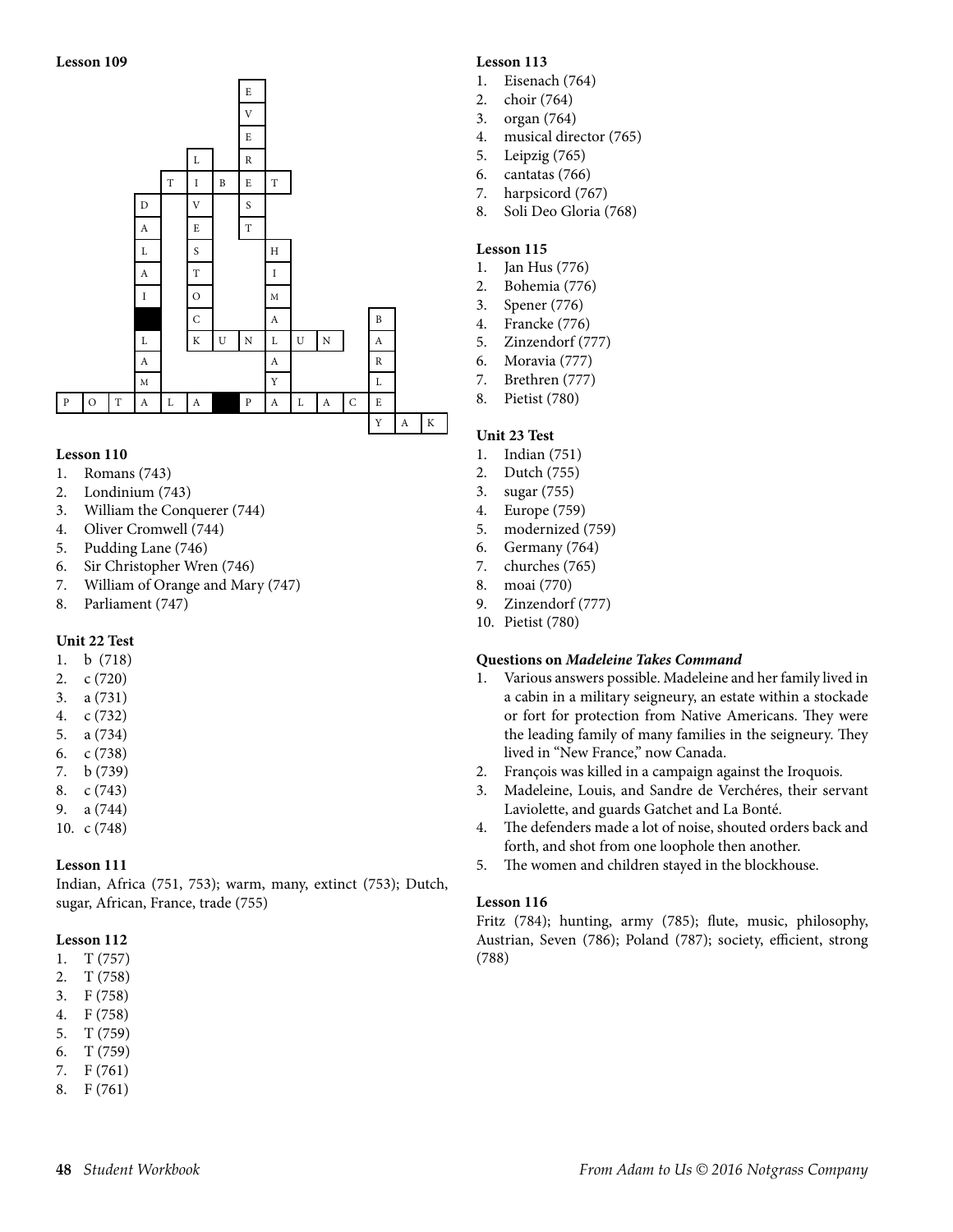**Lesson 109**

| | | | | | | | E | | | | | | | |
|---|---|---|---|---|---|---|---|---|---|---|---|---|---|---|
| | | | | | | | V | | | | | | | |
| | | | | | | | E | | | | | | | |
| | | | | | L | | R | | | | | | | |
| | | | | T | I | B | E | T | | | | | | |
| | | | D | | V | | S | | | | | | | |
| | | | A | | E | | T | | | | | | | |
| | | | L | | S | | | H | | | | | | |
| | | | A | | T | | | I | | | | | | |
| | | | I | | O | | | M | | | | | | |
| | | | ■ | | C | | | A | | | | B | | |
| | | | L | | K | U | N | L | U | N | | A | | |
| | | | A | | | | | A | | | | R | | |
| | | | M | | | | | Y | | | | L | | |
| P | O | T | A | L | A | ■ | P | A | L | A | C | E | | |
| | | | | | | | | | | | | Y | A | K |

**Lesson 110**

1. Romans (743)
2. Londinium (743)
3. William the Conquerer (744)
4. Oliver Cromwell (744)
5. Pudding Lane (746)
6. Sir Christopher Wren (746)
7. William of Orange and Mary (747)
8. Parliament (747)

**Unit 22 Test**

1. b (718)
2. c (720)
3. a (731)
4. c (732)
5. a (734)
6. c (738)
7. b (739)
8. c (743)
9. a (744)
10. c (748)

**Lesson 111**

Indian, Africa (751, 753); warm, many, extinct (753); Dutch, sugar, African, France, trade (755)

**Lesson 112**

1. T (757)
2. T (758)
3. F (758)
4. F (758)
5. T (759)
6. T (759)
7. F (761)
8. F (761)

**Lesson 113**

1. Eisenach (764)
2. choir (764)
3. organ (764)
4. musical director (765)
5. Leipzig (765)
6. cantatas (766)
7. harpsicord (767)
8. Soli Deo Gloria (768)

**Lesson 115**

1. Jan Hus (776)
2. Bohemia (776)
3. Spener (776)
4. Francke (776)
5. Zinzendorf (777)
6. Moravia (777)
7. Brethren (777)
8. Pietist (780)

**Unit 23 Test**

1. Indian (751)
2. Dutch (755)
3. sugar (755)
4. Europe (759)
5. modernized (759)
6. Germany (764)
7. churches (765)
8. moai (770)
9. Zinzendorf (777)
10. Pietist (780)

**Questions on *Madeleine Takes Command***

1. Various answers possible. Madeleine and her family lived in a cabin in a military seigneury, an estate within a stockade or fort for protection from Native Americans. They were the leading family of many families in the seigneury. They lived in "New France," now Canada.
2. François was killed in a campaign against the Iroquois.
3. Madeleine, Louis, and Sandre de Verchéres, their servant Laviolette, and guards Gatchet and La Bonté.
4. The defenders made a lot of noise, shouted orders back and forth, and shot from one loophole then another.
5. The women and children stayed in the blockhouse.

**Lesson 116**

Fritz (784); hunting, army (785); flute, music, philosophy, Austrian, Seven (786); Poland (787); society, efficient, strong (788)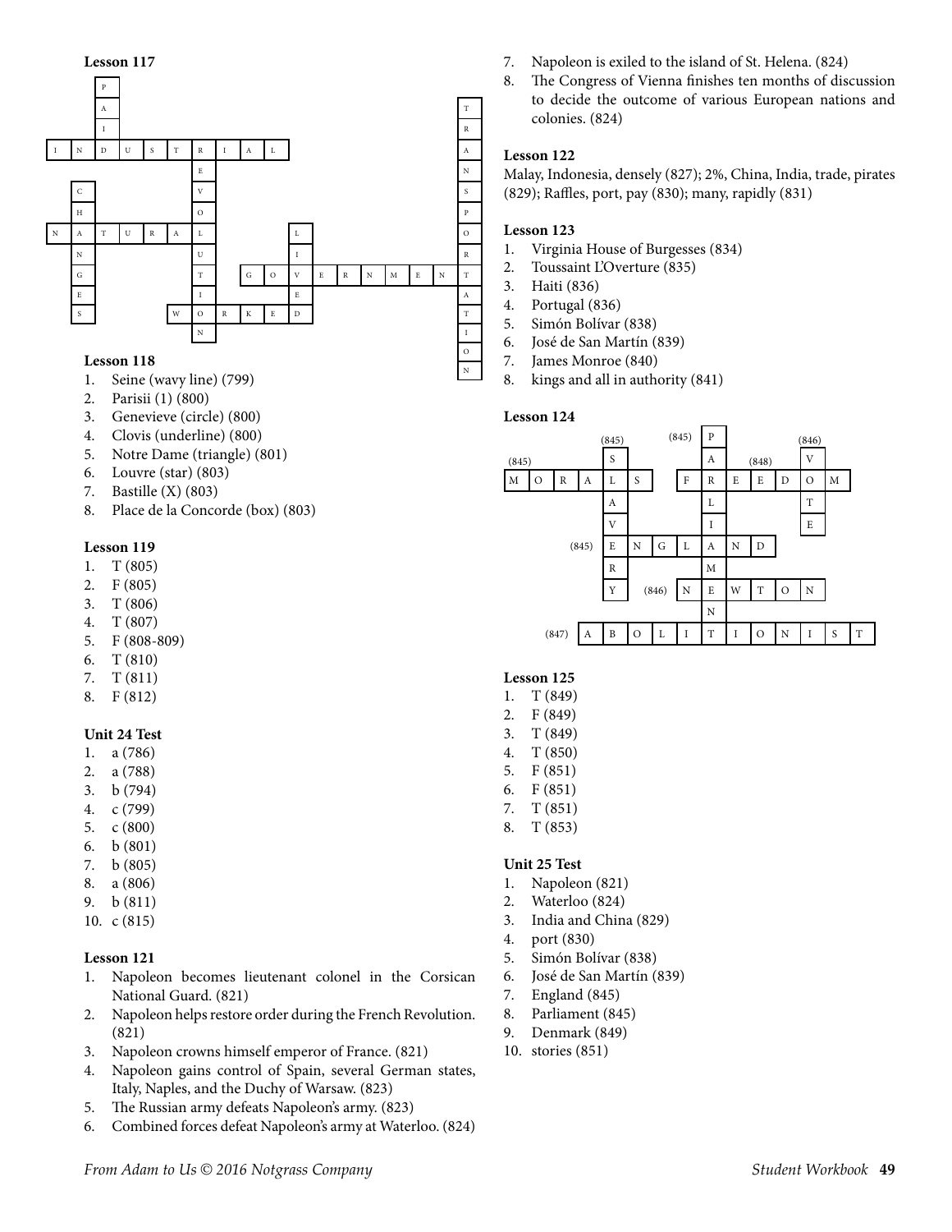**Lesson 117**

| | | | | | | | | | | | | | | | | | |
|---|---|---|---|---|---|---|---|---|---|---|---|---|---|---|---|---|---|
| | | P | | | | | | | | | | | | | | | |
| | | A | | | | | | | | | | | | | | | T |
| | | I | | | | | | | | | | | | | | | R |
| I | N | D | U | S | T | R | I | A | L | | | | | | | | A |
| | | | | | | E | | | | | | | | | | | N |
| | C | | | | | V | | | | | | | | | | | S |
| | H | | | | | O | | | | | | | | | | | P |
| N | A | T | U | R | A | L | | | | L | | | | | | | O |
| | N | | | | | U | | | | I | | | | | | | R |
| | G | | | | | T | | G | O | V | E | R | N | M | E | N | T |
| | E | | | | | I | | | | E | | | | | | | A |
| | S | | | | W | O | R | K | E | D | | | | | | | T |
| | | | | | | N | | | | | | | | | | | I |
| | | | | | | | | | | | | | | | | | O |
| | | | | | | | | | | | | | | | | | N |

**Lesson 118**

1. Seine (wavy line) (799)
2. Parisii (1) (800)
3. Genevieve (circle) (800)
4. Clovis (underline) (800)
5. Notre Dame (triangle) (801)
6. Louvre (star) (803)
7. Bastille (X) (803)
8. Place de la Concorde (box) (803)

**Lesson 119**

1. T (805)
2. F (805)
3. T (806)
4. T (807)
5. F (808-809)
6. T (810)
7. T (811)
8. F (812)

**Unit 24 Test**

1. a (786)
2. a (788)
3. b (794)
4. c (799)
5. c (800)
6. b (801)
7. b (805)
8. a (806)
9. b (811)
10. c (815)

**Lesson 121**

1. Napoleon becomes lieutenant colonel in the Corsican National Guard. (821)
2. Napoleon helps restore order during the French Revolution. (821)
3. Napoleon crowns himself emperor of France. (821)
4. Napoleon gains control of Spain, several German states, Italy, Naples, and the Duchy of Warsaw. (823)
5. The Russian army defeats Napoleon's army. (823)
6. Combined forces defeat Napoleon's army at Waterloo. (824)
7. Napoleon is exiled to the island of St. Helena. (824)
8. The Congress of Vienna finishes ten months of discussion to decide the outcome of various European nations and colonies. (824)

**Lesson 122**

Malay, Indonesia, densely (827); 2%, China, India, trade, pirates (829); Raffles, port, pay (830); many, rapidly (831)

**Lesson 123**

1. Virginia House of Burgesses (834)
2. Toussaint L'Overture (835)
3. Haiti (836)
4. Portugal (836)
5. Simón Bolívar (838)
6. José de San Martín (839)
7. James Monroe (840)
8. kings and all in authority (841)

**Lesson 124**

| | | | | | | | | | | | | | | |
|---|---|---|---|---|---|---|---|---|---|---|---|---|---|---|
| | | | | (845) | | | (845) | P | | | | (846) | | |
| (845) | | | | S | | | | A | | (848) | | V | | |
| M | O | R | A | L | S | | F | R | E | E | D | O | M | |
| | | | | A | | | | L | | | | T | | |
| | | | | V | | | | I | | | | E | | |
| | | | (845) | E | N | G | L | A | N | D | | | | |
| | | | | R | | | | M | | | | | | |
| | | | | Y | | (846) | N | E | W | T | O | N | | |
| | | | | | | | | N | | | | | | |
| | | (847) | A | B | O | L | I | T | I | O | N | I | S | T |

**Lesson 125**

1. T (849)
2. F (849)
3. T (849)
4. T (850)
5. F (851)
6. F (851)
7. T (851)
8. T (853)

**Unit 25 Test**

1. Napoleon (821)
2. Waterloo (824)
3. India and China (829)
4. port (830)
5. Simón Bolívar (838)
6. José de San Martín (839)
7. England (845)
8. Parliament (845)
9. Denmark (849)
10. stories (851)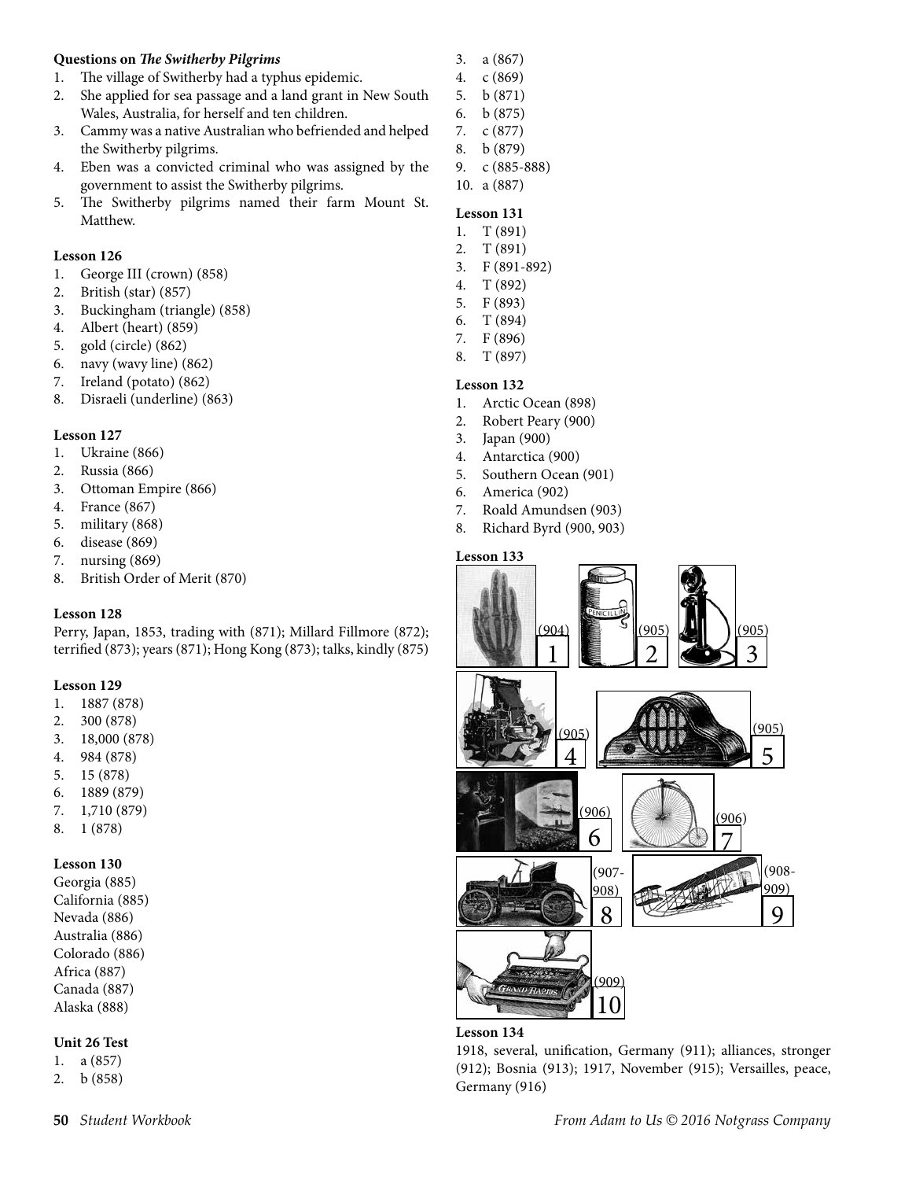**Questions on *The Switherby Pilgrims***

1. The village of Switherby had a typhus epidemic.
2. She applied for sea passage and a land grant in New South Wales, Australia, for herself and ten children.
3. Cammy was a native Australian who befriended and helped the Switherby pilgrims.
4. Eben was a convicted criminal who was assigned by the government to assist the Switherby pilgrims.
5. The Switherby pilgrims named their farm Mount St. Matthew.

**Lesson 126**

1. George III (crown) (858)
2. British (star) (857)
3. Buckingham (triangle) (858)
4. Albert (heart) (859)
5. gold (circle) (862)
6. navy (wavy line) (862)
7. Ireland (potato) (862)
8. Disraeli (underline) (863)

**Lesson 127**

1. Ukraine (866)
2. Russia (866)
3. Ottoman Empire (866)
4. France (867)
5. military (868)
6. disease (869)
7. nursing (869)
8. British Order of Merit (870)

**Lesson 128**

Perry, Japan, 1853, trading with (871); Millard Fillmore (872); terrified (873); years (871); Hong Kong (873); talks, kindly (875)

**Lesson 129**

1. 1887 (878)
2. 300 (878)
3. 18,000 (878)
4. 984 (878)
5. 15 (878)
6. 1889 (879)
7. 1,710 (879)
8. 1 (878)

**Lesson 130**

Georgia (885)
California (885)
Nevada (886)
Australia (886)
Colorado (886)
Africa (887)
Canada (887)
Alaska (888)

**Unit 26 Test**

1. a (857)
2. b (858)
3. a (867)
4. c (869)
5. b (871)
6. b (875)
7. c (877)
8. b (879)
9. c (885-888)
10. a (887)

**Lesson 131**

1. T (891)
2. T (891)
3. F (891-892)
4. T (892)
5. F (893)
6. T (894)
7. F (896)
8. T (897)

**Lesson 132**

1. Arctic Ocean (898)
2. Robert Peary (900)
3. Japan (900)
4. Antarctica (900)
5. Southern Ocean (901)
6. America (902)
7. Roald Amundsen (903)
8. Richard Byrd (900, 903)

**Lesson 133**

1 (904)
2 (905)
3 (905)
4 (905)
5 (905)
6 (906)
7 (906)
8 (907-908)
9 (908-909)
10 (909)

**Lesson 134**

1918, several, unification, Germany (911); alliances, stronger (912); Bosnia (913); 1917, November (915); Versailles, peace, Germany (916)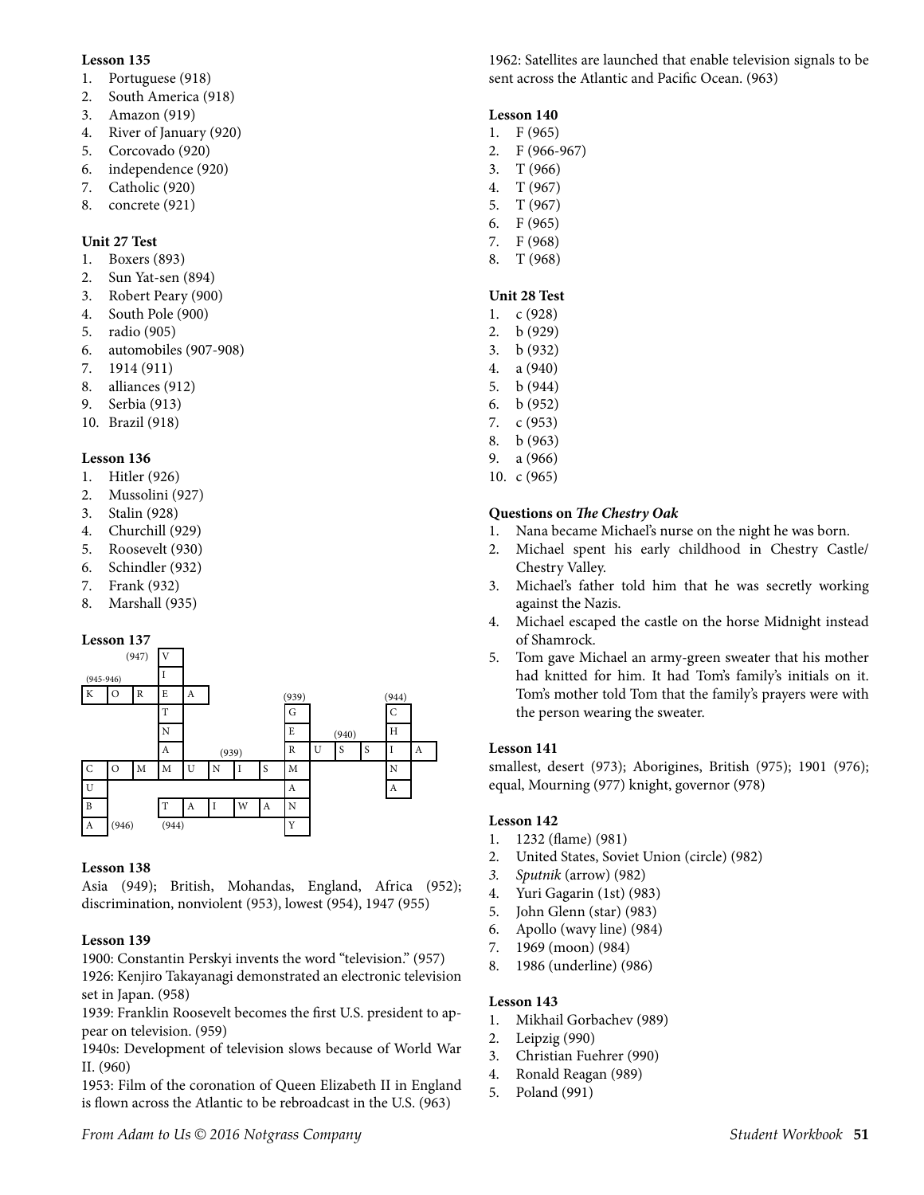**Lesson 135**

1. Portuguese (918)
2. South America (918)
3. Amazon (919)
4. River of January (920)
5. Corcovado (920)
6. independence (920)
7. Catholic (920)
8. concrete (921)

**Unit 27 Test**

1. Boxers (893)
2. Sun Yat-sen (894)
3. Robert Peary (900)
4. South Pole (900)
5. radio (905)
6. automobiles (907-908)
7. 1914 (911)
8. alliances (912)
9. Serbia (913)
10. Brazil (918)

**Lesson 136**

1. Hitler (926)
2. Mussolini (927)
3. Stalin (928)
4. Churchill (929)
5. Roosevelt (930)
6. Schindler (932)
7. Frank (932)
8. Marshall (935)

**Lesson 137**

| | | | | | | | | | | | | | |
|---|---|---|---|---|---|---|---|---|---|---|---|---|---|
| | | (947) | V | | | | | | | | | | |
| (945-946) | | | I | | | | | | | | | | |
| K | O | R | E | A | | | | (939) | | | | (944) | |
| | | | T | | | | | G | | | | C | |
| | | | N | | | | | E | | (940) | | H | |
| | | | A | | | (939) | | R | U | S | S | I | A |
| C | O | M | M | U | N | I | S | M | | | | N | |
| U | | | | | | | | A | | | | A | |
| B | | | T | A | I | W | A | N | | | | | |
| A | (946) | | (944) | | | | | Y | | | | | |

**Lesson 138**

Asia (949); British, Mohandas, England, Africa (952); discrimination, nonviolent (953), lowest (954), 1947 (955)

**Lesson 139**

1900: Constantin Perskyi invents the word "television." (957)
1926: Kenjiro Takayanagi demonstrated an electronic television set in Japan. (958)
1939: Franklin Roosevelt becomes the first U.S. president to appear on television. (959)
1940s: Development of television slows because of World War II. (960)
1953: Film of the coronation of Queen Elizabeth II in England is flown across the Atlantic to be rebroadcast in the U.S. (963)
1962: Satellites are launched that enable television signals to be sent across the Atlantic and Pacific Ocean. (963)

**Lesson 140**

1. F (965)
2. F (966-967)
3. T (966)
4. T (967)
5. T (967)
6. F (965)
7. F (968)
8. T (968)

**Unit 28 Test**

1. c (928)
2. b (929)
3. b (932)
4. a (940)
5. b (944)
6. b (952)
7. c (953)
8. b (963)
9. a (966)
10. c (965)

**Questions on *The Chestry Oak***

1. Nana became Michael's nurse on the night he was born.
2. Michael spent his early childhood in Chestry Castle/ Chestry Valley.
3. Michael's father told him that he was secretly working against the Nazis.
4. Michael escaped the castle on the horse Midnight instead of Shamrock.
5. Tom gave Michael an army-green sweater that his mother had knitted for him. It had Tom's family's initials on it. Tom's mother told Tom that the family's prayers were with the person wearing the sweater.

**Lesson 141**

smallest, desert (973); Aborigines, British (975); 1901 (976); equal, Mourning (977) knight, governor (978)

**Lesson 142**

1. 1232 (flame) (981)
2. United States, Soviet Union (circle) (982)
3. *Sputnik* (arrow) (982)
4. Yuri Gagarin (1st) (983)
5. John Glenn (star) (983)
6. Apollo (wavy line) (984)
7. 1969 (moon) (984)
8. 1986 (underline) (986)

**Lesson 143**

1. Mikhail Gorbachev (989)
2. Leipzig (990)
3. Christian Fuehrer (990)
4. Ronald Reagan (989)
5. Poland (991)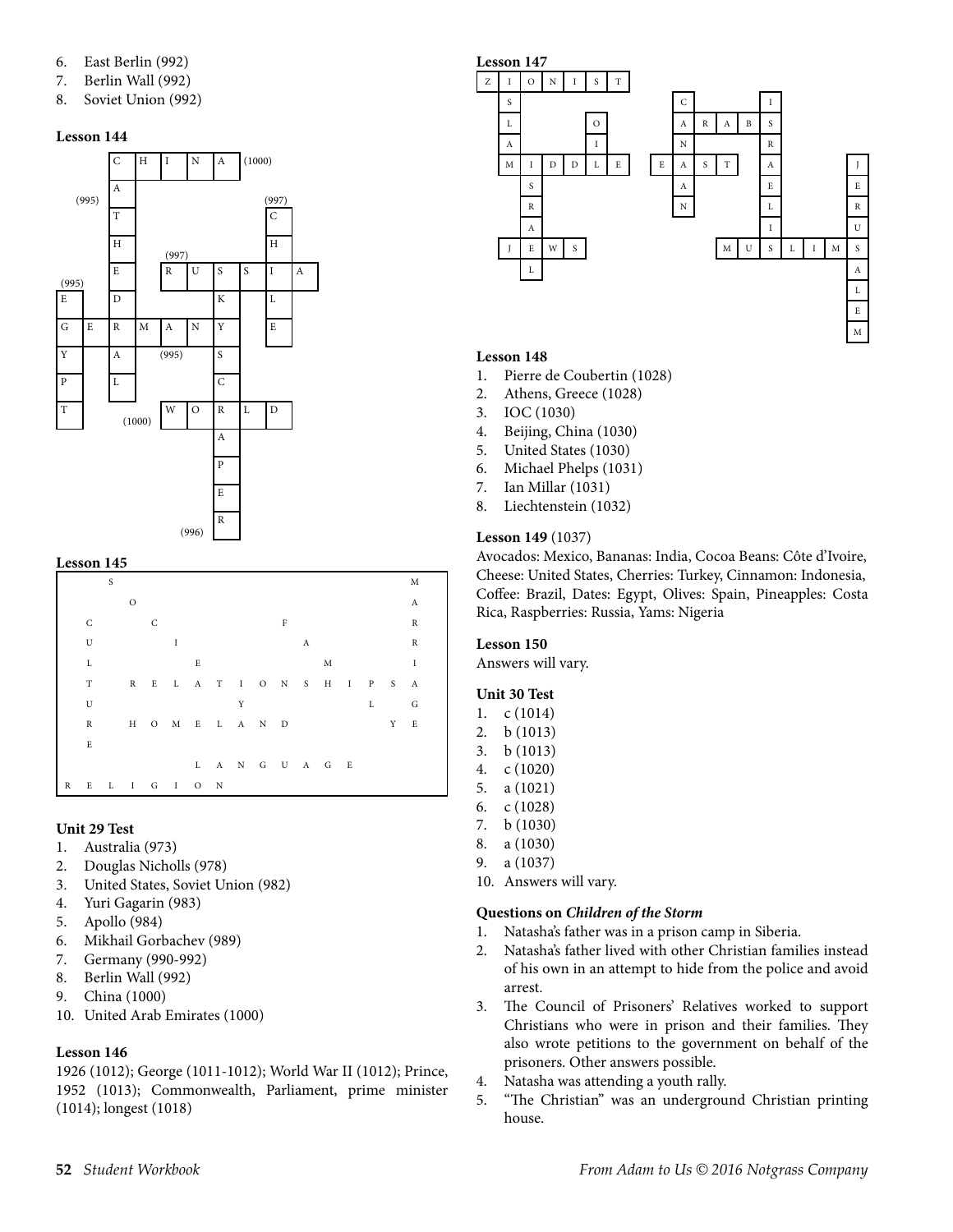6. East Berlin (992)
7. Berlin Wall (992)
8. Soviet Union (992)

**Lesson 144**

```
        C H I N A     (1000)
        A
(995)   T                 (997)
        H               C
        E   R U S S I A   (997)
(995)   D       K       L
E       D       K       L
G E R M A N Y       E
Y   A  (995)  S
P   L         C
T       (1000)  W O R L D
                R
                A
                P
                E
                R  (996)
```

| | | | | | | | | | |
|---|---|---|---|---|---|---|---|---|---|
| | | C | H | I | N | A | (1000) | | |
| | | A | | | | | | | |
| (995) | | T | | | | | | C (997) | |
| | | H | | | | | | H | |
| | | E | | R (997) | U | S | S | I | A |
| E (995) | | D | | | | K | | L | |
| G | E | R | M | A | N | Y | | E | |
| Y | | A | | (995) | | S | | | |
| P | | L | | | | C | | | |
| T | | (1000) | | W | O | R | L | D | |
| | | | | | | A | | | |
| | | | | | | P | | | |
| | | | | | | E | | | |
| | | | | (996) | | R | | | |

**Lesson 145**

```
    S                           M
      O                         A
  C     C             F         R
  U       I             A       R
  L         E             M     I
  T   R E L A T I O N S H I P S A
  U             Y           L   G
  R   H O M E L A N D         Y E
  E
            L A N G U A G E
R E L I G I O N
```

**Unit 29 Test**

1. Australia (973)
2. Douglas Nicholls (978)
3. United States, Soviet Union (982)
4. Yuri Gagarin (983)
5. Apollo (984)
6. Mikhail Gorbachev (989)
7. Germany (990-992)
8. Berlin Wall (992)
9. China (1000)
10. United Arab Emirates (1000)

**Lesson 146**

1926 (1012); George (1011-1012); World War II (1012); Prince, 1952 (1013); Commonwealth, Parliament, prime minister (1014); longest (1018)

**Lesson 147**

```
Z I O N I S T
  S                 C       I
  L       O         A R A B S
  A       I         N       R
  M I D D L E   E A S T     A       J
    S               A       E       E
    R               N       L       R
    A                       I       U
  J E W S               M U S L I M S
    L                                 A
                                      L
                                      E
                                      M
```

**Lesson 148**

1. Pierre de Coubertin (1028)
2. Athens, Greece (1028)
3. IOC (1030)
4. Beijing, China (1030)
5. United States (1030)
6. Michael Phelps (1031)
7. Ian Millar (1031)
8. Liechtenstein (1032)

**Lesson 149** (1037)

Avocados: Mexico, Bananas: India, Cocoa Beans: Côte d'Ivoire, Cheese: United States, Cherries: Turkey, Cinnamon: Indonesia, Coffee: Brazil, Dates: Egypt, Olives: Spain, Pineapples: Costa Rica, Raspberries: Russia, Yams: Nigeria

**Lesson 150**

Answers will vary.

**Unit 30 Test**

1. c (1014)
2. b (1013)
3. b (1013)
4. c (1020)
5. a (1021)
6. c (1028)
7. b (1030)
8. a (1030)
9. a (1037)
10. Answers will vary.

**Questions on *Children of the Storm***

1. Natasha's father was in a prison camp in Siberia.
2. Natasha's father lived with other Christian families instead of his own in an attempt to hide from the police and avoid arrest.
3. The Council of Prisoners' Relatives worked to support Christians who were in prison and their families. They also wrote petitions to the government on behalf of the prisoners. Other answers possible.
4. Natasha was attending a youth rally.
5. "The Christian" was an underground Christian printing house.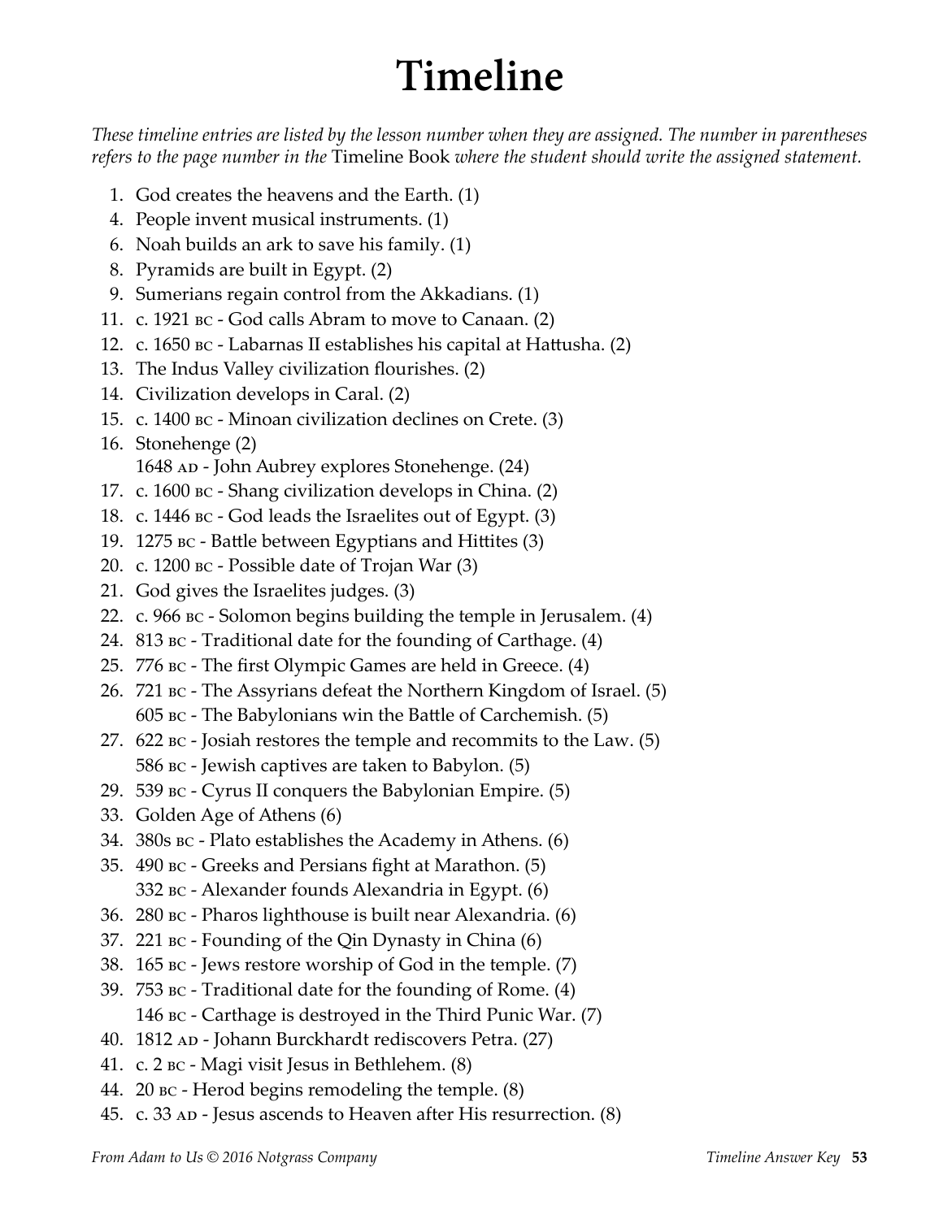# Timeline

*These timeline entries are listed by the lesson number when they are assigned. The number in parentheses refers to the page number in the* Timeline Book *where the student should write the assigned statement.*

1. God creates the heavens and the Earth. (1)
4. People invent musical instruments. (1)
6. Noah builds an ark to save his family. (1)
8. Pyramids are built in Egypt. (2)
9. Sumerians regain control from the Akkadians. (1)
11. c. 1921 BC - God calls Abram to move to Canaan. (2)
12. c. 1650 BC - Labarnas II establishes his capital at Hattusha. (2)
13. The Indus Valley civilization flourishes. (2)
14. Civilization develops in Caral. (2)
15. c. 1400 BC - Minoan civilization declines on Crete. (3)
16. Stonehenge (2)
    1648 AD - John Aubrey explores Stonehenge. (24)
17. c. 1600 BC - Shang civilization develops in China. (2)
18. c. 1446 BC - God leads the Israelites out of Egypt. (3)
19. 1275 BC - Battle between Egyptians and Hittites (3)
20. c. 1200 BC - Possible date of Trojan War (3)
21. God gives the Israelites judges. (3)
22. c. 966 BC - Solomon begins building the temple in Jerusalem. (4)
24. 813 BC - Traditional date for the founding of Carthage. (4)
25. 776 BC - The first Olympic Games are held in Greece. (4)
26. 721 BC - The Assyrians defeat the Northern Kingdom of Israel. (5)
    605 BC - The Babylonians win the Battle of Carchemish. (5)
27. 622 BC - Josiah restores the temple and recommits to the Law. (5)
    586 BC - Jewish captives are taken to Babylon. (5)
29. 539 BC - Cyrus II conquers the Babylonian Empire. (5)
33. Golden Age of Athens (6)
34. 380s BC - Plato establishes the Academy in Athens. (6)
35. 490 BC - Greeks and Persians fight at Marathon. (5)
    332 BC - Alexander founds Alexandria in Egypt. (6)
36. 280 BC - Pharos lighthouse is built near Alexandria. (6)
37. 221 BC - Founding of the Qin Dynasty in China (6)
38. 165 BC - Jews restore worship of God in the temple. (7)
39. 753 BC - Traditional date for the founding of Rome. (4)
    146 BC - Carthage is destroyed in the Third Punic War. (7)
40. 1812 AD - Johann Burckhardt rediscovers Petra. (27)
41. c. 2 BC - Magi visit Jesus in Bethlehem. (8)
44. 20 BC - Herod begins remodeling the temple. (8)
45. c. 33 AD - Jesus ascends to Heaven after His resurrection. (8)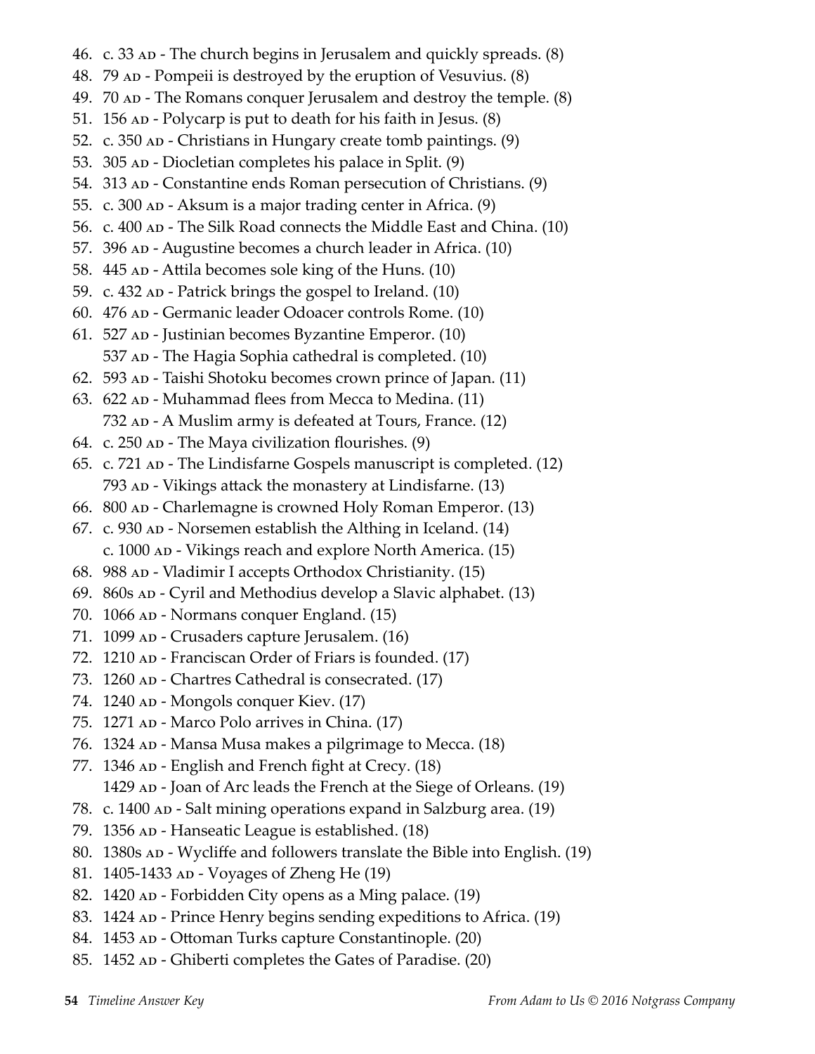46. c. 33 AD - The church begins in Jerusalem and quickly spreads. (8)
48. 79 AD - Pompeii is destroyed by the eruption of Vesuvius. (8)
49. 70 AD - The Romans conquer Jerusalem and destroy the temple. (8)
51. 156 AD - Polycarp is put to death for his faith in Jesus. (8)
52. c. 350 AD - Christians in Hungary create tomb paintings. (9)
53. 305 AD - Diocletian completes his palace in Split. (9)
54. 313 AD - Constantine ends Roman persecution of Christians. (9)
55. c. 300 AD - Aksum is a major trading center in Africa. (9)
56. c. 400 AD - The Silk Road connects the Middle East and China. (10)
57. 396 AD - Augustine becomes a church leader in Africa. (10)
58. 445 AD - Attila becomes sole king of the Huns. (10)
59. c. 432 AD - Patrick brings the gospel to Ireland. (10)
60. 476 AD - Germanic leader Odoacer controls Rome. (10)
61. 527 AD - Justinian becomes Byzantine Emperor. (10)
    537 AD - The Hagia Sophia cathedral is completed. (10)
62. 593 AD - Taishi Shotoku becomes crown prince of Japan. (11)
63. 622 AD - Muhammad flees from Mecca to Medina. (11)
    732 AD - A Muslim army is defeated at Tours, France. (12)
64. c. 250 AD - The Maya civilization flourishes. (9)
65. c. 721 AD - The Lindisfarne Gospels manuscript is completed. (12)
    793 AD - Vikings attack the monastery at Lindisfarne. (13)
66. 800 AD - Charlemagne is crowned Holy Roman Emperor. (13)
67. c. 930 AD - Norsemen establish the Althing in Iceland. (14)
    c. 1000 AD - Vikings reach and explore North America. (15)
68. 988 AD - Vladimir I accepts Orthodox Christianity. (15)
69. 860s AD - Cyril and Methodius develop a Slavic alphabet. (13)
70. 1066 AD - Normans conquer England. (15)
71. 1099 AD - Crusaders capture Jerusalem. (16)
72. 1210 AD - Franciscan Order of Friars is founded. (17)
73. 1260 AD - Chartres Cathedral is consecrated. (17)
74. 1240 AD - Mongols conquer Kiev. (17)
75. 1271 AD - Marco Polo arrives in China. (17)
76. 1324 AD - Mansa Musa makes a pilgrimage to Mecca. (18)
77. 1346 AD - English and French fight at Crecy. (18)
    1429 AD - Joan of Arc leads the French at the Siege of Orleans. (19)
78. c. 1400 AD - Salt mining operations expand in Salzburg area. (19)
79. 1356 AD - Hanseatic League is established. (18)
80. 1380s AD - Wycliffe and followers translate the Bible into English. (19)
81. 1405-1433 AD - Voyages of Zheng He (19)
82. 1420 AD - Forbidden City opens as a Ming palace. (19)
83. 1424 AD - Prince Henry begins sending expeditions to Africa. (19)
84. 1453 AD - Ottoman Turks capture Constantinople. (20)
85. 1452 AD - Ghiberti completes the Gates of Paradise. (20)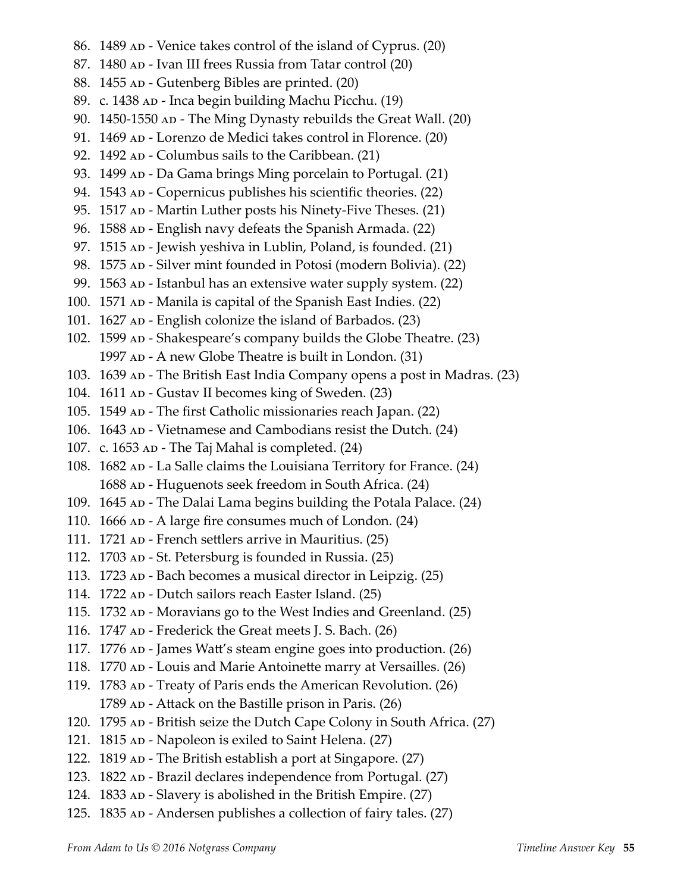86. 1489 AD - Venice takes control of the island of Cyprus. (20)
87. 1480 AD - Ivan III frees Russia from Tatar control (20)
88. 1455 AD - Gutenberg Bibles are printed. (20)
89. c. 1438 AD - Inca begin building Machu Picchu. (19)
90. 1450-1550 AD - The Ming Dynasty rebuilds the Great Wall. (20)
91. 1469 AD - Lorenzo de Medici takes control in Florence. (20)
92. 1492 AD - Columbus sails to the Caribbean. (21)
93. 1499 AD - Da Gama brings Ming porcelain to Portugal. (21)
94. 1543 AD - Copernicus publishes his scientific theories. (22)
95. 1517 AD - Martin Luther posts his Ninety-Five Theses. (21)
96. 1588 AD - English navy defeats the Spanish Armada. (22)
97. 1515 AD - Jewish yeshiva in Lublin, Poland, is founded. (21)
98. 1575 AD - Silver mint founded in Potosi (modern Bolivia). (22)
99. 1563 AD - Istanbul has an extensive water supply system. (22)
100. 1571 AD - Manila is capital of the Spanish East Indies. (22)
101. 1627 AD - English colonize the island of Barbados. (23)
102. 1599 AD - Shakespeare's company builds the Globe Theatre. (23)
     1997 AD - A new Globe Theatre is built in London. (31)
103. 1639 AD - The British East India Company opens a post in Madras. (23)
104. 1611 AD - Gustav II becomes king of Sweden. (23)
105. 1549 AD - The first Catholic missionaries reach Japan. (22)
106. 1643 AD - Vietnamese and Cambodians resist the Dutch. (24)
107. c. 1653 AD - The Taj Mahal is completed. (24)
108. 1682 AD - La Salle claims the Louisiana Territory for France. (24)
     1688 AD - Huguenots seek freedom in South Africa. (24)
109. 1645 AD - The Dalai Lama begins building the Potala Palace. (24)
110. 1666 AD - A large fire consumes much of London. (24)
111. 1721 AD - French settlers arrive in Mauritius. (25)
112. 1703 AD - St. Petersburg is founded in Russia. (25)
113. 1723 AD - Bach becomes a musical director in Leipzig. (25)
114. 1722 AD - Dutch sailors reach Easter Island. (25)
115. 1732 AD - Moravians go to the West Indies and Greenland. (25)
116. 1747 AD - Frederick the Great meets J. S. Bach. (26)
117. 1776 AD - James Watt's steam engine goes into production. (26)
118. 1770 AD - Louis and Marie Antoinette marry at Versailles. (26)
119. 1783 AD - Treaty of Paris ends the American Revolution. (26)
     1789 AD - Attack on the Bastille prison in Paris. (26)
120. 1795 AD - British seize the Dutch Cape Colony in South Africa. (27)
121. 1815 AD - Napoleon is exiled to Saint Helena. (27)
122. 1819 AD - The British establish a port at Singapore. (27)
123. 1822 AD - Brazil declares independence from Portugal. (27)
124. 1833 AD - Slavery is abolished in the British Empire. (27)
125. 1835 AD - Andersen publishes a collection of fairy tales. (27)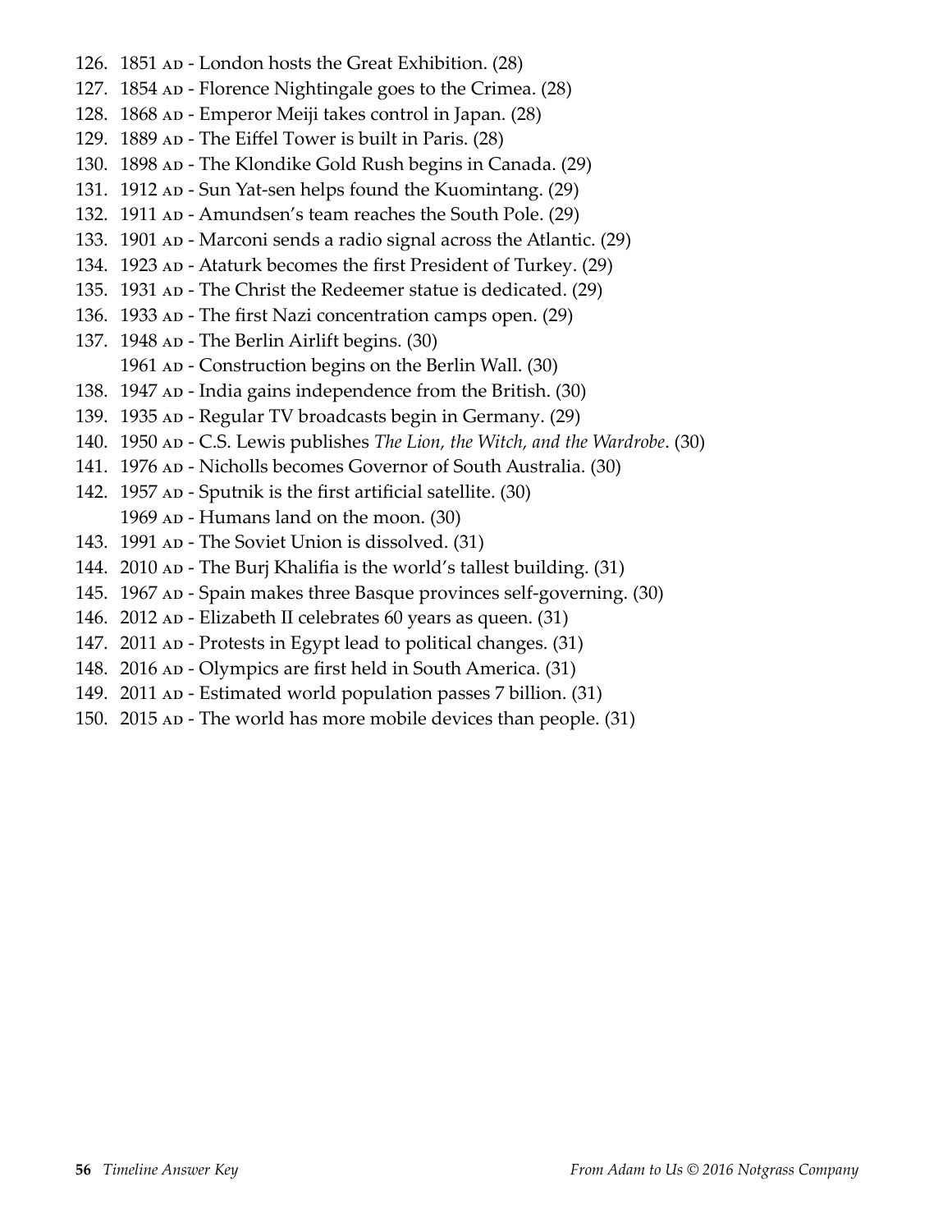126. 1851 AD - London hosts the Great Exhibition. (28)
127. 1854 AD - Florence Nightingale goes to the Crimea. (28)
128. 1868 AD - Emperor Meiji takes control in Japan. (28)
129. 1889 AD - The Eiffel Tower is built in Paris. (28)
130. 1898 AD - The Klondike Gold Rush begins in Canada. (29)
131. 1912 AD - Sun Yat-sen helps found the Kuomintang. (29)
132. 1911 AD - Amundsen's team reaches the South Pole. (29)
133. 1901 AD - Marconi sends a radio signal across the Atlantic. (29)
134. 1923 AD - Ataturk becomes the first President of Turkey. (29)
135. 1931 AD - The Christ the Redeemer statue is dedicated. (29)
136. 1933 AD - The first Nazi concentration camps open. (29)
137. 1948 AD - The Berlin Airlift begins. (30)
     1961 AD - Construction begins on the Berlin Wall. (30)
138. 1947 AD - India gains independence from the British. (30)
139. 1935 AD - Regular TV broadcasts begin in Germany. (29)
140. 1950 AD - C.S. Lewis publishes *The Lion, the Witch, and the Wardrobe*. (30)
141. 1976 AD - Nicholls becomes Governor of South Australia. (30)
142. 1957 AD - Sputnik is the first artificial satellite. (30)
     1969 AD - Humans land on the moon. (30)
143. 1991 AD - The Soviet Union is dissolved. (31)
144. 2010 AD - The Burj Khalifia is the world's tallest building. (31)
145. 1967 AD - Spain makes three Basque provinces self-governing. (30)
146. 2012 AD - Elizabeth II celebrates 60 years as queen. (31)
147. 2011 AD - Protests in Egypt lead to political changes. (31)
148. 2016 AD - Olympics are first held in South America. (31)
149. 2011 AD - Estimated world population passes 7 billion. (31)
150. 2015 AD - The world has more mobile devices than people. (31)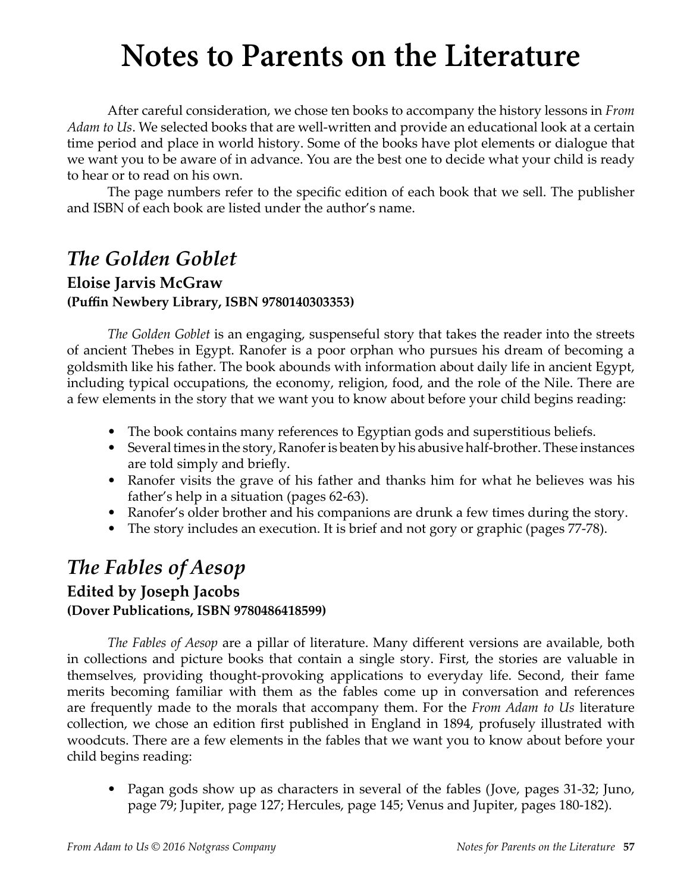# Notes to Parents on the Literature

After careful consideration, we chose ten books to accompany the history lessons in *From Adam to Us*. We selected books that are well-written and provide an educational look at a certain time period and place in world history. Some of the books have plot elements or dialogue that we want you to be aware of in advance. You are the best one to decide what your child is ready to hear or to read on his own.

The page numbers refer to the specific edition of each book that we sell. The publisher and ISBN of each book are listed under the author's name.

## *The Golden Goblet*

### Eloise Jarvis McGraw

**(Puffin Newbery Library, ISBN 9780140303353)**

*The Golden Goblet* is an engaging, suspenseful story that takes the reader into the streets of ancient Thebes in Egypt. Ranofer is a poor orphan who pursues his dream of becoming a goldsmith like his father. The book abounds with information about daily life in ancient Egypt, including typical occupations, the economy, religion, food, and the role of the Nile. There are a few elements in the story that we want you to know about before your child begins reading:

- The book contains many references to Egyptian gods and superstitious beliefs.
- Several times in the story, Ranofer is beaten by his abusive half-brother. These instances are told simply and briefly.
- Ranofer visits the grave of his father and thanks him for what he believes was his father's help in a situation (pages 62-63).
- Ranofer's older brother and his companions are drunk a few times during the story.
- The story includes an execution. It is brief and not gory or graphic (pages 77-78).

## *The Fables of Aesop*

### Edited by Joseph Jacobs

**(Dover Publications, ISBN 9780486418599)**

*The Fables of Aesop* are a pillar of literature. Many different versions are available, both in collections and picture books that contain a single story. First, the stories are valuable in themselves, providing thought-provoking applications to everyday life. Second, their fame merits becoming familiar with them as the fables come up in conversation and references are frequently made to the morals that accompany them. For the *From Adam to Us* literature collection, we chose an edition first published in England in 1894, profusely illustrated with woodcuts. There are a few elements in the fables that we want you to know about before your child begins reading:

- Pagan gods show up as characters in several of the fables (Jove, pages 31-32; Juno, page 79; Jupiter, page 127; Hercules, page 145; Venus and Jupiter, pages 180-182).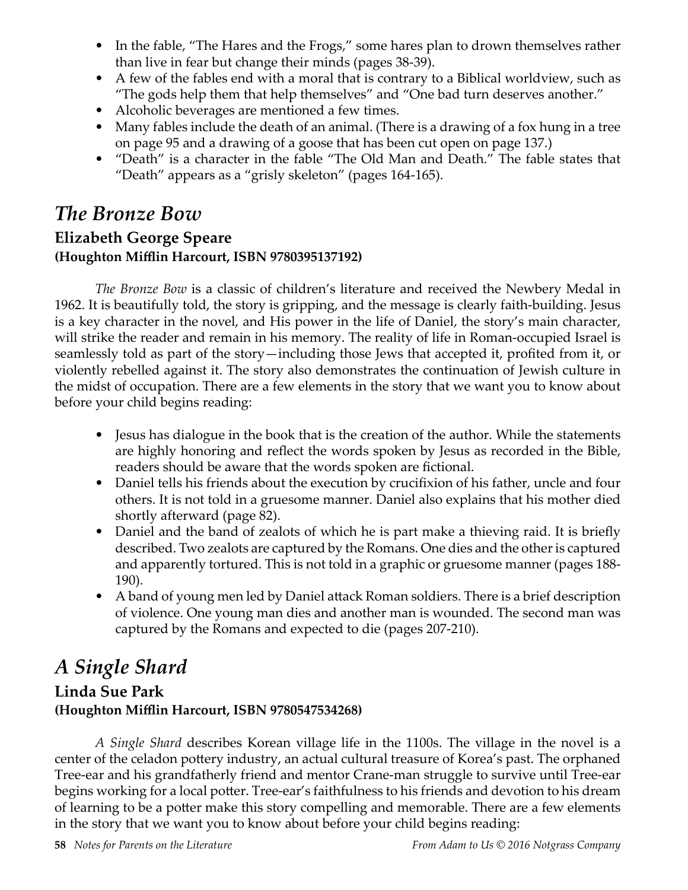- In the fable, "The Hares and the Frogs," some hares plan to drown themselves rather than live in fear but change their minds (pages 38-39).
- A few of the fables end with a moral that is contrary to a Biblical worldview, such as "The gods help them that help themselves" and "One bad turn deserves another."
- Alcoholic beverages are mentioned a few times.
- Many fables include the death of an animal. (There is a drawing of a fox hung in a tree on page 95 and a drawing of a goose that has been cut open on page 137.)
- "Death" is a character in the fable "The Old Man and Death." The fable states that "Death" appears as a "grisly skeleton" (pages 164-165).

## *The Bronze Bow*

### Elizabeth George Speare
**(Houghton Mifflin Harcourt, ISBN 9780395137192)**

*The Bronze Bow* is a classic of children's literature and received the Newbery Medal in 1962. It is beautifully told, the story is gripping, and the message is clearly faith-building. Jesus is a key character in the novel, and His power in the life of Daniel, the story's main character, will strike the reader and remain in his memory. The reality of life in Roman-occupied Israel is seamlessly told as part of the story—including those Jews that accepted it, profited from it, or violently rebelled against it. The story also demonstrates the continuation of Jewish culture in the midst of occupation. There are a few elements in the story that we want you to know about before your child begins reading:

- Jesus has dialogue in the book that is the creation of the author. While the statements are highly honoring and reflect the words spoken by Jesus as recorded in the Bible, readers should be aware that the words spoken are fictional.
- Daniel tells his friends about the execution by crucifixion of his father, uncle and four others. It is not told in a gruesome manner. Daniel also explains that his mother died shortly afterward (page 82).
- Daniel and the band of zealots of which he is part make a thieving raid. It is briefly described. Two zealots are captured by the Romans. One dies and the other is captured and apparently tortured. This is not told in a graphic or gruesome manner (pages 188-190).
- A band of young men led by Daniel attack Roman soldiers. There is a brief description of violence. One young man dies and another man is wounded. The second man was captured by the Romans and expected to die (pages 207-210).

## *A Single Shard*

### Linda Sue Park
**(Houghton Mifflin Harcourt, ISBN 9780547534268)**

*A Single Shard* describes Korean village life in the 1100s. The village in the novel is a center of the celadon pottery industry, an actual cultural treasure of Korea's past. The orphaned Tree-ear and his grandfatherly friend and mentor Crane-man struggle to survive until Tree-ear begins working for a local potter. Tree-ear's faithfulness to his friends and devotion to his dream of learning to be a potter make this story compelling and memorable. There are a few elements in the story that we want you to know about before your child begins reading: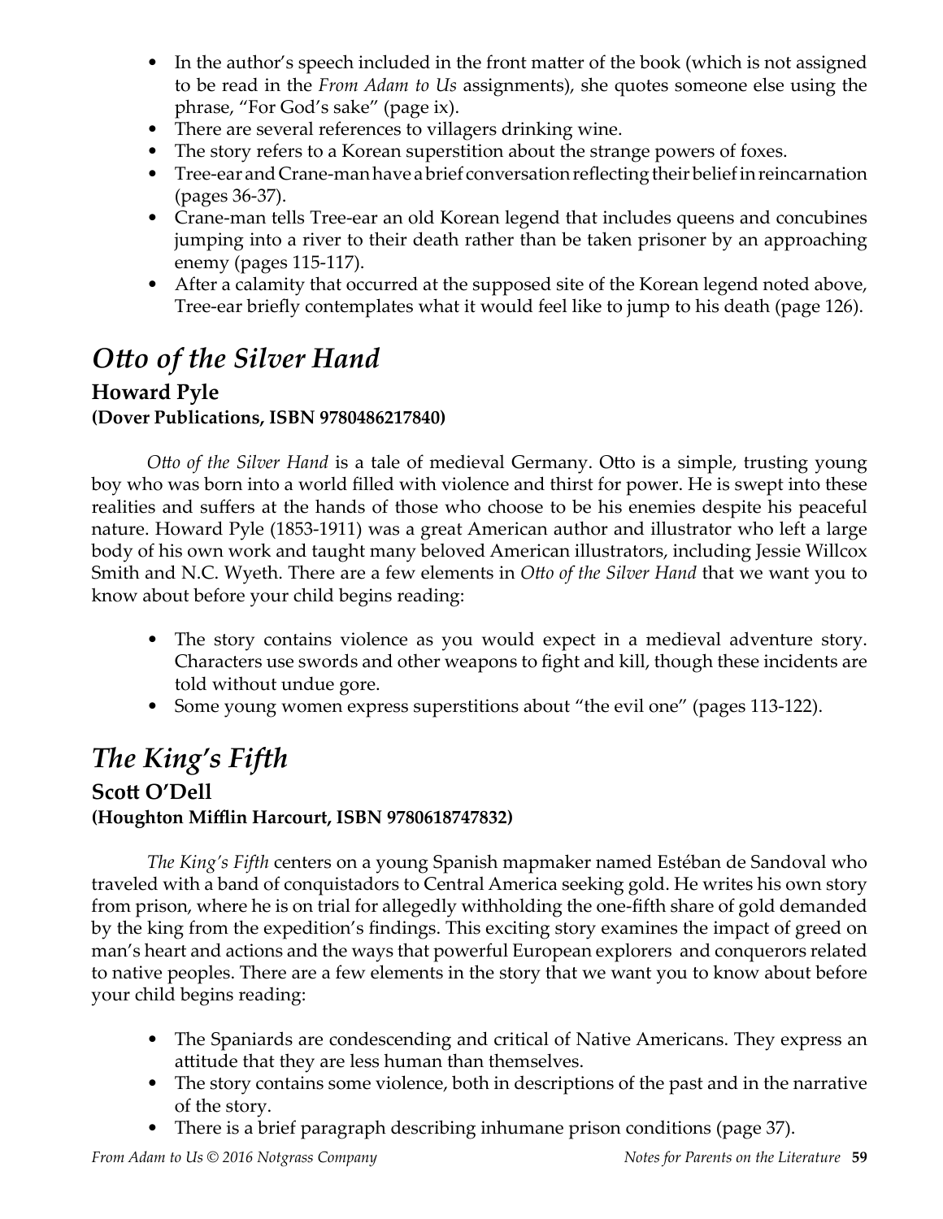- In the author's speech included in the front matter of the book (which is not assigned to be read in the *From Adam to Us* assignments), she quotes someone else using the phrase, "For God's sake" (page ix).
- There are several references to villagers drinking wine.
- The story refers to a Korean superstition about the strange powers of foxes.
- Tree-ear and Crane-man have a brief conversation reflecting their belief in reincarnation (pages 36-37).
- Crane-man tells Tree-ear an old Korean legend that includes queens and concubines jumping into a river to their death rather than be taken prisoner by an approaching enemy (pages 115-117).
- After a calamity that occurred at the supposed site of the Korean legend noted above, Tree-ear briefly contemplates what it would feel like to jump to his death (page 126).

## *Otto of the Silver Hand*

### Howard Pyle
**(Dover Publications, ISBN 9780486217840)**

*Otto of the Silver Hand* is a tale of medieval Germany. Otto is a simple, trusting young boy who was born into a world filled with violence and thirst for power. He is swept into these realities and suffers at the hands of those who choose to be his enemies despite his peaceful nature. Howard Pyle (1853-1911) was a great American author and illustrator who left a large body of his own work and taught many beloved American illustrators, including Jessie Willcox Smith and N.C. Wyeth. There are a few elements in *Otto of the Silver Hand* that we want you to know about before your child begins reading:

- The story contains violence as you would expect in a medieval adventure story. Characters use swords and other weapons to fight and kill, though these incidents are told without undue gore.
- Some young women express superstitions about "the evil one" (pages 113-122).

## *The King's Fifth*

### Scott O'Dell
**(Houghton Mifflin Harcourt, ISBN 9780618747832)**

*The King's Fifth* centers on a young Spanish mapmaker named Estéban de Sandoval who traveled with a band of conquistadors to Central America seeking gold. He writes his own story from prison, where he is on trial for allegedly withholding the one-fifth share of gold demanded by the king from the expedition's findings. This exciting story examines the impact of greed on man's heart and actions and the ways that powerful European explorers and conquerors related to native peoples. There are a few elements in the story that we want you to know about before your child begins reading:

- The Spaniards are condescending and critical of Native Americans. They express an attitude that they are less human than themselves.
- The story contains some violence, both in descriptions of the past and in the narrative of the story.
- There is a brief paragraph describing inhumane prison conditions (page 37).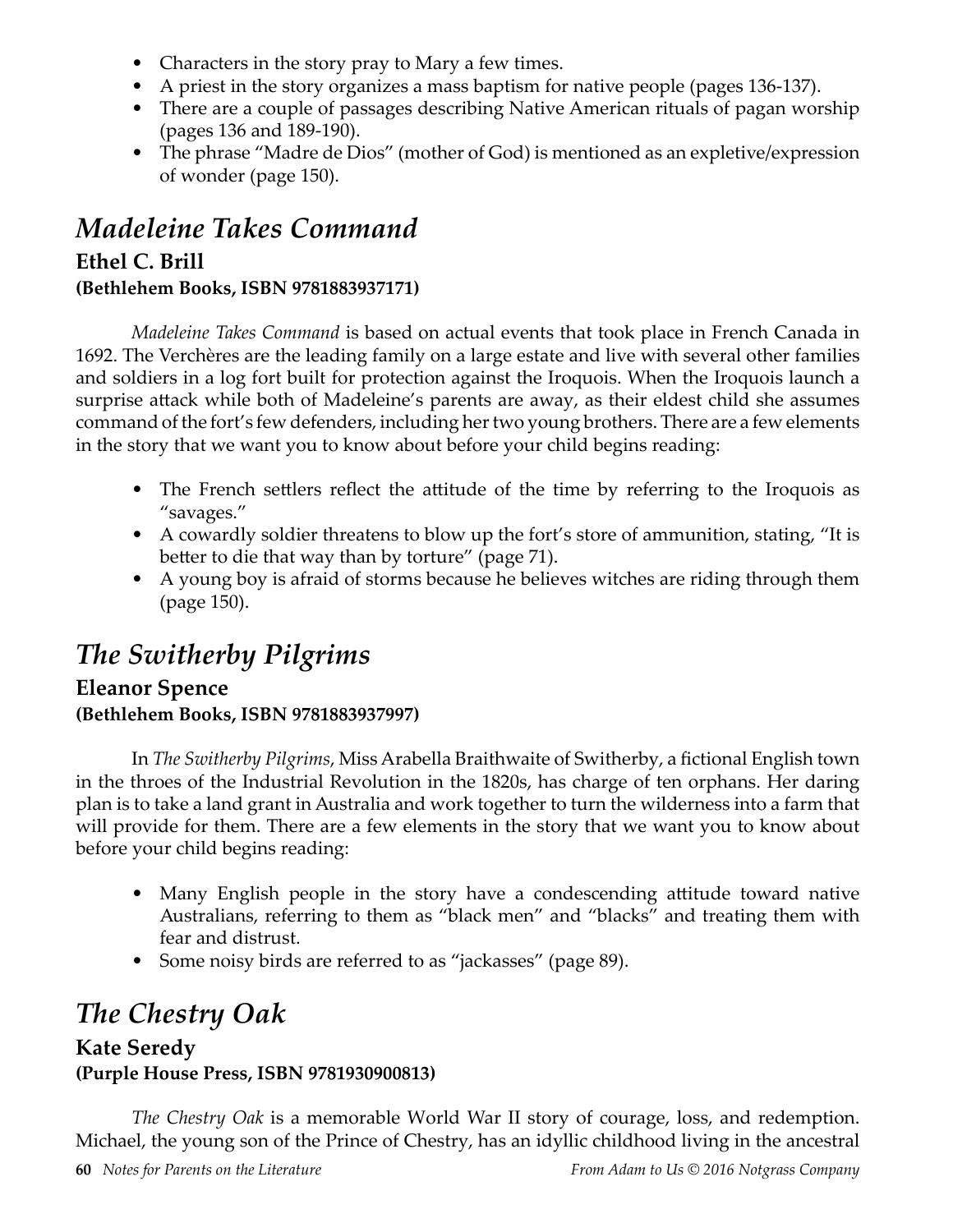- Characters in the story pray to Mary a few times.
- A priest in the story organizes a mass baptism for native people (pages 136-137).
- There are a couple of passages describing Native American rituals of pagan worship (pages 136 and 189-190).
- The phrase "Madre de Dios" (mother of God) is mentioned as an expletive/expression of wonder (page 150).

## *Madeleine Takes Command*

### Ethel C. Brill

**(Bethlehem Books, ISBN 9781883937171)**

*Madeleine Takes Command* is based on actual events that took place in French Canada in 1692. The Verchères are the leading family on a large estate and live with several other families and soldiers in a log fort built for protection against the Iroquois. When the Iroquois launch a surprise attack while both of Madeleine's parents are away, as their eldest child she assumes command of the fort's few defenders, including her two young brothers. There are a few elements in the story that we want you to know about before your child begins reading:

- The French settlers reflect the attitude of the time by referring to the Iroquois as "savages."
- A cowardly soldier threatens to blow up the fort's store of ammunition, stating, "It is better to die that way than by torture" (page 71).
- A young boy is afraid of storms because he believes witches are riding through them (page 150).

## *The Switherby Pilgrims*

### Eleanor Spence

**(Bethlehem Books, ISBN 9781883937997)**

In *The Switherby Pilgrims*, Miss Arabella Braithwaite of Switherby, a fictional English town in the throes of the Industrial Revolution in the 1820s, has charge of ten orphans. Her daring plan is to take a land grant in Australia and work together to turn the wilderness into a farm that will provide for them. There are a few elements in the story that we want you to know about before your child begins reading:

- Many English people in the story have a condescending attitude toward native Australians, referring to them as "black men" and "blacks" and treating them with fear and distrust.
- Some noisy birds are referred to as "jackasses" (page 89).

## *The Chestry Oak*

### Kate Seredy

**(Purple House Press, ISBN 9781930900813)**

*The Chestry Oak* is a memorable World War II story of courage, loss, and redemption. Michael, the young son of the Prince of Chestry, has an idyllic childhood living in the ancestral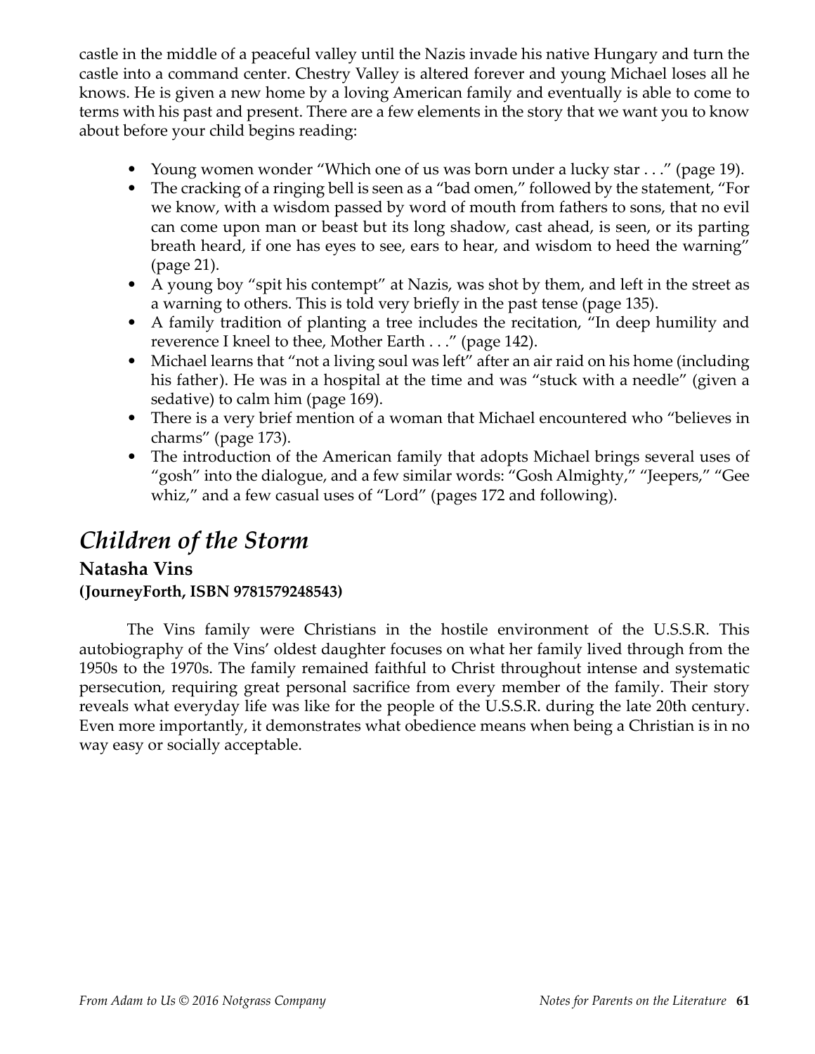castle in the middle of a peaceful valley until the Nazis invade his native Hungary and turn the castle into a command center. Chestry Valley is altered forever and young Michael loses all he knows. He is given a new home by a loving American family and eventually is able to come to terms with his past and present. There are a few elements in the story that we want you to know about before your child begins reading:

- Young women wonder "Which one of us was born under a lucky star . . ." (page 19).
- The cracking of a ringing bell is seen as a "bad omen," followed by the statement, "For we know, with a wisdom passed by word of mouth from fathers to sons, that no evil can come upon man or beast but its long shadow, cast ahead, is seen, or its parting breath heard, if one has eyes to see, ears to hear, and wisdom to heed the warning" (page 21).
- A young boy "spit his contempt" at Nazis, was shot by them, and left in the street as a warning to others. This is told very briefly in the past tense (page 135).
- A family tradition of planting a tree includes the recitation, "In deep humility and reverence I kneel to thee, Mother Earth . . ." (page 142).
- Michael learns that "not a living soul was left" after an air raid on his home (including his father). He was in a hospital at the time and was "stuck with a needle" (given a sedative) to calm him (page 169).
- There is a very brief mention of a woman that Michael encountered who "believes in charms" (page 173).
- The introduction of the American family that adopts Michael brings several uses of "gosh" into the dialogue, and a few similar words: "Gosh Almighty," "Jeepers," "Gee whiz," and a few casual uses of "Lord" (pages 172 and following).

## *Children of the Storm*

### Natasha Vins

**(JourneyForth, ISBN 9781579248543)**

The Vins family were Christians in the hostile environment of the U.S.S.R. This autobiography of the Vins' oldest daughter focuses on what her family lived through from the 1950s to the 1970s. The family remained faithful to Christ throughout intense and systematic persecution, requiring great personal sacrifice from every member of the family. Their story reveals what everyday life was like for the people of the U.S.S.R. during the late 20th century. Even more importantly, it demonstrates what obedience means when being a Christian is in no way easy or socially acceptable.